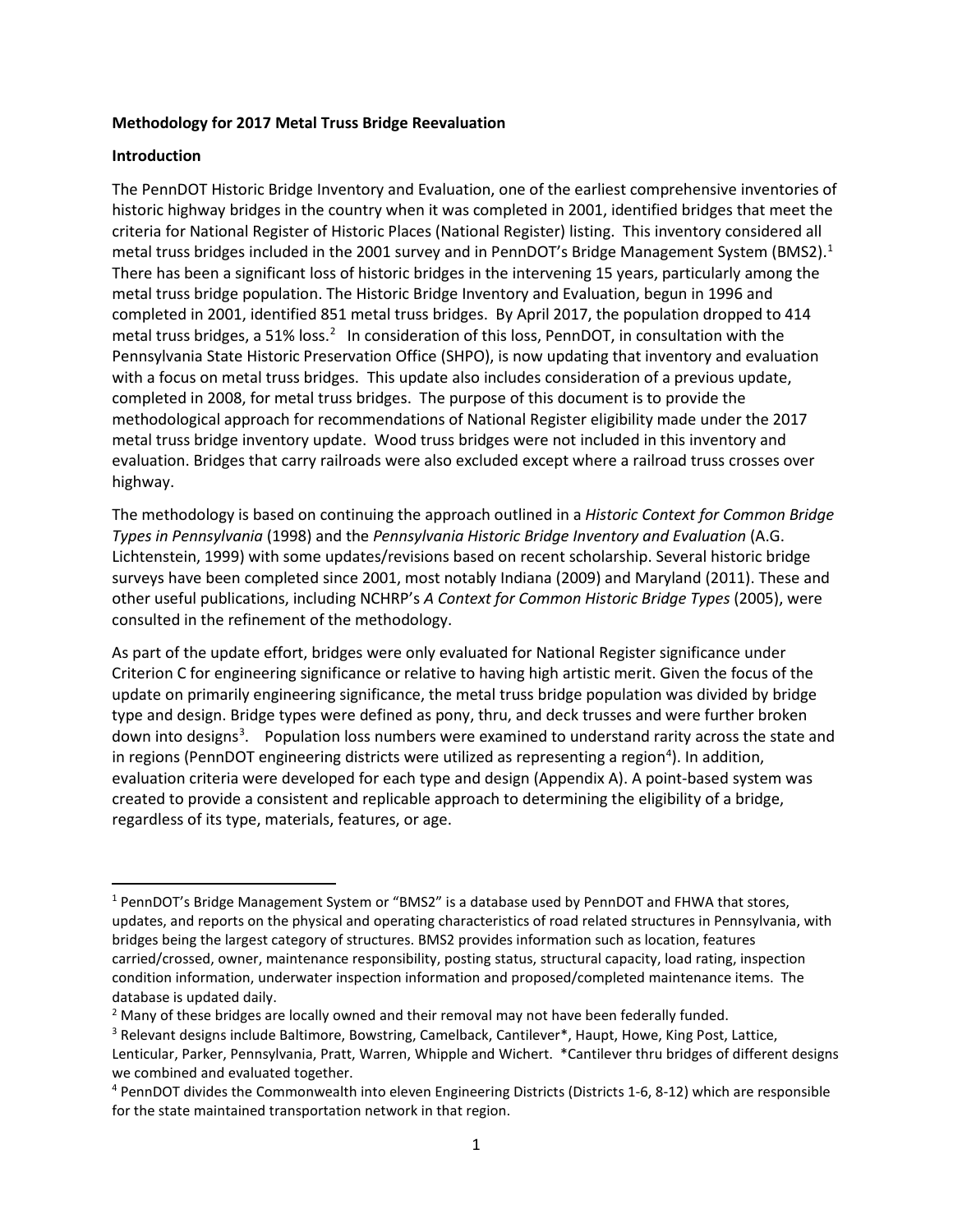**Methodology for 2017 Metal Truss Bridge Reevaluation**

**Introduction**

The PennDOT Historic Bridge Inventory and Evaluation, one of the earliest comprehensive inventories of historic highway bridges in the country when it was completed in 2001, identified bridges that meet the criteria for National Register of Historic Places (National Register) listing. This inventory considered all metal truss bridges included in the 2001 survey and in PennDOT's Bridge Management System (BMS2).[1] There has been a significant loss of historic bridges in the intervening 15 years, particularly among the metal truss bridge population. The Historic Bridge Inventory and Evaluation, begun in 1996 and completed in 2001, identified 851 metal truss bridges. By April 2017, the population dropped to 414 metal truss bridges, a 51% loss.[2] In consideration of this loss, PennDOT, in consultation with the Pennsylvania State Historic Preservation Office (SHPO), is now updating that inventory and evaluation with a focus on metal truss bridges. This update also includes consideration of a previous update, completed in 2008, for metal truss bridges. The purpose of this document is to provide the methodological approach for recommendations of National Register eligibility made under the 2017 metal truss bridge inventory update. Wood truss bridges were not included in this inventory and evaluation. Bridges that carry railroads were also excluded except where a railroad truss crosses over highway.

The methodology is based on continuing the approach outlined in a *Historic Context for Common Bridge Types in Pennsylvania* (1998) and the *Pennsylvania Historic Bridge Inventory and Evaluation* (A.G. Lichtenstein, 1999) with some updates/revisions based on recent scholarship. Several historic bridge surveys have been completed since 2001, most notably Indiana (2009) and Maryland (2011). These and other useful publications, including NCHRP's *A Context for Common Historic Bridge Types* (2005), were consulted in the refinement of the methodology.

As part of the update effort, bridges were only evaluated for National Register significance under Criterion C for engineering significance or relative to having high artistic merit. Given the focus of the update on primarily engineering significance, the metal truss bridge population was divided by bridge type and design. Bridge types were defined as pony, thru, and deck trusses and were further broken down into designs[3]. Population loss numbers were examined to understand rarity across the state and in regions (PennDOT engineering districts were utilized as representing a region[4]). In addition, evaluation criteria were developed for each type and design (Appendix A). A point-based system was created to provide a consistent and replicable approach to determining the eligibility of a bridge, regardless of its type, materials, features, or age.

---

[1] PennDOT's Bridge Management System or "BMS2" is a database used by PennDOT and FHWA that stores, updates, and reports on the physical and operating characteristics of road related structures in Pennsylvania, with bridges being the largest category of structures. BMS2 provides information such as location, features carried/crossed, owner, maintenance responsibility, posting status, structural capacity, load rating, inspection condition information, underwater inspection information and proposed/completed maintenance items. The database is updated daily.

[2] Many of these bridges are locally owned and their removal may not have been federally funded.

[3] Relevant designs include Baltimore, Bowstring, Camelback, Cantilever*, Haupt, Howe, King Post, Lattice, Lenticular, Parker, Pennsylvania, Pratt, Warren, Whipple and Wichert. *Cantilever thru bridges of different designs we combined and evaluated together.

[4] PennDOT divides the Commonwealth into eleven Engineering Districts (Districts 1-6, 8-12) which are responsible for the state maintained transportation network in that region.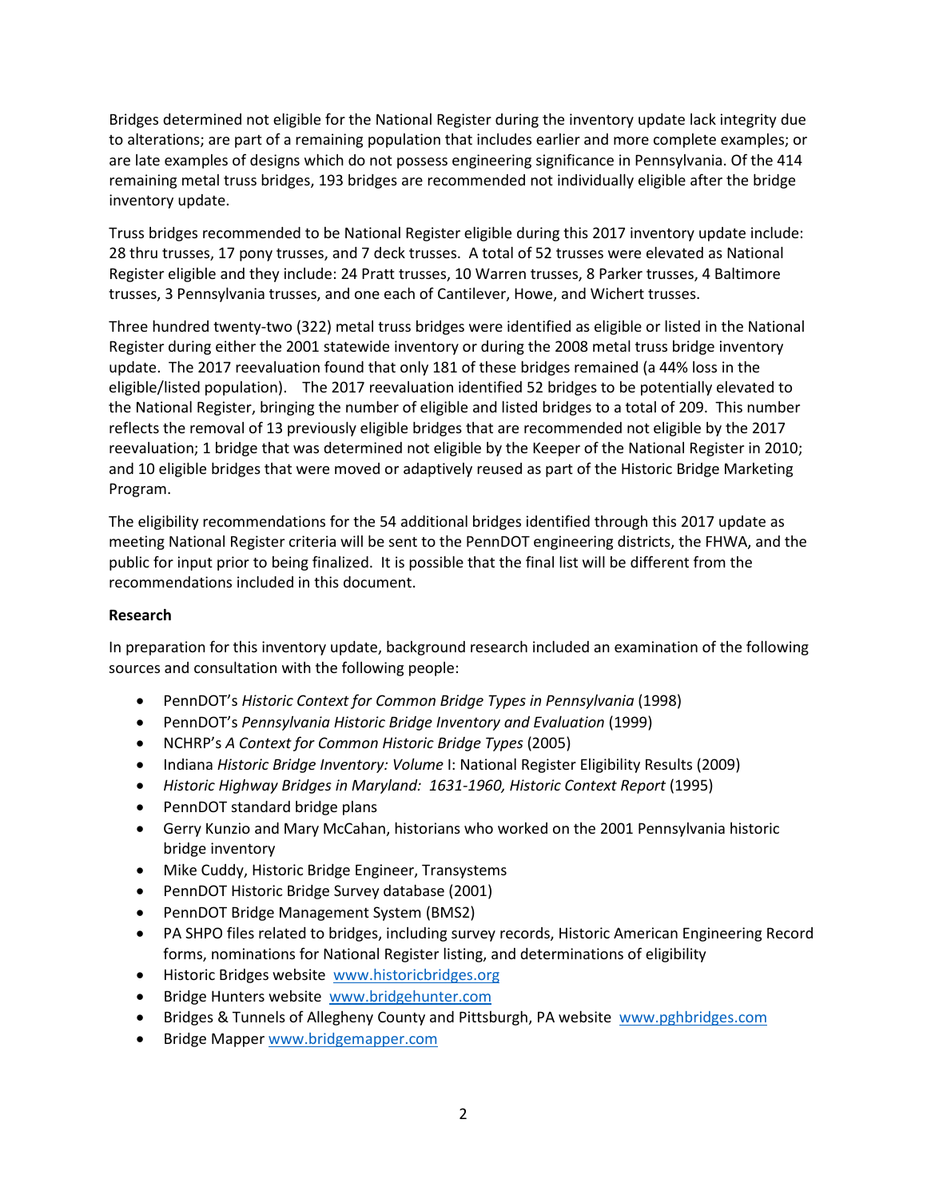Bridges determined not eligible for the National Register during the inventory update lack integrity due to alterations; are part of a remaining population that includes earlier and more complete examples; or are late examples of designs which do not possess engineering significance in Pennsylvania. Of the 414 remaining metal truss bridges, 193 bridges are recommended not individually eligible after the bridge inventory update.

Truss bridges recommended to be National Register eligible during this 2017 inventory update include: 28 thru trusses, 17 pony trusses, and 7 deck trusses. A total of 52 trusses were elevated as National Register eligible and they include: 24 Pratt trusses, 10 Warren trusses, 8 Parker trusses, 4 Baltimore trusses, 3 Pennsylvania trusses, and one each of Cantilever, Howe, and Wichert trusses.

Three hundred twenty-two (322) metal truss bridges were identified as eligible or listed in the National Register during either the 2001 statewide inventory or during the 2008 metal truss bridge inventory update. The 2017 reevaluation found that only 181 of these bridges remained (a 44% loss in the eligible/listed population). The 2017 reevaluation identified 52 bridges to be potentially elevated to the National Register, bringing the number of eligible and listed bridges to a total of 209. This number reflects the removal of 13 previously eligible bridges that are recommended not eligible by the 2017 reevaluation; 1 bridge that was determined not eligible by the Keeper of the National Register in 2010; and 10 eligible bridges that were moved or adaptively reused as part of the Historic Bridge Marketing Program.

The eligibility recommendations for the 54 additional bridges identified through this 2017 update as meeting National Register criteria will be sent to the PennDOT engineering districts, the FHWA, and the public for input prior to being finalized. It is possible that the final list will be different from the recommendations included in this document.

**Research**

In preparation for this inventory update, background research included an examination of the following sources and consultation with the following people:

- PennDOT's *Historic Context for Common Bridge Types in Pennsylvania* (1998)
- PennDOT's *Pennsylvania Historic Bridge Inventory and Evaluation* (1999)
- NCHRP's *A Context for Common Historic Bridge Types* (2005)
- Indiana *Historic Bridge Inventory: Volume* I: National Register Eligibility Results (2009)
- *Historic Highway Bridges in Maryland: 1631-1960, Historic Context Report* (1995)
- PennDOT standard bridge plans
- Gerry Kunzio and Mary McCahan, historians who worked on the 2001 Pennsylvania historic bridge inventory
- Mike Cuddy, Historic Bridge Engineer, Transystems
- PennDOT Historic Bridge Survey database (2001)
- PennDOT Bridge Management System (BMS2)
- PA SHPO files related to bridges, including survey records, Historic American Engineering Record forms, nominations for National Register listing, and determinations of eligibility
- Historic Bridges website www.historicbridges.org
- Bridge Hunters website www.bridgehunter.com
- Bridges & Tunnels of Allegheny County and Pittsburgh, PA website www.pghbridges.com
- Bridge Mapper www.bridgemapper.com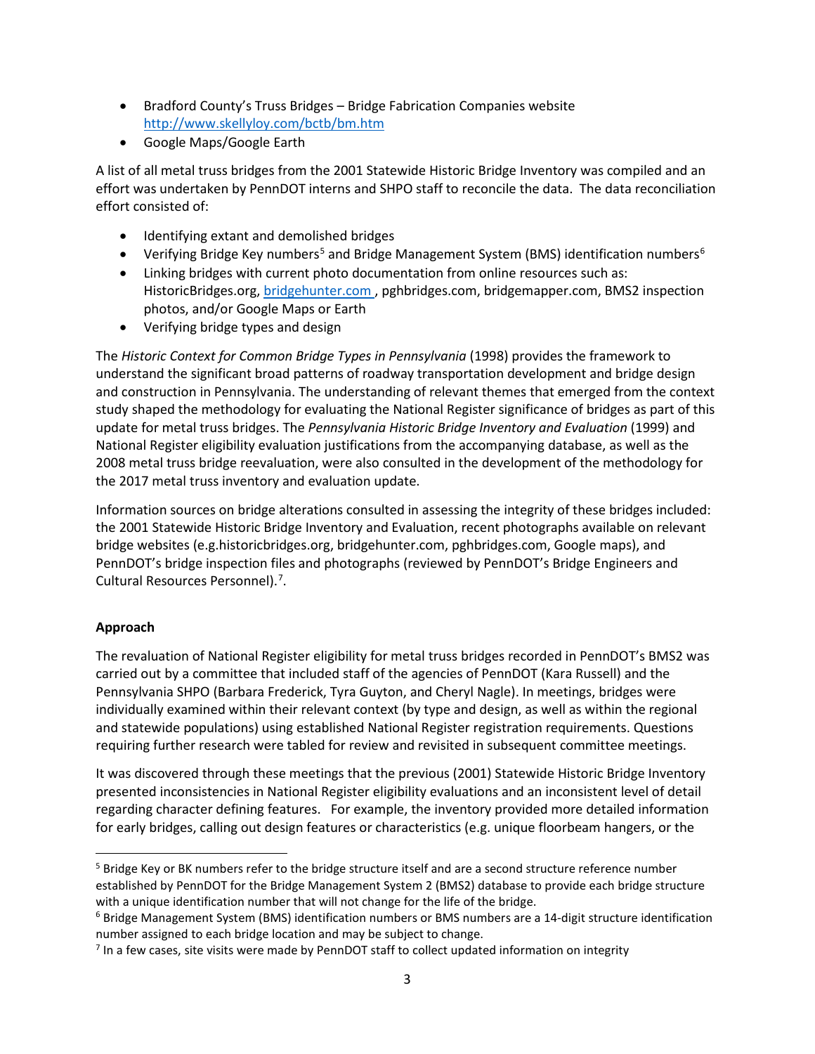- Bradford County's Truss Bridges – Bridge Fabrication Companies website http://www.skellyloy.com/bctb/bm.htm
- Google Maps/Google Earth

A list of all metal truss bridges from the 2001 Statewide Historic Bridge Inventory was compiled and an effort was undertaken by PennDOT interns and SHPO staff to reconcile the data. The data reconciliation effort consisted of:

- Identifying extant and demolished bridges
- Verifying Bridge Key numbers[5] and Bridge Management System (BMS) identification numbers[6]
- Linking bridges with current photo documentation from online resources such as: HistoricBridges.org, bridgehunter.com , pghbridges.com, bridgemapper.com, BMS2 inspection photos, and/or Google Maps or Earth
- Verifying bridge types and design

The *Historic Context for Common Bridge Types in Pennsylvania* (1998) provides the framework to understand the significant broad patterns of roadway transportation development and bridge design and construction in Pennsylvania. The understanding of relevant themes that emerged from the context study shaped the methodology for evaluating the National Register significance of bridges as part of this update for metal truss bridges. The *Pennsylvania Historic Bridge Inventory and Evaluation* (1999) and National Register eligibility evaluation justifications from the accompanying database, as well as the 2008 metal truss bridge reevaluation, were also consulted in the development of the methodology for the 2017 metal truss inventory and evaluation update.

Information sources on bridge alterations consulted in assessing the integrity of these bridges included: the 2001 Statewide Historic Bridge Inventory and Evaluation, recent photographs available on relevant bridge websites (e.g.historicbridges.org, bridgehunter.com, pghbridges.com, Google maps), and PennDOT's bridge inspection files and photographs (reviewed by PennDOT's Bridge Engineers and Cultural Resources Personnel).[7].

**Approach**

The revaluation of National Register eligibility for metal truss bridges recorded in PennDOT's BMS2 was carried out by a committee that included staff of the agencies of PennDOT (Kara Russell) and the Pennsylvania SHPO (Barbara Frederick, Tyra Guyton, and Cheryl Nagle). In meetings, bridges were individually examined within their relevant context (by type and design, as well as within the regional and statewide populations) using established National Register registration requirements. Questions requiring further research were tabled for review and revisited in subsequent committee meetings.

It was discovered through these meetings that the previous (2001) Statewide Historic Bridge Inventory presented inconsistencies in National Register eligibility evaluations and an inconsistent level of detail regarding character defining features. For example, the inventory provided more detailed information for early bridges, calling out design features or characteristics (e.g. unique floorbeam hangers, or the

---

[5] Bridge Key or BK numbers refer to the bridge structure itself and are a second structure reference number established by PennDOT for the Bridge Management System 2 (BMS2) database to provide each bridge structure with a unique identification number that will not change for the life of the bridge.

[6] Bridge Management System (BMS) identification numbers or BMS numbers are a 14-digit structure identification number assigned to each bridge location and may be subject to change.

[7] In a few cases, site visits were made by PennDOT staff to collect updated information on integrity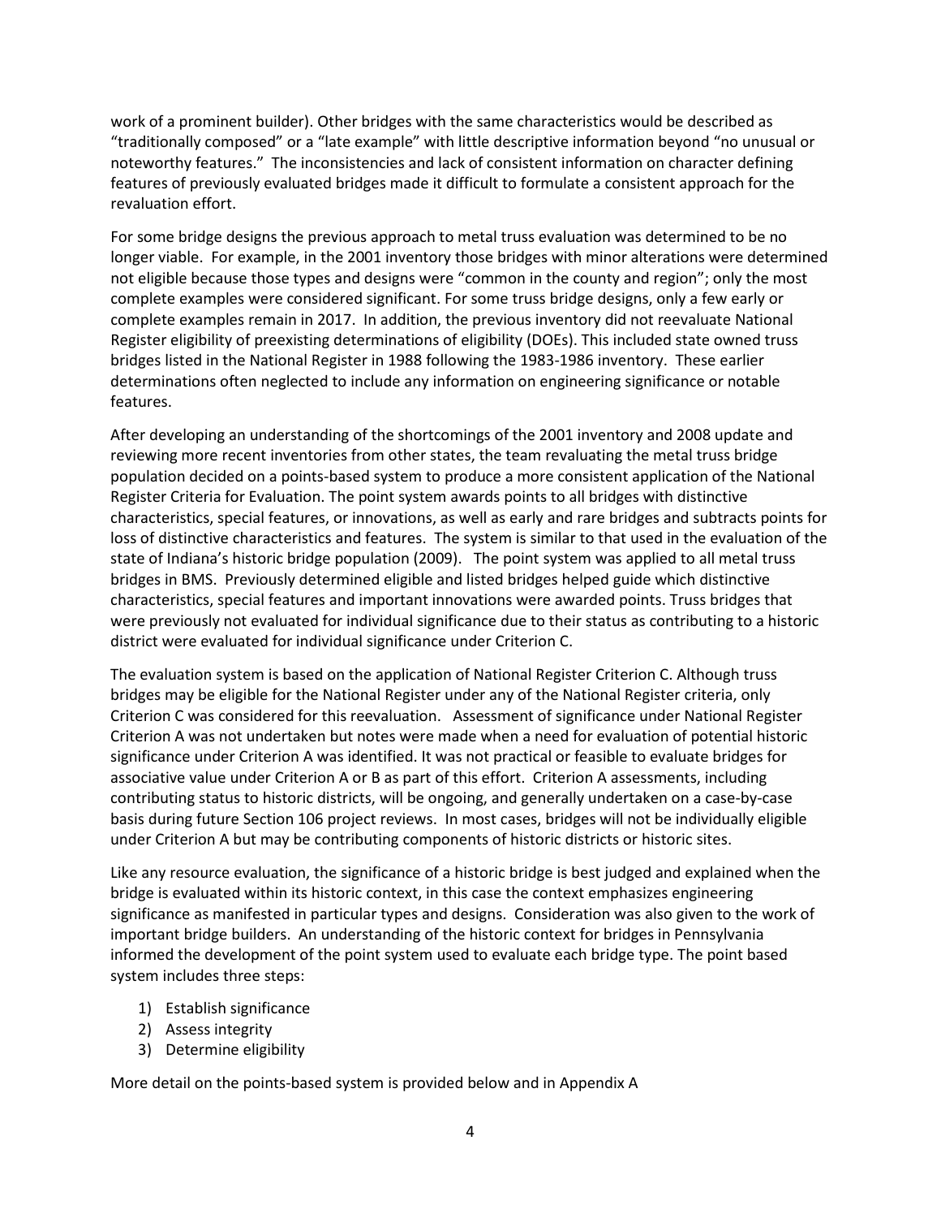work of a prominent builder). Other bridges with the same characteristics would be described as "traditionally composed" or a "late example" with little descriptive information beyond "no unusual or noteworthy features." The inconsistencies and lack of consistent information on character defining features of previously evaluated bridges made it difficult to formulate a consistent approach for the revaluation effort.

For some bridge designs the previous approach to metal truss evaluation was determined to be no longer viable. For example, in the 2001 inventory those bridges with minor alterations were determined not eligible because those types and designs were "common in the county and region"; only the most complete examples were considered significant. For some truss bridge designs, only a few early or complete examples remain in 2017. In addition, the previous inventory did not reevaluate National Register eligibility of preexisting determinations of eligibility (DOEs). This included state owned truss bridges listed in the National Register in 1988 following the 1983-1986 inventory. These earlier determinations often neglected to include any information on engineering significance or notable features.

After developing an understanding of the shortcomings of the 2001 inventory and 2008 update and reviewing more recent inventories from other states, the team revaluating the metal truss bridge population decided on a points-based system to produce a more consistent application of the National Register Criteria for Evaluation. The point system awards points to all bridges with distinctive characteristics, special features, or innovations, as well as early and rare bridges and subtracts points for loss of distinctive characteristics and features. The system is similar to that used in the evaluation of the state of Indiana's historic bridge population (2009). The point system was applied to all metal truss bridges in BMS. Previously determined eligible and listed bridges helped guide which distinctive characteristics, special features and important innovations were awarded points. Truss bridges that were previously not evaluated for individual significance due to their status as contributing to a historic district were evaluated for individual significance under Criterion C.

The evaluation system is based on the application of National Register Criterion C. Although truss bridges may be eligible for the National Register under any of the National Register criteria, only Criterion C was considered for this reevaluation. Assessment of significance under National Register Criterion A was not undertaken but notes were made when a need for evaluation of potential historic significance under Criterion A was identified. It was not practical or feasible to evaluate bridges for associative value under Criterion A or B as part of this effort. Criterion A assessments, including contributing status to historic districts, will be ongoing, and generally undertaken on a case-by-case basis during future Section 106 project reviews. In most cases, bridges will not be individually eligible under Criterion A but may be contributing components of historic districts or historic sites.

Like any resource evaluation, the significance of a historic bridge is best judged and explained when the bridge is evaluated within its historic context, in this case the context emphasizes engineering significance as manifested in particular types and designs. Consideration was also given to the work of important bridge builders. An understanding of the historic context for bridges in Pennsylvania informed the development of the point system used to evaluate each bridge type. The point based system includes three steps:

1) Establish significance
2) Assess integrity
3) Determine eligibility

More detail on the points-based system is provided below and in Appendix A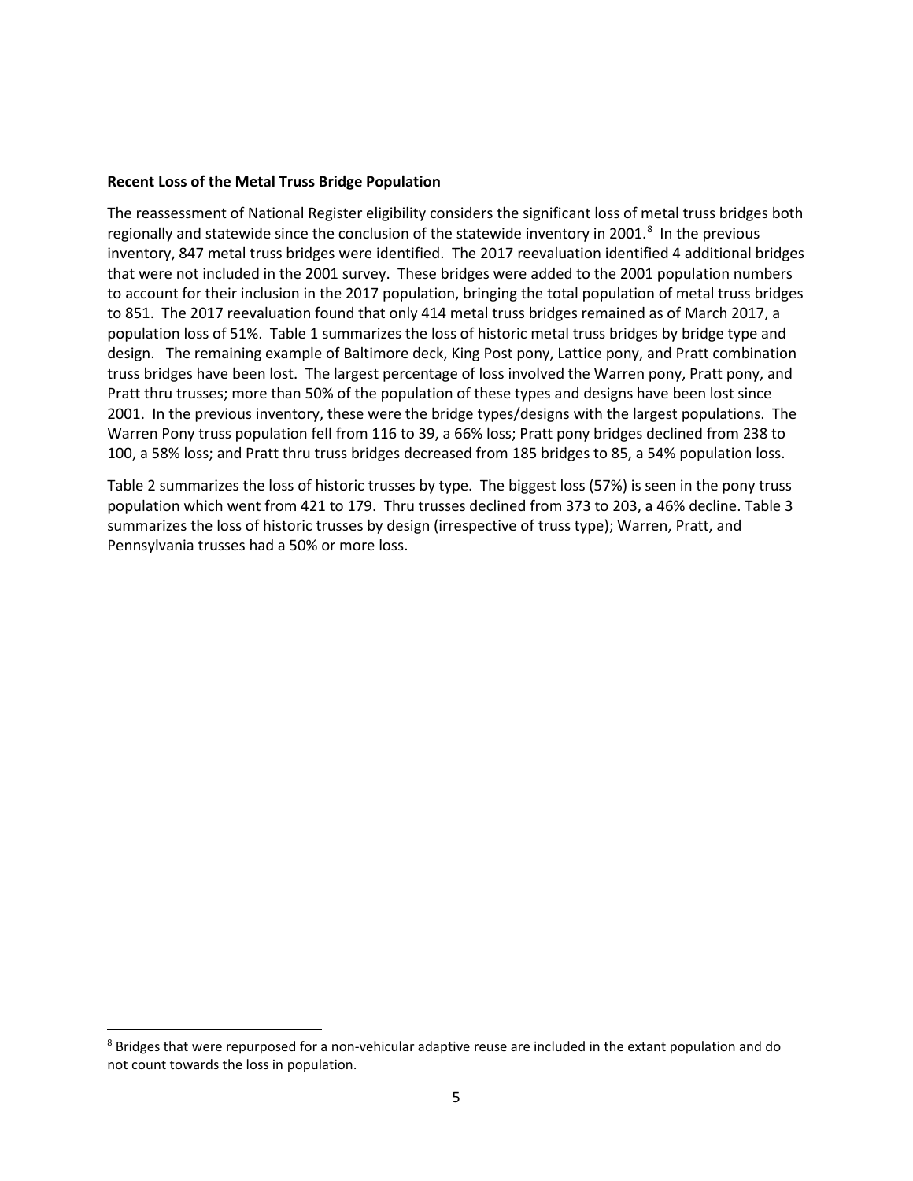**Recent Loss of the Metal Truss Bridge Population**

The reassessment of National Register eligibility considers the significant loss of metal truss bridges both regionally and statewide since the conclusion of the statewide inventory in 2001.[8] In the previous inventory, 847 metal truss bridges were identified. The 2017 reevaluation identified 4 additional bridges that were not included in the 2001 survey. These bridges were added to the 2001 population numbers to account for their inclusion in the 2017 population, bringing the total population of metal truss bridges to 851. The 2017 reevaluation found that only 414 metal truss bridges remained as of March 2017, a population loss of 51%. Table 1 summarizes the loss of historic metal truss bridges by bridge type and design. The remaining example of Baltimore deck, King Post pony, Lattice pony, and Pratt combination truss bridges have been lost. The largest percentage of loss involved the Warren pony, Pratt pony, and Pratt thru trusses; more than 50% of the population of these types and designs have been lost since 2001. In the previous inventory, these were the bridge types/designs with the largest populations. The Warren Pony truss population fell from 116 to 39, a 66% loss; Pratt pony bridges declined from 238 to 100, a 58% loss; and Pratt thru truss bridges decreased from 185 bridges to 85, a 54% population loss.

Table 2 summarizes the loss of historic trusses by type. The biggest loss (57%) is seen in the pony truss population which went from 421 to 179. Thru trusses declined from 373 to 203, a 46% decline. Table 3 summarizes the loss of historic trusses by design (irrespective of truss type); Warren, Pratt, and Pennsylvania trusses had a 50% or more loss.

[8] Bridges that were repurposed for a non-vehicular adaptive reuse are included in the extant population and do not count towards the loss in population.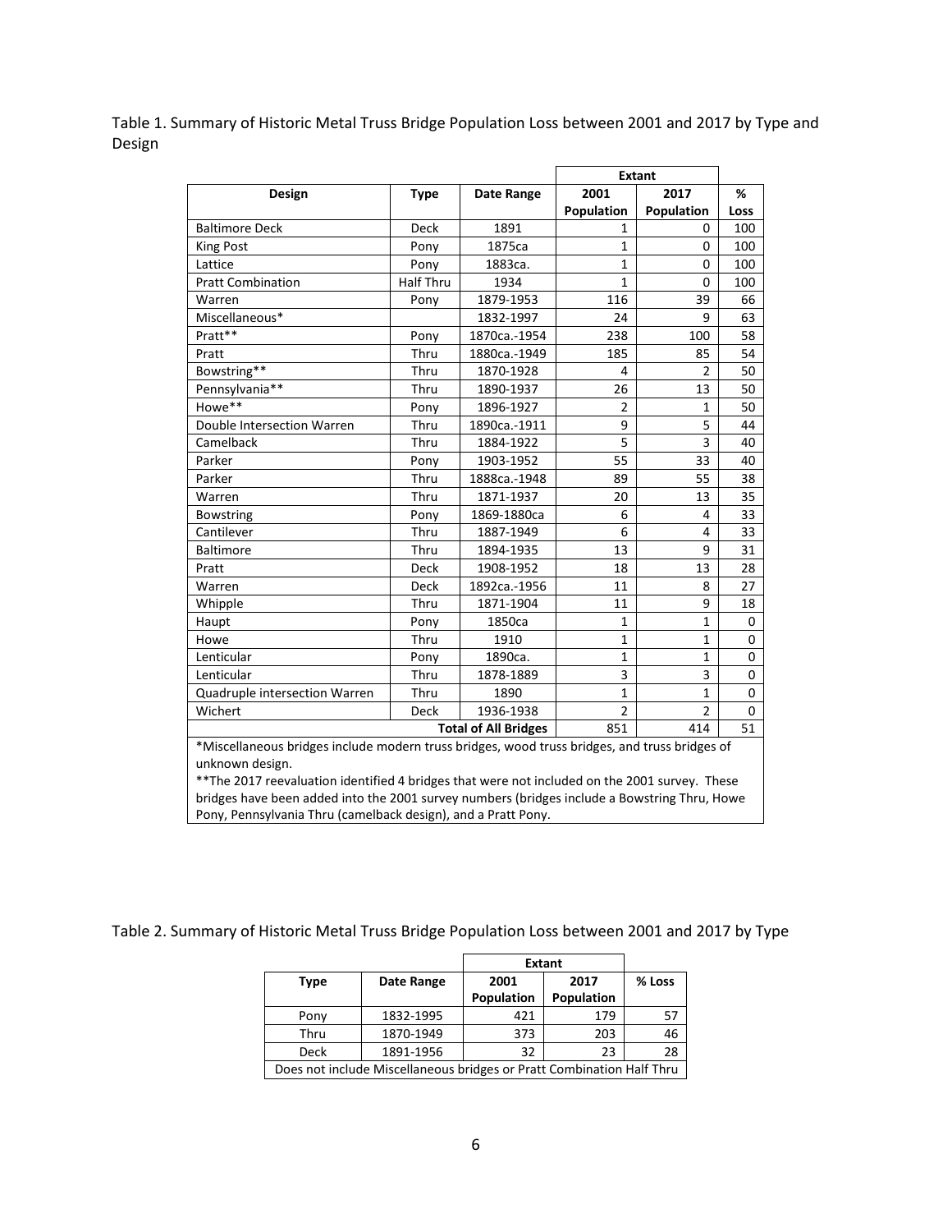Table 1. Summary of Historic Metal Truss Bridge Population Loss between 2001 and 2017 by Type and Design

| Design | Type | Date Range | Extant 2001 Population | Extant 2017 Population | % Loss |
|---|---|---|---|---|---|
| Baltimore Deck | Deck | 1891 | 1 | 0 | 100 |
| King Post | Pony | 1875ca | 1 | 0 | 100 |
| Lattice | Pony | 1883ca. | 1 | 0 | 100 |
| Pratt Combination | Half Thru | 1934 | 1 | 0 | 100 |
| Warren | Pony | 1879-1953 | 116 | 39 | 66 |
| Miscellaneous* | | 1832-1997 | 24 | 9 | 63 |
| Pratt** | Pony | 1870ca.-1954 | 238 | 100 | 58 |
| Pratt | Thru | 1880ca.-1949 | 185 | 85 | 54 |
| Bowstring** | Thru | 1870-1928 | 4 | 2 | 50 |
| Pennsylvania** | Thru | 1890-1937 | 26 | 13 | 50 |
| Howe** | Pony | 1896-1927 | 2 | 1 | 50 |
| Double Intersection Warren | Thru | 1890ca.-1911 | 9 | 5 | 44 |
| Camelback | Thru | 1884-1922 | 5 | 3 | 40 |
| Parker | Pony | 1903-1952 | 55 | 33 | 40 |
| Parker | Thru | 1888ca.-1948 | 89 | 55 | 38 |
| Warren | Thru | 1871-1937 | 20 | 13 | 35 |
| Bowstring | Pony | 1869-1880ca | 6 | 4 | 33 |
| Cantilever | Thru | 1887-1949 | 6 | 4 | 33 |
| Baltimore | Thru | 1894-1935 | 13 | 9 | 31 |
| Pratt | Deck | 1908-1952 | 18 | 13 | 28 |
| Warren | Deck | 1892ca.-1956 | 11 | 8 | 27 |
| Whipple | Thru | 1871-1904 | 11 | 9 | 18 |
| Haupt | Pony | 1850ca | 1 | 1 | 0 |
| Howe | Thru | 1910 | 1 | 1 | 0 |
| Lenticular | Pony | 1890ca. | 1 | 1 | 0 |
| Lenticular | Thru | 1878-1889 | 3 | 3 | 0 |
| Quadruple intersection Warren | Thru | 1890 | 1 | 1 | 0 |
| Wichert | Deck | 1936-1938 | 2 | 2 | 0 |
| | | **Total of All Bridges** | 851 | 414 | 51 |

*Miscellaneous bridges include modern truss bridges, wood truss bridges, and truss bridges of unknown design.

**The 2017 reevaluation identified 4 bridges that were not included on the 2001 survey. These bridges have been added into the 2001 survey numbers (bridges include a Bowstring Thru, Howe Pony, Pennsylvania Thru (camelback design), and a Pratt Pony.

Table 2. Summary of Historic Metal Truss Bridge Population Loss between 2001 and 2017 by Type

| Type | Date Range | Extant 2001 Population | Extant 2017 Population | % Loss |
|---|---|---|---|---|
| Pony | 1832-1995 | 421 | 179 | 57 |
| Thru | 1870-1949 | 373 | 203 | 46 |
| Deck | 1891-1956 | 32 | 23 | 28 |

Does not include Miscellaneous bridges or Pratt Combination Half Thru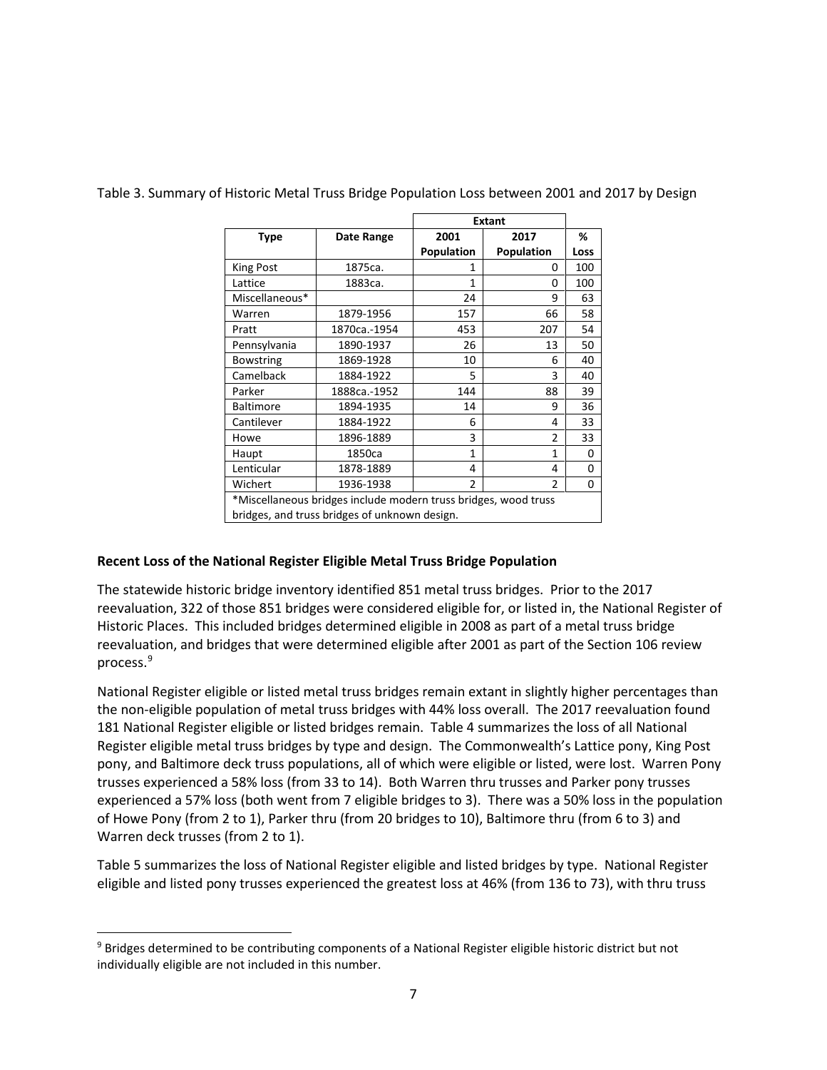Table 3. Summary of Historic Metal Truss Bridge Population Loss between 2001 and 2017 by Design

| Type | Date Range | Extant | | % |
|---|---|---|---|---|
| | | 2001 Population | 2017 Population | Loss |
| King Post | 1875ca. | 1 | 0 | 100 |
| Lattice | 1883ca. | 1 | 0 | 100 |
| Miscellaneous* | | 24 | 9 | 63 |
| Warren | 1879-1956 | 157 | 66 | 58 |
| Pratt | 1870ca.-1954 | 453 | 207 | 54 |
| Pennsylvania | 1890-1937 | 26 | 13 | 50 |
| Bowstring | 1869-1928 | 10 | 6 | 40 |
| Camelback | 1884-1922 | 5 | 3 | 40 |
| Parker | 1888ca.-1952 | 144 | 88 | 39 |
| Baltimore | 1894-1935 | 14 | 9 | 36 |
| Cantilever | 1884-1922 | 6 | 4 | 33 |
| Howe | 1896-1889 | 3 | 2 | 33 |
| Haupt | 1850ca | 1 | 1 | 0 |
| Lenticular | 1878-1889 | 4 | 4 | 0 |
| Wichert | 1936-1938 | 2 | 2 | 0 |
| *Miscellaneous bridges include modern truss bridges, wood truss bridges, and truss bridges of unknown design. | | | | |

**Recent Loss of the National Register Eligible Metal Truss Bridge Population**

The statewide historic bridge inventory identified 851 metal truss bridges. Prior to the 2017 reevaluation, 322 of those 851 bridges were considered eligible for, or listed in, the National Register of Historic Places. This included bridges determined eligible in 2008 as part of a metal truss bridge reevaluation, and bridges that were determined eligible after 2001 as part of the Section 106 review process.[9]

National Register eligible or listed metal truss bridges remain extant in slightly higher percentages than the non-eligible population of metal truss bridges with 44% loss overall. The 2017 reevaluation found 181 National Register eligible or listed bridges remain. Table 4 summarizes the loss of all National Register eligible metal truss bridges by type and design. The Commonwealth's Lattice pony, King Post pony, and Baltimore deck truss populations, all of which were eligible or listed, were lost. Warren Pony trusses experienced a 58% loss (from 33 to 14). Both Warren thru trusses and Parker pony trusses experienced a 57% loss (both went from 7 eligible bridges to 3). There was a 50% loss in the population of Howe Pony (from 2 to 1), Parker thru (from 20 bridges to 10), Baltimore thru (from 6 to 3) and Warren deck trusses (from 2 to 1).

Table 5 summarizes the loss of National Register eligible and listed bridges by type. National Register eligible and listed pony trusses experienced the greatest loss at 46% (from 136 to 73), with thru truss

[9] Bridges determined to be contributing components of a National Register eligible historic district but not individually eligible are not included in this number.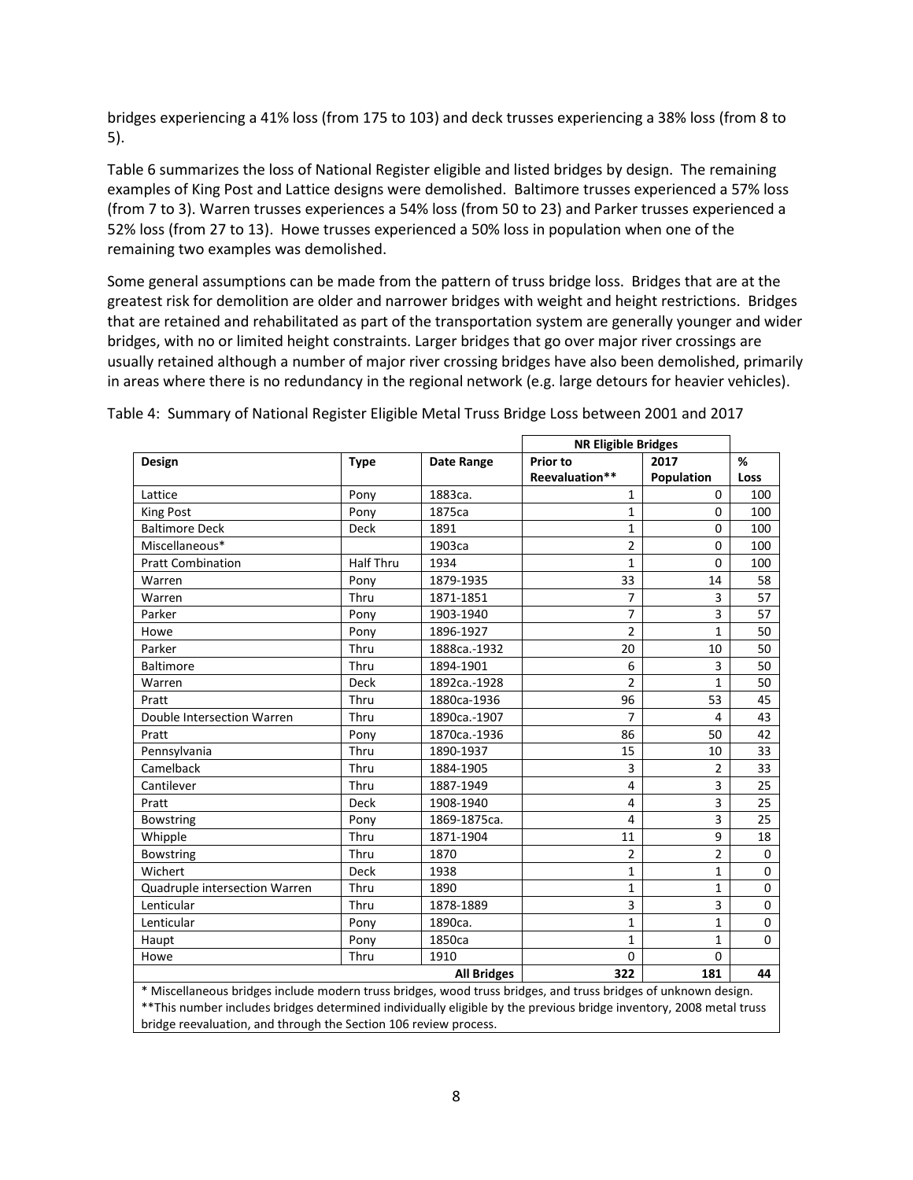bridges experiencing a 41% loss (from 175 to 103) and deck trusses experiencing a 38% loss (from 8 to 5).

Table 6 summarizes the loss of National Register eligible and listed bridges by design. The remaining examples of King Post and Lattice designs were demolished. Baltimore trusses experienced a 57% loss (from 7 to 3). Warren trusses experiences a 54% loss (from 50 to 23) and Parker trusses experienced a 52% loss (from 27 to 13). Howe trusses experienced a 50% loss in population when one of the remaining two examples was demolished.

Some general assumptions can be made from the pattern of truss bridge loss. Bridges that are at the greatest risk for demolition are older and narrower bridges with weight and height restrictions. Bridges that are retained and rehabilitated as part of the transportation system are generally younger and wider bridges, with no or limited height constraints. Larger bridges that go over major river crossings are usually retained although a number of major river crossing bridges have also been demolished, primarily in areas where there is no redundancy in the regional network (e.g. large detours for heavier vehicles).

Table 4: Summary of National Register Eligible Metal Truss Bridge Loss between 2001 and 2017

| | | | NR Eligible Bridges | | |
|---|---|---|---|---|---|
| **Design** | **Type** | **Date Range** | **Prior to Reevaluation\*\*** | **2017 Population** | **% Loss** |
| Lattice | Pony | 1883ca. | 1 | 0 | 100 |
| King Post | Pony | 1875ca | 1 | 0 | 100 |
| Baltimore Deck | Deck | 1891 | 1 | 0 | 100 |
| Miscellaneous* | | 1903ca | 2 | 0 | 100 |
| Pratt Combination | Half Thru | 1934 | 1 | 0 | 100 |
| Warren | Pony | 1879-1935 | 33 | 14 | 58 |
| Warren | Thru | 1871-1851 | 7 | 3 | 57 |
| Parker | Pony | 1903-1940 | 7 | 3 | 57 |
| Howe | Pony | 1896-1927 | 2 | 1 | 50 |
| Parker | Thru | 1888ca.-1932 | 20 | 10 | 50 |
| Baltimore | Thru | 1894-1901 | 6 | 3 | 50 |
| Warren | Deck | 1892ca.-1928 | 2 | 1 | 50 |
| Pratt | Thru | 1880ca-1936 | 96 | 53 | 45 |
| Double Intersection Warren | Thru | 1890ca.-1907 | 7 | 4 | 43 |
| Pratt | Pony | 1870ca.-1936 | 86 | 50 | 42 |
| Pennsylvania | Thru | 1890-1937 | 15 | 10 | 33 |
| Camelback | Thru | 1884-1905 | 3 | 2 | 33 |
| Cantilever | Thru | 1887-1949 | 4 | 3 | 25 |
| Pratt | Deck | 1908-1940 | 4 | 3 | 25 |
| Bowstring | Pony | 1869-1875ca. | 4 | 3 | 25 |
| Whipple | Thru | 1871-1904 | 11 | 9 | 18 |
| Bowstring | Thru | 1870 | 2 | 2 | 0 |
| Wichert | Deck | 1938 | 1 | 1 | 0 |
| Quadruple intersection Warren | Thru | 1890 | 1 | 1 | 0 |
| Lenticular | Thru | 1878-1889 | 3 | 3 | 0 |
| Lenticular | Pony | 1890ca. | 1 | 1 | 0 |
| Haupt | Pony | 1850ca | 1 | 1 | 0 |
| Howe | Thru | 1910 | 0 | 0 | |
| | | **All Bridges** | **322** | **181** | **44** |

\* Miscellaneous bridges include modern truss bridges, wood truss bridges, and truss bridges of unknown design.
\*\*This number includes bridges determined individually eligible by the previous bridge inventory, 2008 metal truss bridge reevaluation, and through the Section 106 review process.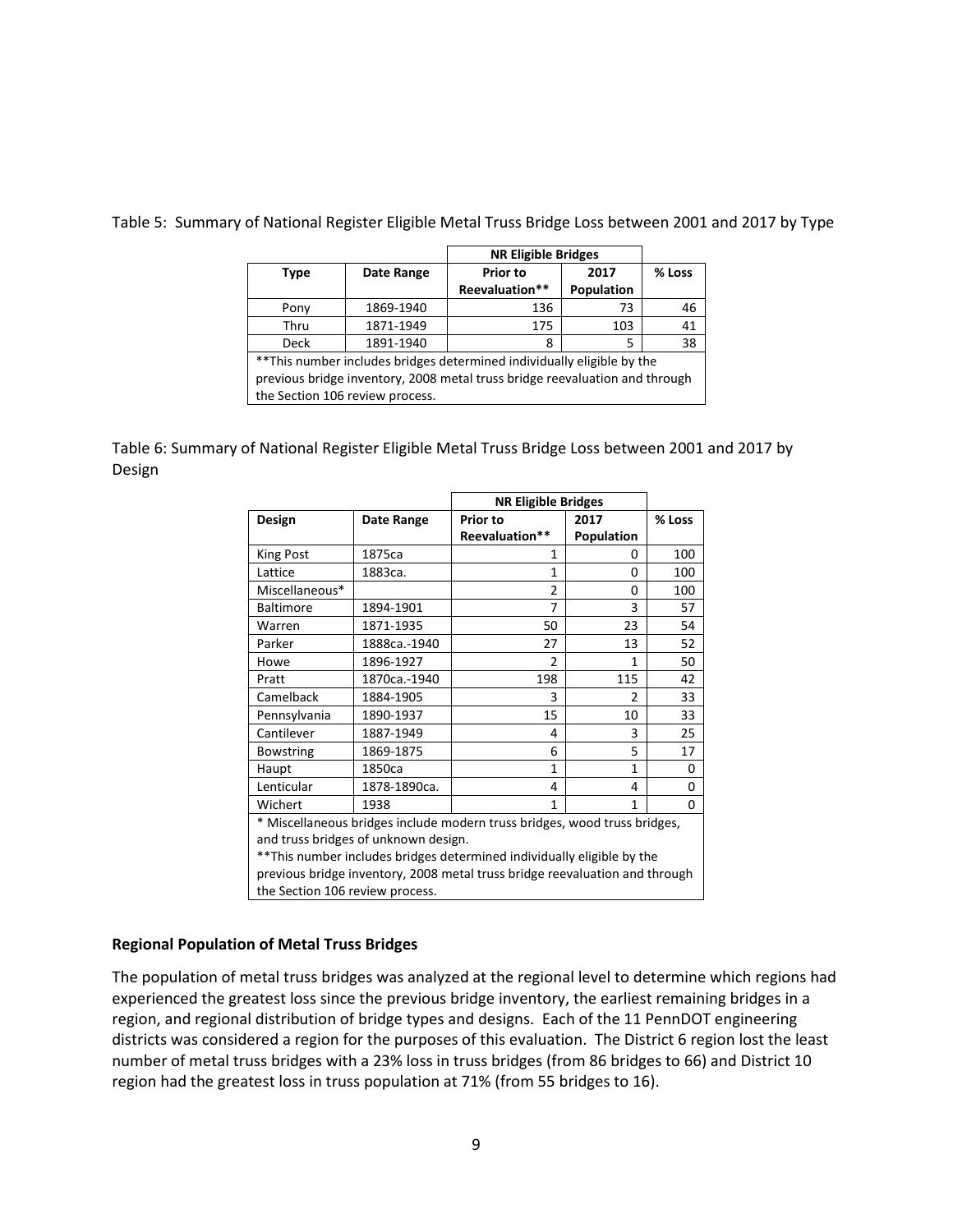Table 5: Summary of National Register Eligible Metal Truss Bridge Loss between 2001 and 2017 by Type

| Type | Date Range | NR Eligible Bridges | | % Loss |
|---|---|---|---|---|
| | | Prior to Reevaluation** | 2017 Population | |
| Pony | 1869-1940 | 136 | 73 | 46 |
| Thru | 1871-1949 | 175 | 103 | 41 |
| Deck | 1891-1940 | 8 | 5 | 38 |

**This number includes bridges determined individually eligible by the previous bridge inventory, 2008 metal truss bridge reevaluation and through the Section 106 review process.

Table 6: Summary of National Register Eligible Metal Truss Bridge Loss between 2001 and 2017 by Design

| Design | Date Range | NR Eligible Bridges | | % Loss |
|---|---|---|---|---|
| | | Prior to Reevaluation** | 2017 Population | |
| King Post | 1875ca | 1 | 0 | 100 |
| Lattice | 1883ca. | 1 | 0 | 100 |
| Miscellaneous* | | 2 | 0 | 100 |
| Baltimore | 1894-1901 | 7 | 3 | 57 |
| Warren | 1871-1935 | 50 | 23 | 54 |
| Parker | 1888ca.-1940 | 27 | 13 | 52 |
| Howe | 1896-1927 | 2 | 1 | 50 |
| Pratt | 1870ca.-1940 | 198 | 115 | 42 |
| Camelback | 1884-1905 | 3 | 2 | 33 |
| Pennsylvania | 1890-1937 | 15 | 10 | 33 |
| Cantilever | 1887-1949 | 4 | 3 | 25 |
| Bowstring | 1869-1875 | 6 | 5 | 17 |
| Haupt | 1850ca | 1 | 1 | 0 |
| Lenticular | 1878-1890ca. | 4 | 4 | 0 |
| Wichert | 1938 | 1 | 1 | 0 |

* Miscellaneous bridges include modern truss bridges, wood truss bridges, and truss bridges of unknown design.

**This number includes bridges determined individually eligible by the previous bridge inventory, 2008 metal truss bridge reevaluation and through the Section 106 review process.

**Regional Population of Metal Truss Bridges**

The population of metal truss bridges was analyzed at the regional level to determine which regions had experienced the greatest loss since the previous bridge inventory, the earliest remaining bridges in a region, and regional distribution of bridge types and designs. Each of the 11 PennDOT engineering districts was considered a region for the purposes of this evaluation. The District 6 region lost the least number of metal truss bridges with a 23% loss in truss bridges (from 86 bridges to 66) and District 10 region had the greatest loss in truss population at 71% (from 55 bridges to 16).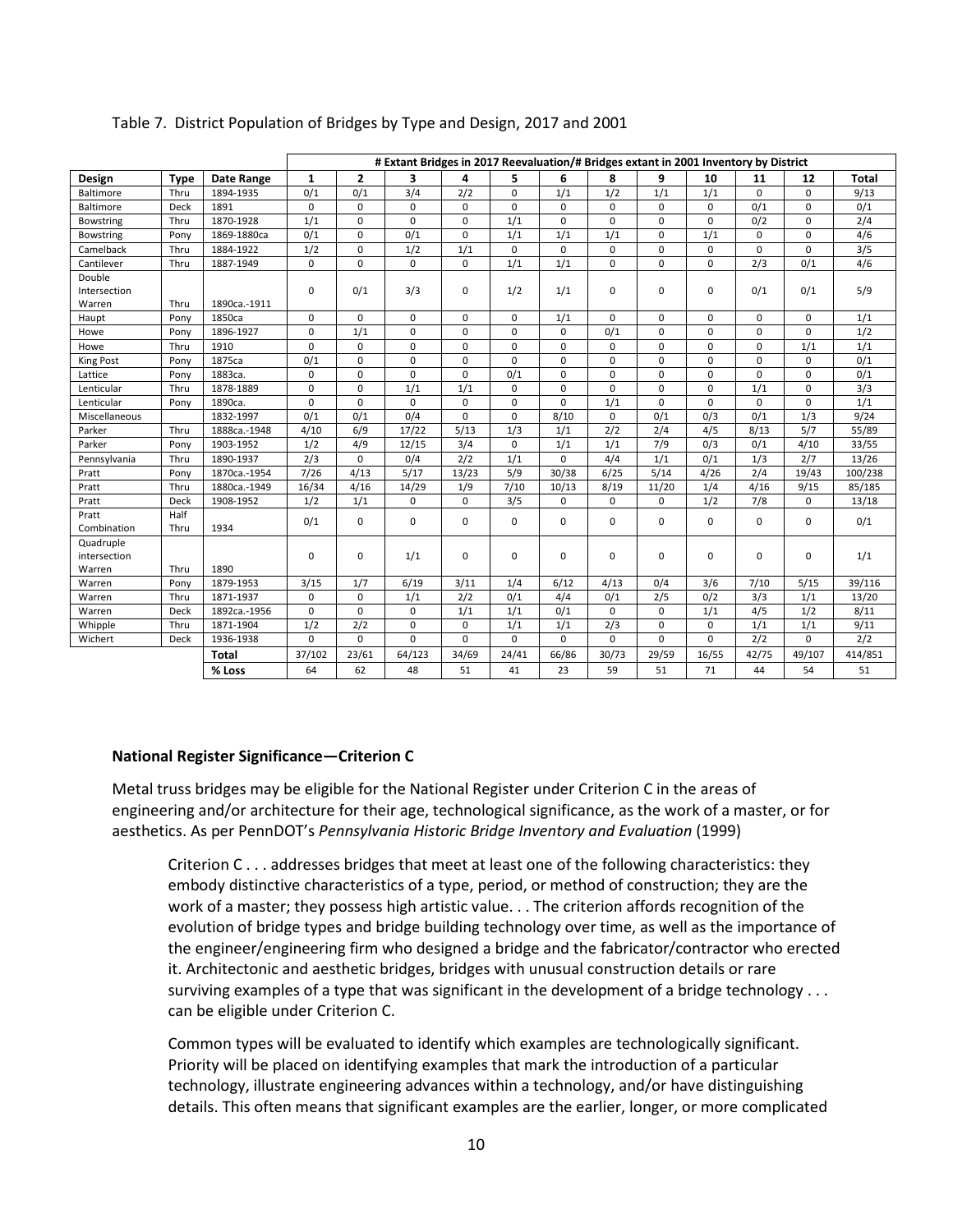Table 7. District Population of Bridges by Type and Design, 2017 and 2001

| | | | # Extant Bridges in 2017 Reevaluation/# Bridges extant in 2001 Inventory by District | | | | | | | | | | | |
|---|---|---|---|---|---|---|---|---|---|---|---|---|---|---|
| Design | Type | Date Range | 1 | 2 | 3 | 4 | 5 | 6 | 8 | 9 | 10 | 11 | 12 | Total |
| Baltimore | Thru | 1894-1935 | 0/1 | 0/1 | 3/4 | 2/2 | 0 | 1/1 | 1/2 | 1/1 | 1/1 | 0 | 0 | 9/13 |
| Baltimore | Deck | 1891 | 0 | 0 | 0 | 0 | 0 | 0 | 0 | 0 | 0 | 0/1 | 0 | 0/1 |
| Bowstring | Thru | 1870-1928 | 1/1 | 0 | 0 | 0 | 1/1 | 0 | 0 | 0 | 0 | 0/2 | 0 | 2/4 |
| Bowstring | Pony | 1869-1880ca | 0/1 | 0 | 0/1 | 0 | 1/1 | 1/1 | 1/1 | 0 | 1/1 | 0 | 0 | 4/6 |
| Camelback | Thru | 1884-1922 | 1/2 | 0 | 1/2 | 1/1 | 0 | 0 | 0 | 0 | 0 | 0 | 0 | 3/5 |
| Cantilever | Thru | 1887-1949 | 0 | 0 | 0 | 0 | 1/1 | 1/1 | 0 | 0 | 0 | 2/3 | 0/1 | 4/6 |
| Double Intersection Warren | Thru | 1890ca.-1911 | 0 | 0/1 | 3/3 | 0 | 1/2 | 1/1 | 0 | 0 | 0 | 0/1 | 0/1 | 5/9 |
| Haupt | Pony | 1850ca | 0 | 0 | 0 | 0 | 0 | 1/1 | 0 | 0 | 0 | 0 | 0 | 1/1 |
| Howe | Pony | 1896-1927 | 0 | 1/1 | 0 | 0 | 0 | 0 | 0/1 | 0 | 0 | 0 | 0 | 1/2 |
| Howe | Thru | 1910 | 0 | 0 | 0 | 0 | 0 | 0 | 0 | 0 | 0 | 0 | 1/1 | 1/1 |
| King Post | Pony | 1875ca | 0/1 | 0 | 0 | 0 | 0 | 0 | 0 | 0 | 0 | 0 | 0 | 0/1 |
| Lattice | Pony | 1883ca. | 0 | 0 | 0 | 0 | 0/1 | 0 | 0 | 0 | 0 | 0 | 0 | 0/1 |
| Lenticular | Thru | 1878-1889 | 0 | 0 | 1/1 | 1/1 | 0 | 0 | 0 | 0 | 0 | 1/1 | 0 | 3/3 |
| Lenticular | Pony | 1890ca. | 0 | 0 | 0 | 0 | 0 | 0 | 1/1 | 0 | 0 | 0 | 0 | 1/1 |
| Miscellaneous | | 1832-1997 | 0/1 | 0/1 | 0/4 | 0 | 0 | 8/10 | 0 | 0/1 | 0/3 | 0/1 | 1/3 | 9/24 |
| Parker | Thru | 1888ca.-1948 | 4/10 | 6/9 | 17/22 | 5/13 | 1/3 | 1/1 | 2/2 | 2/4 | 4/5 | 8/13 | 5/7 | 55/89 |
| Parker | Pony | 1903-1952 | 1/2 | 4/9 | 12/15 | 3/4 | 0 | 1/1 | 1/1 | 7/9 | 0/3 | 0/1 | 4/10 | 33/55 |
| Pennsylvania | Thru | 1890-1937 | 2/3 | 0 | 0/4 | 2/2 | 1/1 | 0 | 4/4 | 1/1 | 0/1 | 1/3 | 2/7 | 13/26 |
| Pratt | Pony | 1870ca.-1954 | 7/26 | 4/13 | 5/17 | 13/23 | 5/9 | 30/38 | 6/25 | 5/14 | 4/26 | 2/4 | 19/43 | 100/238 |
| Pratt | Thru | 1880ca.-1949 | 16/34 | 4/16 | 14/29 | 1/9 | 7/10 | 10/13 | 8/19 | 11/20 | 1/4 | 4/16 | 9/15 | 85/185 |
| Pratt | Deck | 1908-1952 | 1/2 | 1/1 | 0 | 0 | 3/5 | 0 | 0 | 0 | 1/2 | 7/8 | 0 | 13/18 |
| Pratt Combination | Half Thru | 1934 | 0/1 | 0 | 0 | 0 | 0 | 0 | 0 | 0 | 0 | 0 | 0 | 0/1 |
| Quadruple intersection Warren | Thru | 1890 | 0 | 0 | 1/1 | 0 | 0 | 0 | 0 | 0 | 0 | 0 | 0 | 1/1 |
| Warren | Pony | 1879-1953 | 3/15 | 1/7 | 6/19 | 3/11 | 1/4 | 6/12 | 4/13 | 0/4 | 3/6 | 7/10 | 5/15 | 39/116 |
| Warren | Thru | 1871-1937 | 0 | 0 | 1/1 | 2/2 | 0/1 | 4/4 | 0/1 | 2/5 | 0/2 | 3/3 | 1/1 | 13/20 |
| Warren | Deck | 1892ca.-1956 | 0 | 0 | 0 | 1/1 | 1/1 | 0/1 | 0 | 0 | 1/1 | 4/5 | 1/2 | 8/11 |
| Whipple | Thru | 1871-1904 | 1/2 | 2/2 | 0 | 0 | 1/1 | 1/1 | 2/3 | 0 | 0 | 1/1 | 1/1 | 9/11 |
| Wichert | Deck | 1936-1938 | 0 | 0 | 0 | 0 | 0 | 0 | 0 | 0 | 0 | 2/2 | 0 | 2/2 |
| | | Total | 37/102 | 23/61 | 64/123 | 34/69 | 24/41 | 66/86 | 30/73 | 29/59 | 16/55 | 42/75 | 49/107 | 414/851 |
| | | % Loss | 64 | 62 | 48 | 51 | 41 | 23 | 59 | 51 | 71 | 44 | 54 | 51 |

**National Register Significance—Criterion C**

Metal truss bridges may be eligible for the National Register under Criterion C in the areas of engineering and/or architecture for their age, technological significance, as the work of a master, or for aesthetics. As per PennDOT's *Pennsylvania Historic Bridge Inventory and Evaluation* (1999)

> Criterion C . . . addresses bridges that meet at least one of the following characteristics: they embody distinctive characteristics of a type, period, or method of construction; they are the work of a master; they possess high artistic value. . . The criterion affords recognition of the evolution of bridge types and bridge building technology over time, as well as the importance of the engineer/engineering firm who designed a bridge and the fabricator/contractor who erected it. Architectonic and aesthetic bridges, bridges with unusual construction details or rare surviving examples of a type that was significant in the development of a bridge technology . . . can be eligible under Criterion C.
>
> Common types will be evaluated to identify which examples are technologically significant. Priority will be placed on identifying examples that mark the introduction of a particular technology, illustrate engineering advances within a technology, and/or have distinguishing details. This often means that significant examples are the earlier, longer, or more complicated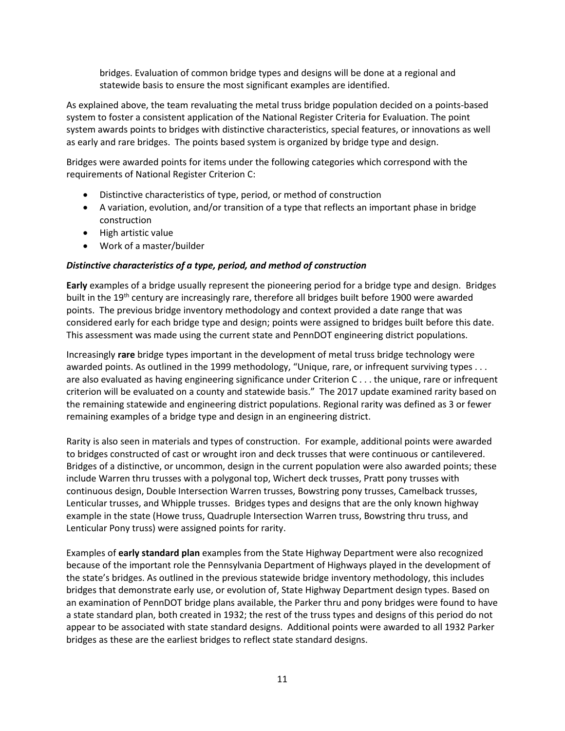bridges. Evaluation of common bridge types and designs will be done at a regional and statewide basis to ensure the most significant examples are identified.

As explained above, the team revaluating the metal truss bridge population decided on a points-based system to foster a consistent application of the National Register Criteria for Evaluation. The point system awards points to bridges with distinctive characteristics, special features, or innovations as well as early and rare bridges. The points based system is organized by bridge type and design.

Bridges were awarded points for items under the following categories which correspond with the requirements of National Register Criterion C:

- Distinctive characteristics of type, period, or method of construction
- A variation, evolution, and/or transition of a type that reflects an important phase in bridge construction
- High artistic value
- Work of a master/builder

***Distinctive characteristics of a type, period, and method of construction***

**Early** examples of a bridge usually represent the pioneering period for a bridge type and design. Bridges built in the 19th century are increasingly rare, therefore all bridges built before 1900 were awarded points. The previous bridge inventory methodology and context provided a date range that was considered early for each bridge type and design; points were assigned to bridges built before this date. This assessment was made using the current state and PennDOT engineering district populations.

Increasingly **rare** bridge types important in the development of metal truss bridge technology were awarded points. As outlined in the 1999 methodology, "Unique, rare, or infrequent surviving types . . . are also evaluated as having engineering significance under Criterion C . . . the unique, rare or infrequent criterion will be evaluated on a county and statewide basis." The 2017 update examined rarity based on the remaining statewide and engineering district populations. Regional rarity was defined as 3 or fewer remaining examples of a bridge type and design in an engineering district.

Rarity is also seen in materials and types of construction. For example, additional points were awarded to bridges constructed of cast or wrought iron and deck trusses that were continuous or cantilevered. Bridges of a distinctive, or uncommon, design in the current population were also awarded points; these include Warren thru trusses with a polygonal top, Wichert deck trusses, Pratt pony trusses with continuous design, Double Intersection Warren trusses, Bowstring pony trusses, Camelback trusses, Lenticular trusses, and Whipple trusses. Bridges types and designs that are the only known highway example in the state (Howe truss, Quadruple Intersection Warren truss, Bowstring thru truss, and Lenticular Pony truss) were assigned points for rarity.

Examples of **early standard plan** examples from the State Highway Department were also recognized because of the important role the Pennsylvania Department of Highways played in the development of the state's bridges. As outlined in the previous statewide bridge inventory methodology, this includes bridges that demonstrate early use, or evolution of, State Highway Department design types. Based on an examination of PennDOT bridge plans available, the Parker thru and pony bridges were found to have a state standard plan, both created in 1932; the rest of the truss types and designs of this period do not appear to be associated with state standard designs. Additional points were awarded to all 1932 Parker bridges as these are the earliest bridges to reflect state standard designs.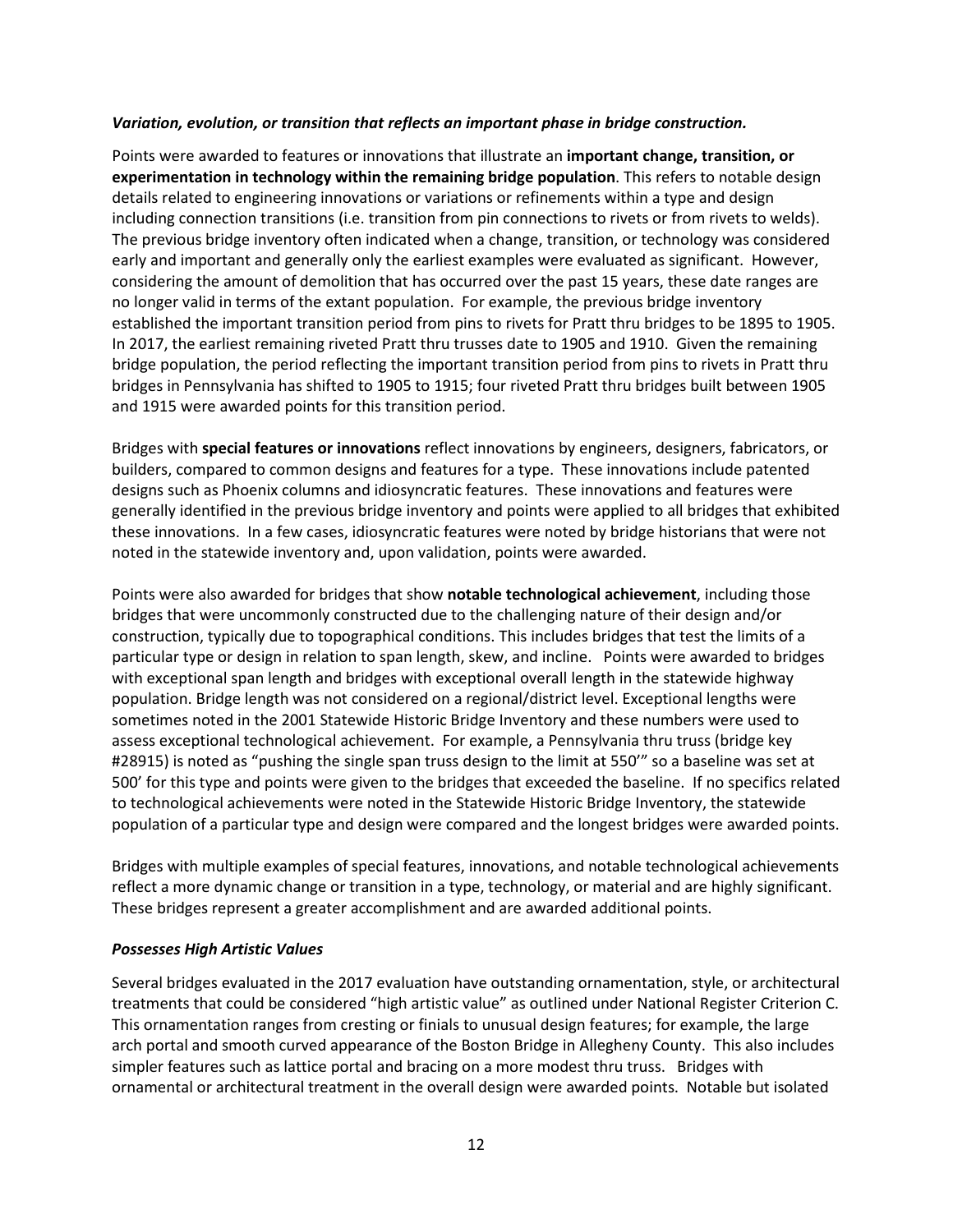***Variation, evolution, or transition that reflects an important phase in bridge construction.***

Points were awarded to features or innovations that illustrate an **important change, transition, or experimentation in technology within the remaining bridge population**. This refers to notable design details related to engineering innovations or variations or refinements within a type and design including connection transitions (i.e. transition from pin connections to rivets or from rivets to welds). The previous bridge inventory often indicated when a change, transition, or technology was considered early and important and generally only the earliest examples were evaluated as significant. However, considering the amount of demolition that has occurred over the past 15 years, these date ranges are no longer valid in terms of the extant population. For example, the previous bridge inventory established the important transition period from pins to rivets for Pratt thru bridges to be 1895 to 1905. In 2017, the earliest remaining riveted Pratt thru trusses date to 1905 and 1910. Given the remaining bridge population, the period reflecting the important transition period from pins to rivets in Pratt thru bridges in Pennsylvania has shifted to 1905 to 1915; four riveted Pratt thru bridges built between 1905 and 1915 were awarded points for this transition period.

Bridges with **special features or innovations** reflect innovations by engineers, designers, fabricators, or builders, compared to common designs and features for a type. These innovations include patented designs such as Phoenix columns and idiosyncratic features. These innovations and features were generally identified in the previous bridge inventory and points were applied to all bridges that exhibited these innovations. In a few cases, idiosyncratic features were noted by bridge historians that were not noted in the statewide inventory and, upon validation, points were awarded.

Points were also awarded for bridges that show **notable technological achievement**, including those bridges that were uncommonly constructed due to the challenging nature of their design and/or construction, typically due to topographical conditions. This includes bridges that test the limits of a particular type or design in relation to span length, skew, and incline. Points were awarded to bridges with exceptional span length and bridges with exceptional overall length in the statewide highway population. Bridge length was not considered on a regional/district level. Exceptional lengths were sometimes noted in the 2001 Statewide Historic Bridge Inventory and these numbers were used to assess exceptional technological achievement. For example, a Pennsylvania thru truss (bridge key #28915) is noted as "pushing the single span truss design to the limit at 550'" so a baseline was set at 500' for this type and points were given to the bridges that exceeded the baseline. If no specifics related to technological achievements were noted in the Statewide Historic Bridge Inventory, the statewide population of a particular type and design were compared and the longest bridges were awarded points.

Bridges with multiple examples of special features, innovations, and notable technological achievements reflect a more dynamic change or transition in a type, technology, or material and are highly significant. These bridges represent a greater accomplishment and are awarded additional points.

***Possesses High Artistic Values***

Several bridges evaluated in the 2017 evaluation have outstanding ornamentation, style, or architectural treatments that could be considered "high artistic value" as outlined under National Register Criterion C. This ornamentation ranges from cresting or finials to unusual design features; for example, the large arch portal and smooth curved appearance of the Boston Bridge in Allegheny County. This also includes simpler features such as lattice portal and bracing on a more modest thru truss. Bridges with ornamental or architectural treatment in the overall design were awarded points. Notable but isolated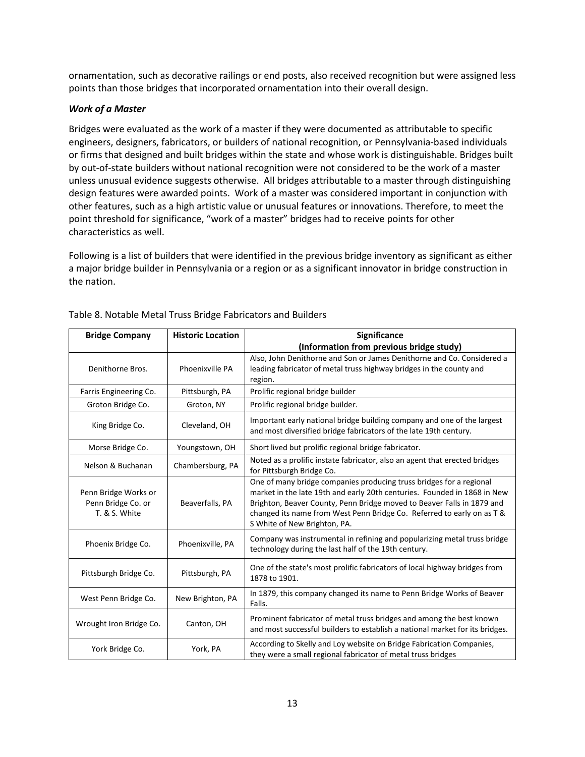ornamentation, such as decorative railings or end posts, also received recognition but were assigned less points than those bridges that incorporated ornamentation into their overall design.

### *Work of a Master*

Bridges were evaluated as the work of a master if they were documented as attributable to specific engineers, designers, fabricators, or builders of national recognition, or Pennsylvania-based individuals or firms that designed and built bridges within the state and whose work is distinguishable. Bridges built by out-of-state builders without national recognition were not considered to be the work of a master unless unusual evidence suggests otherwise. All bridges attributable to a master through distinguishing design features were awarded points. Work of a master was considered important in conjunction with other features, such as a high artistic value or unusual features or innovations. Therefore, to meet the point threshold for significance, "work of a master" bridges had to receive points for other characteristics as well.

Following is a list of builders that were identified in the previous bridge inventory as significant as either a major bridge builder in Pennsylvania or a region or as a significant innovator in bridge construction in the nation.

Table 8. Notable Metal Truss Bridge Fabricators and Builders

| Bridge Company | Historic Location | Significance (Information from previous bridge study) |
|---|---|---|
| Denithorne Bros. | Phoenixville PA | Also, John Denithorne and Son or James Denithorne and Co. Considered a leading fabricator of metal truss highway bridges in the county and region. |
| Farris Engineering Co. | Pittsburgh, PA | Prolific regional bridge builder |
| Groton Bridge Co. | Groton, NY | Prolific regional bridge builder. |
| King Bridge Co. | Cleveland, OH | Important early national bridge building company and one of the largest and most diversified bridge fabricators of the late 19th century. |
| Morse Bridge Co. | Youngstown, OH | Short lived but prolific regional bridge fabricator. |
| Nelson & Buchanan | Chambersburg, PA | Noted as a prolific instate fabricator, also an agent that erected bridges for Pittsburgh Bridge Co. |
| Penn Bridge Works or Penn Bridge Co. or T. & S. White | Beaverfalls, PA | One of many bridge companies producing truss bridges for a regional market in the late 19th and early 20th centuries. Founded in 1868 in New Brighton, Beaver County, Penn Bridge moved to Beaver Falls in 1879 and changed its name from West Penn Bridge Co. Referred to early on as T & S White of New Brighton, PA. |
| Phoenix Bridge Co. | Phoenixville, PA | Company was instrumental in refining and popularizing metal truss bridge technology during the last half of the 19th century. |
| Pittsburgh Bridge Co. | Pittsburgh, PA | One of the state's most prolific fabricators of local highway bridges from 1878 to 1901. |
| West Penn Bridge Co. | New Brighton, PA | In 1879, this company changed its name to Penn Bridge Works of Beaver Falls. |
| Wrought Iron Bridge Co. | Canton, OH | Prominent fabricator of metal truss bridges and among the best known and most successful builders to establish a national market for its bridges. |
| York Bridge Co. | York, PA | According to Skelly and Loy website on Bridge Fabrication Companies, they were a small regional fabricator of metal truss bridges |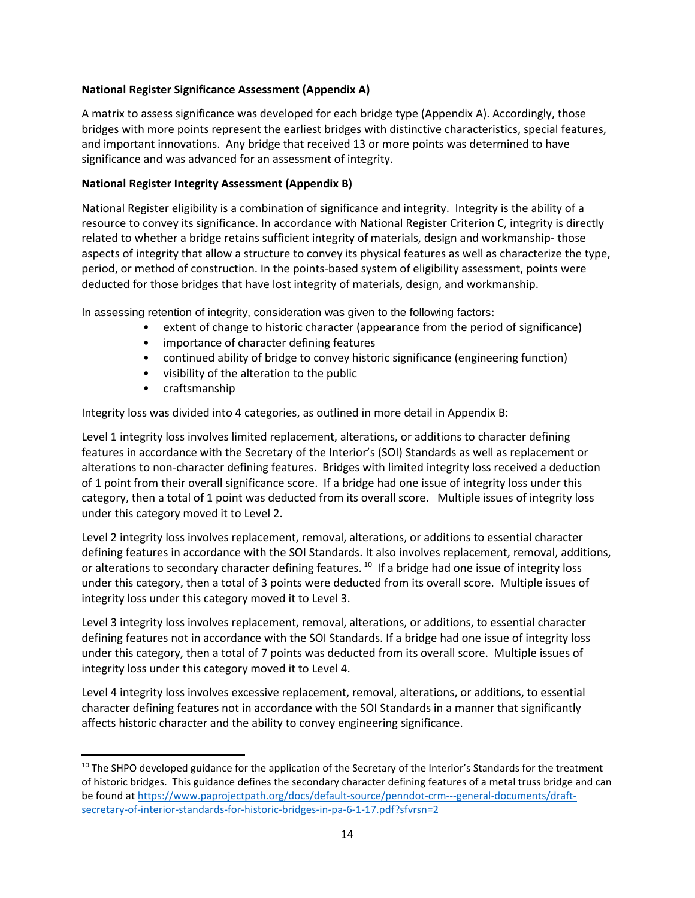**National Register Significance Assessment (Appendix A)**

A matrix to assess significance was developed for each bridge type (Appendix A). Accordingly, those bridges with more points represent the earliest bridges with distinctive characteristics, special features, and important innovations. Any bridge that received 13 or more points was determined to have significance and was advanced for an assessment of integrity.

**National Register Integrity Assessment (Appendix B)**

National Register eligibility is a combination of significance and integrity. Integrity is the ability of a resource to convey its significance. In accordance with National Register Criterion C, integrity is directly related to whether a bridge retains sufficient integrity of materials, design and workmanship- those aspects of integrity that allow a structure to convey its physical features as well as characterize the type, period, or method of construction. In the points-based system of eligibility assessment, points were deducted for those bridges that have lost integrity of materials, design, and workmanship.

In assessing retention of integrity, consideration was given to the following factors:

- extent of change to historic character (appearance from the period of significance)
- importance of character defining features
- continued ability of bridge to convey historic significance (engineering function)
- visibility of the alteration to the public
- craftsmanship

Integrity loss was divided into 4 categories, as outlined in more detail in Appendix B:

Level 1 integrity loss involves limited replacement, alterations, or additions to character defining features in accordance with the Secretary of the Interior's (SOI) Standards as well as replacement or alterations to non-character defining features. Bridges with limited integrity loss received a deduction of 1 point from their overall significance score. If a bridge had one issue of integrity loss under this category, then a total of 1 point was deducted from its overall score. Multiple issues of integrity loss under this category moved it to Level 2.

Level 2 integrity loss involves replacement, removal, alterations, or additions to essential character defining features in accordance with the SOI Standards. It also involves replacement, removal, additions, or alterations to secondary character defining features. [10] If a bridge had one issue of integrity loss under this category, then a total of 3 points were deducted from its overall score. Multiple issues of integrity loss under this category moved it to Level 3.

Level 3 integrity loss involves replacement, removal, alterations, or additions, to essential character defining features not in accordance with the SOI Standards. If a bridge had one issue of integrity loss under this category, then a total of 7 points was deducted from its overall score. Multiple issues of integrity loss under this category moved it to Level 4.

Level 4 integrity loss involves excessive replacement, removal, alterations, or additions, to essential character defining features not in accordance with the SOI Standards in a manner that significantly affects historic character and the ability to convey engineering significance.

[10] The SHPO developed guidance for the application of the Secretary of the Interior's Standards for the treatment of historic bridges. This guidance defines the secondary character defining features of a metal truss bridge and can be found at https://www.paprojectpath.org/docs/default-source/penndot-crm---general-documents/draft-secretary-of-interior-standards-for-historic-bridges-in-pa-6-1-17.pdf?sfvrsn=2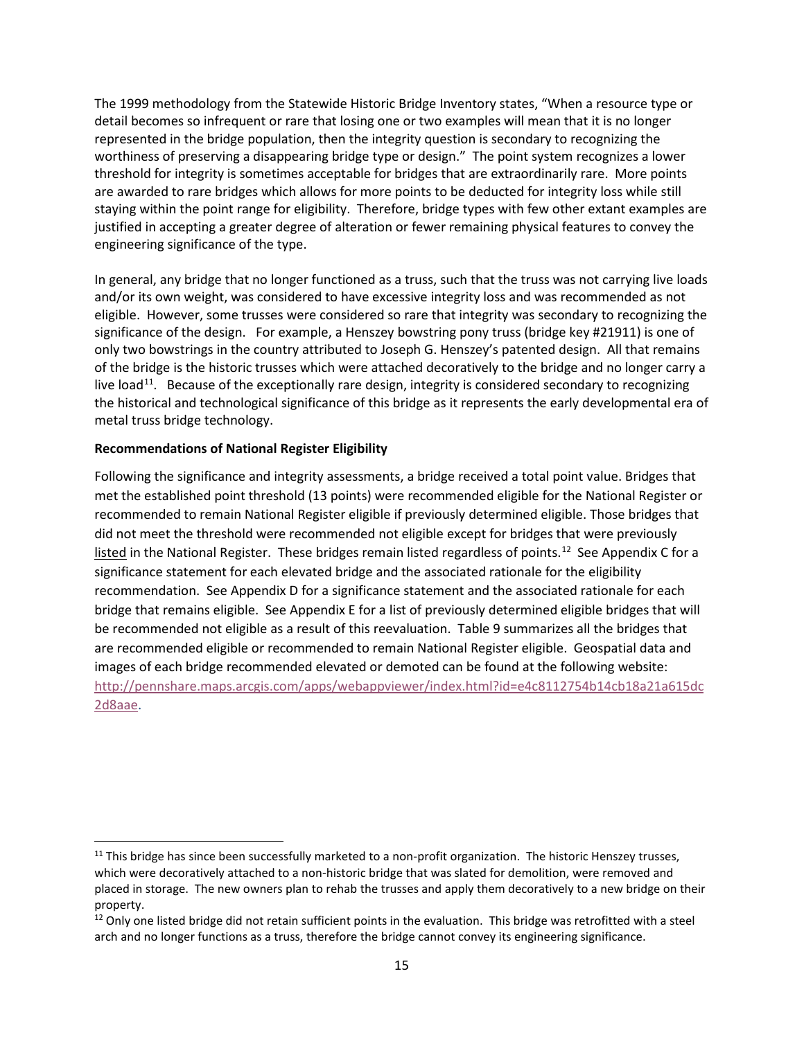The 1999 methodology from the Statewide Historic Bridge Inventory states, "When a resource type or detail becomes so infrequent or rare that losing one or two examples will mean that it is no longer represented in the bridge population, then the integrity question is secondary to recognizing the worthiness of preserving a disappearing bridge type or design." The point system recognizes a lower threshold for integrity is sometimes acceptable for bridges that are extraordinarily rare. More points are awarded to rare bridges which allows for more points to be deducted for integrity loss while still staying within the point range for eligibility. Therefore, bridge types with few other extant examples are justified in accepting a greater degree of alteration or fewer remaining physical features to convey the engineering significance of the type.

In general, any bridge that no longer functioned as a truss, such that the truss was not carrying live loads and/or its own weight, was considered to have excessive integrity loss and was recommended as not eligible. However, some trusses were considered so rare that integrity was secondary to recognizing the significance of the design. For example, a Henszey bowstring pony truss (bridge key #21911) is one of only two bowstrings in the country attributed to Joseph G. Henszey's patented design. All that remains of the bridge is the historic trusses which were attached decoratively to the bridge and no longer carry a live load[11]. Because of the exceptionally rare design, integrity is considered secondary to recognizing the historical and technological significance of this bridge as it represents the early developmental era of metal truss bridge technology.

**Recommendations of National Register Eligibility**

Following the significance and integrity assessments, a bridge received a total point value. Bridges that met the established point threshold (13 points) were recommended eligible for the National Register or recommended to remain National Register eligible if previously determined eligible. Those bridges that did not meet the threshold were recommended not eligible except for bridges that were previously <u>listed</u> in the National Register. These bridges remain listed regardless of points.[12] See Appendix C for a significance statement for each elevated bridge and the associated rationale for the eligibility recommendation. See Appendix D for a significance statement and the associated rationale for each bridge that remains eligible. See Appendix E for a list of previously determined eligible bridges that will be recommended not eligible as a result of this reevaluation. Table 9 summarizes all the bridges that are recommended eligible or recommended to remain National Register eligible. Geospatial data and images of each bridge recommended elevated or demoted can be found at the following website: http://pennshare.maps.arcgis.com/apps/webappviewer/index.html?id=e4c8112754b14cb18a21a615dc2d8aae.

---

[11] This bridge has since been successfully marketed to a non-profit organization. The historic Henszey trusses, which were decoratively attached to a non-historic bridge that was slated for demolition, were removed and placed in storage. The new owners plan to rehab the trusses and apply them decoratively to a new bridge on their property.

[12] Only one listed bridge did not retain sufficient points in the evaluation. This bridge was retrofitted with a steel arch and no longer functions as a truss, therefore the bridge cannot convey its engineering significance.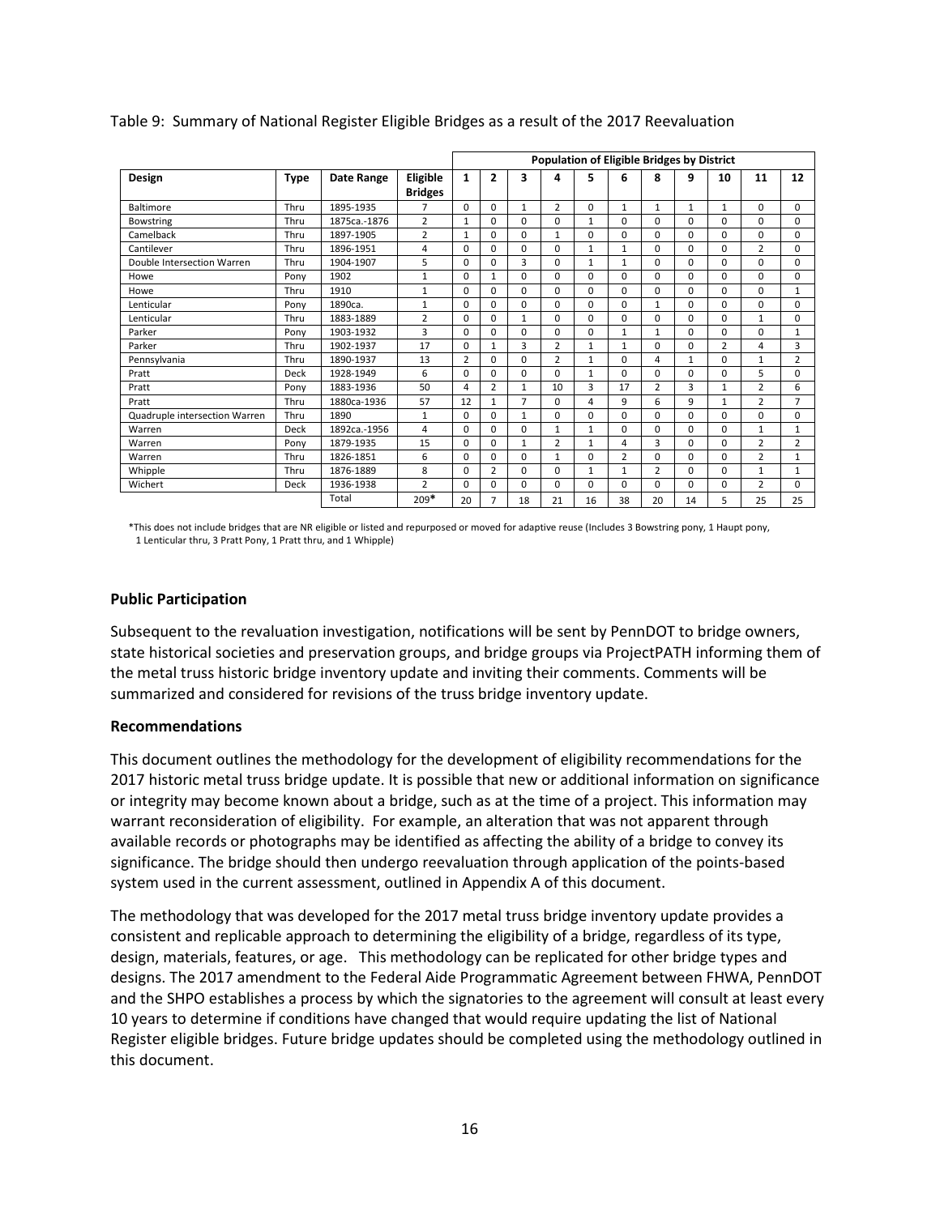Table 9: Summary of National Register Eligible Bridges as a result of the 2017 Reevaluation

| | | | | Population of Eligible Bridges by District | | | | | | | | | | |
|---|---|---|---|---|---|---|---|---|---|---|---|---|---|---|
| Design | Type | Date Range | Eligible Bridges | 1 | 2 | 3 | 4 | 5 | 6 | 8 | 9 | 10 | 11 | 12 |
| Baltimore | Thru | 1895-1935 | 7 | 0 | 0 | 1 | 2 | 0 | 1 | 1 | 1 | 1 | 0 | 0 |
| Bowstring | Thru | 1875ca.-1876 | 2 | 1 | 0 | 0 | 0 | 1 | 0 | 0 | 0 | 0 | 0 | 0 |
| Camelback | Thru | 1897-1905 | 2 | 1 | 0 | 0 | 1 | 0 | 0 | 0 | 0 | 0 | 0 | 0 |
| Cantilever | Thru | 1896-1951 | 4 | 0 | 0 | 0 | 0 | 1 | 1 | 0 | 0 | 0 | 2 | 0 |
| Double Intersection Warren | Thru | 1904-1907 | 5 | 0 | 0 | 3 | 0 | 1 | 1 | 0 | 0 | 0 | 0 | 0 |
| Howe | Pony | 1902 | 1 | 0 | 1 | 0 | 0 | 0 | 0 | 0 | 0 | 0 | 0 | 0 |
| Howe | Thru | 1910 | 1 | 0 | 0 | 0 | 0 | 0 | 0 | 0 | 0 | 0 | 0 | 1 |
| Lenticular | Pony | 1890ca. | 1 | 0 | 0 | 0 | 0 | 0 | 0 | 1 | 0 | 0 | 0 | 0 |
| Lenticular | Thru | 1883-1889 | 2 | 0 | 0 | 1 | 0 | 0 | 0 | 0 | 0 | 0 | 1 | 0 |
| Parker | Pony | 1903-1932 | 3 | 0 | 0 | 0 | 0 | 0 | 1 | 1 | 0 | 0 | 0 | 1 |
| Parker | Thru | 1902-1937 | 17 | 0 | 1 | 3 | 2 | 1 | 1 | 0 | 0 | 2 | 4 | 3 |
| Pennsylvania | Thru | 1890-1937 | 13 | 2 | 0 | 0 | 2 | 1 | 0 | 4 | 1 | 0 | 1 | 2 |
| Pratt | Deck | 1928-1949 | 6 | 0 | 0 | 0 | 0 | 1 | 0 | 0 | 0 | 0 | 5 | 0 |
| Pratt | Pony | 1883-1936 | 50 | 4 | 2 | 1 | 10 | 3 | 17 | 2 | 3 | 1 | 2 | 6 |
| Pratt | Thru | 1880ca-1936 | 57 | 12 | 1 | 7 | 0 | 4 | 9 | 6 | 9 | 1 | 2 | 7 |
| Quadruple intersection Warren | Thru | 1890 | 1 | 0 | 0 | 1 | 0 | 0 | 0 | 0 | 0 | 0 | 0 | 0 |
| Warren | Deck | 1892ca.-1956 | 4 | 0 | 0 | 0 | 1 | 1 | 0 | 0 | 0 | 0 | 1 | 1 |
| Warren | Pony | 1879-1935 | 15 | 0 | 0 | 1 | 2 | 1 | 4 | 3 | 0 | 0 | 2 | 2 |
| Warren | Thru | 1826-1851 | 6 | 0 | 0 | 0 | 1 | 0 | 2 | 0 | 0 | 0 | 2 | 1 |
| Whipple | Thru | 1876-1889 | 8 | 0 | 2 | 0 | 0 | 1 | 1 | 2 | 0 | 0 | 1 | 1 |
| Wichert | Deck | 1936-1938 | 2 | 0 | 0 | 0 | 0 | 0 | 0 | 0 | 0 | 0 | 2 | 0 |
| | | Total | 209* | 20 | 7 | 18 | 21 | 16 | 38 | 20 | 14 | 5 | 25 | 25 |

*This does not include bridges that are NR eligible or listed and repurposed or moved for adaptive reuse (Includes 3 Bowstring pony, 1 Haupt pony, 1 Lenticular thru, 3 Pratt Pony, 1 Pratt thru, and 1 Whipple)

**Public Participation**

Subsequent to the revaluation investigation, notifications will be sent by PennDOT to bridge owners, state historical societies and preservation groups, and bridge groups via ProjectPATH informing them of the metal truss historic bridge inventory update and inviting their comments. Comments will be summarized and considered for revisions of the truss bridge inventory update.

**Recommendations**

This document outlines the methodology for the development of eligibility recommendations for the 2017 historic metal truss bridge update. It is possible that new or additional information on significance or integrity may become known about a bridge, such as at the time of a project. This information may warrant reconsideration of eligibility. For example, an alteration that was not apparent through available records or photographs may be identified as affecting the ability of a bridge to convey its significance. The bridge should then undergo reevaluation through application of the points-based system used in the current assessment, outlined in Appendix A of this document.

The methodology that was developed for the 2017 metal truss bridge inventory update provides a consistent and replicable approach to determining the eligibility of a bridge, regardless of its type, design, materials, features, or age. This methodology can be replicated for other bridge types and designs. The 2017 amendment to the Federal Aide Programmatic Agreement between FHWA, PennDOT and the SHPO establishes a process by which the signatories to the agreement will consult at least every 10 years to determine if conditions have changed that would require updating the list of National Register eligible bridges. Future bridge updates should be completed using the methodology outlined in this document.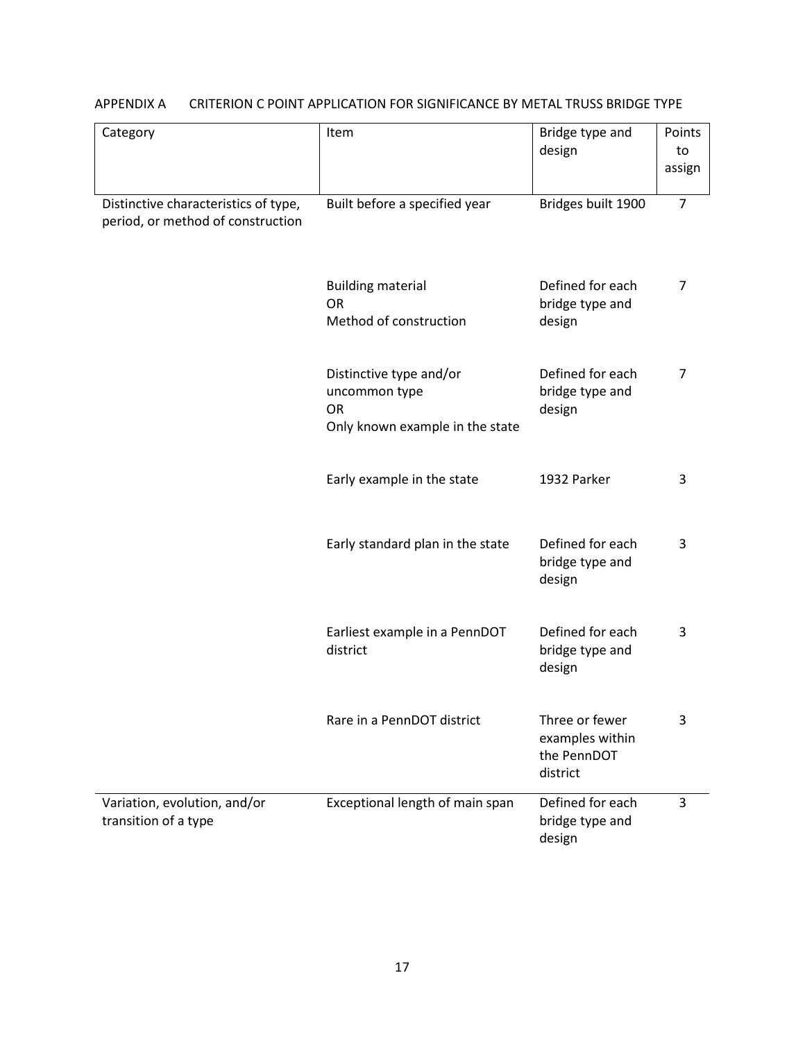APPENDIX A  CRITERION C POINT APPLICATION FOR SIGNIFICANCE BY METAL TRUSS BRIDGE TYPE

| Category | Item | Bridge type and design | Points to assign |
|---|---|---|---|
| Distinctive characteristics of type, period, or method of construction | Built before a specified year | Bridges built 1900 | 7 |
| | Building material<br>OR<br>Method of construction | Defined for each bridge type and design | 7 |
| | Distinctive type and/or uncommon type<br>OR<br>Only known example in the state | Defined for each bridge type and design | 7 |
| | Early example in the state | 1932 Parker | 3 |
| | Early standard plan in the state | Defined for each bridge type and design | 3 |
| | Earliest example in a PennDOT district | Defined for each bridge type and design | 3 |
| | Rare in a PennDOT district | Three or fewer examples within the PennDOT district | 3 |
| Variation, evolution, and/or transition of a type | Exceptional length of main span | Defined for each bridge type and design | 3 |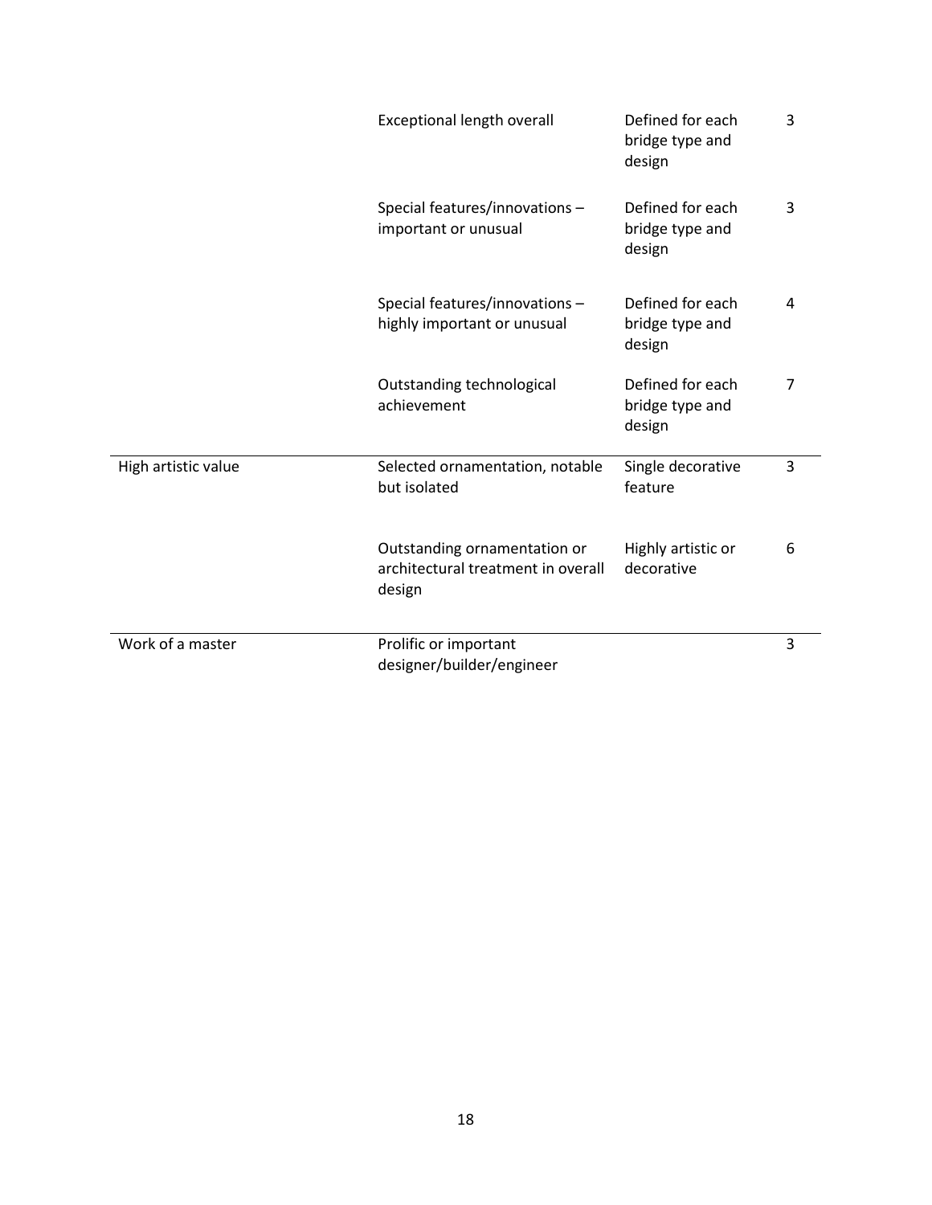| | | | |
|---|---|---|---|
| | Exceptional length overall | Defined for each bridge type and design | 3 |
| | Special features/innovations – important or unusual | Defined for each bridge type and design | 3 |
| | Special features/innovations – highly important or unusual | Defined for each bridge type and design | 4 |
| | Outstanding technological achievement | Defined for each bridge type and design | 7 |
| High artistic value | Selected ornamentation, notable but isolated | Single decorative feature | 3 |
| | Outstanding ornamentation or architectural treatment in overall design | Highly artistic or decorative | 6 |
| Work of a master | Prolific or important designer/builder/engineer | | 3 |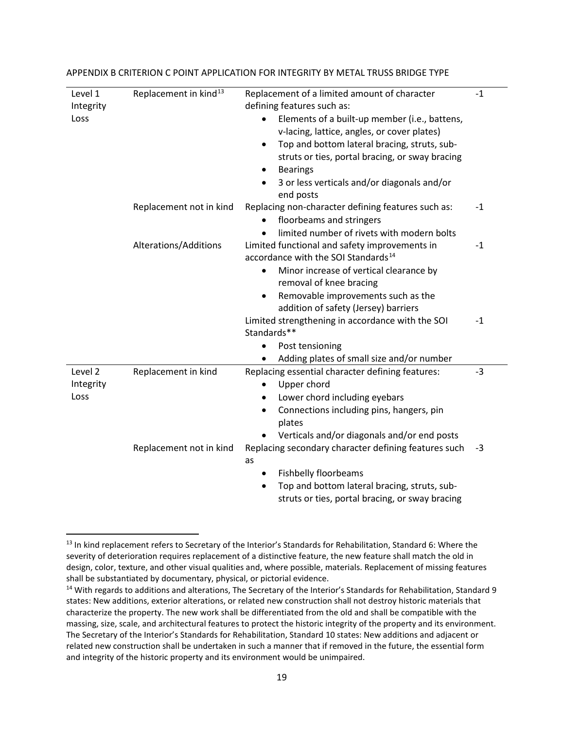APPENDIX B CRITERION C POINT APPLICATION FOR INTEGRITY BY METAL TRUSS BRIDGE TYPE

| | | | |
|---|---|---|---|
| Level 1 Integrity Loss | Replacement in kind[13] | Replacement of a limited amount of character defining features such as:<br>• Elements of a built-up member (i.e., battens, v-lacing, lattice, angles, or cover plates)<br>• Top and bottom lateral bracing, struts, sub-struts or ties, portal bracing, or sway bracing<br>• Bearings<br>• 3 or less verticals and/or diagonals and/or end posts | -1 |
| | Replacement not in kind | Replacing non-character defining features such as:<br>• floorbeams and stringers<br>• limited number of rivets with modern bolts | -1 |
| | Alterations/Additions | Limited functional and safety improvements in accordance with the SOI Standards[14]<br>• Minor increase of vertical clearance by removal of knee bracing<br>• Removable improvements such as the addition of safety (Jersey) barriers | -1 |
| | | Limited strengthening in accordance with the SOI Standards**<br>• Post tensioning<br>• Adding plates of small size and/or number | -1 |
| Level 2 Integrity Loss | Replacement in kind | Replacing essential character defining features:<br>• Upper chord<br>• Lower chord including eyebars<br>• Connections including pins, hangers, pin plates<br>• Verticals and/or diagonals and/or end posts | -3 |
| | Replacement not in kind | Replacing secondary character defining features such as<br>• Fishbelly floorbeams<br>• Top and bottom lateral bracing, struts, sub-struts or ties, portal bracing, or sway bracing | -3 |

[13] In kind replacement refers to Secretary of the Interior's Standards for Rehabilitation, Standard 6: Where the severity of deterioration requires replacement of a distinctive feature, the new feature shall match the old in design, color, texture, and other visual qualities and, where possible, materials. Replacement of missing features shall be substantiated by documentary, physical, or pictorial evidence.

[14] With regards to additions and alterations, The Secretary of the Interior's Standards for Rehabilitation, Standard 9 states: New additions, exterior alterations, or related new construction shall not destroy historic materials that characterize the property. The new work shall be differentiated from the old and shall be compatible with the massing, size, scale, and architectural features to protect the historic integrity of the property and its environment. The Secretary of the Interior's Standards for Rehabilitation, Standard 10 states: New additions and adjacent or related new construction shall be undertaken in such a manner that if removed in the future, the essential form and integrity of the historic property and its environment would be unimpaired.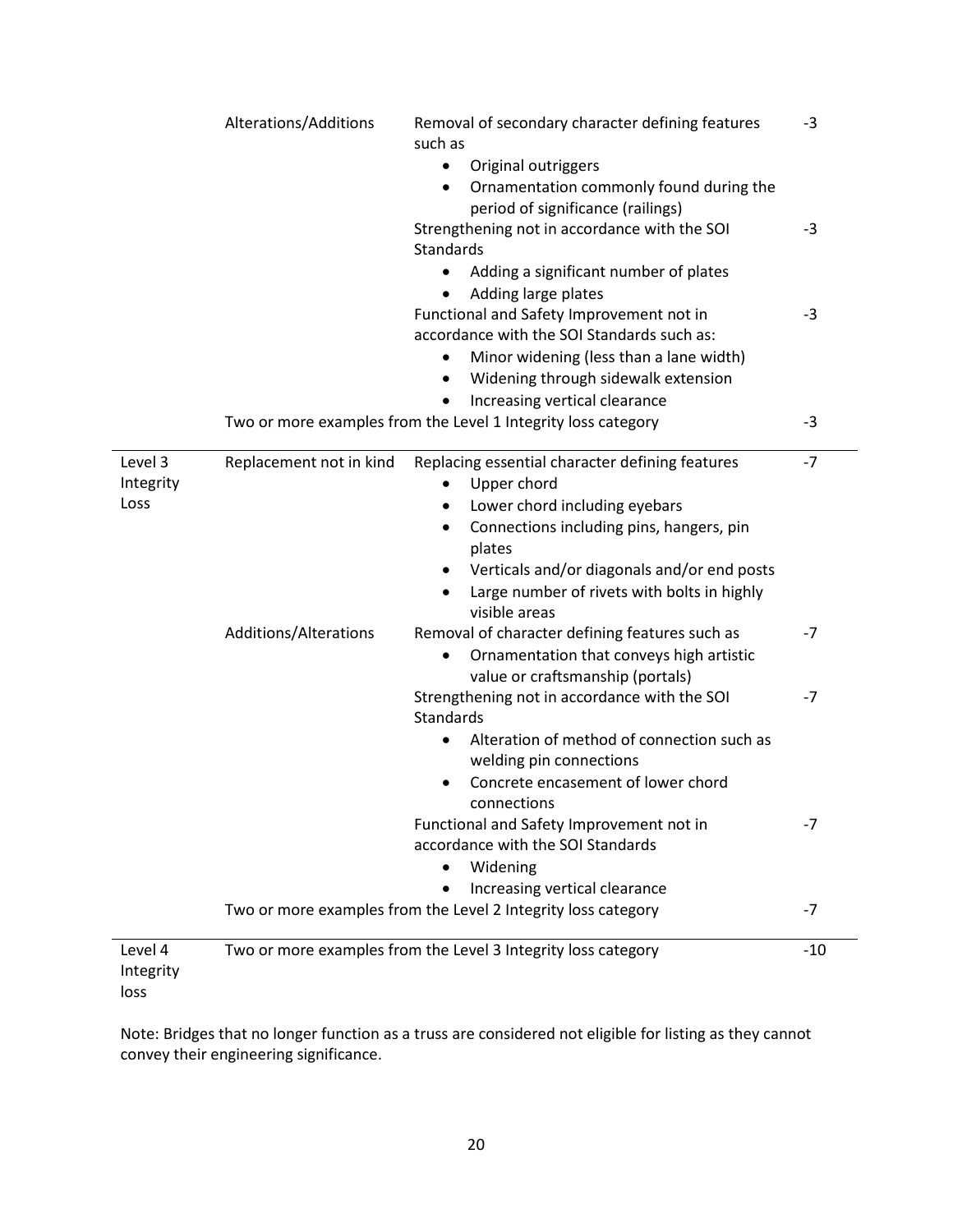| | | | |
|---|---|---|---|
| | Alterations/Additions | Removal of secondary character defining features such as<br>• Original outriggers<br>• Ornamentation commonly found during the period of significance (railings) | -3 |
| | | Strengthening not in accordance with the SOI Standards<br>• Adding a significant number of plates<br>• Adding large plates | -3 |
| | | Functional and Safety Improvement not in accordance with the SOI Standards such as:<br>• Minor widening (less than a lane width)<br>• Widening through sidewalk extension<br>• Increasing vertical clearance | -3 |
| | Two or more examples from the Level 1 Integrity loss category | | -3 |
| Level 3 Integrity Loss | Replacement not in kind | Replacing essential character defining features<br>• Upper chord<br>• Lower chord including eyebars<br>• Connections including pins, hangers, pin plates<br>• Verticals and/or diagonals and/or end posts<br>• Large number of rivets with bolts in highly visible areas | -7 |
| | Additions/Alterations | Removal of character defining features such as<br>• Ornamentation that conveys high artistic value or craftsmanship (portals) | -7 |
| | | Strengthening not in accordance with the SOI Standards<br>• Alteration of method of connection such as welding pin connections<br>• Concrete encasement of lower chord connections | -7 |
| | | Functional and Safety Improvement not in accordance with the SOI Standards<br>• Widening<br>• Increasing vertical clearance | -7 |
| | Two or more examples from the Level 2 Integrity loss category | | -7 |
| Level 4 Integrity loss | Two or more examples from the Level 3 Integrity loss category | | -10 |

Note: Bridges that no longer function as a truss are considered not eligible for listing as they cannot convey their engineering significance.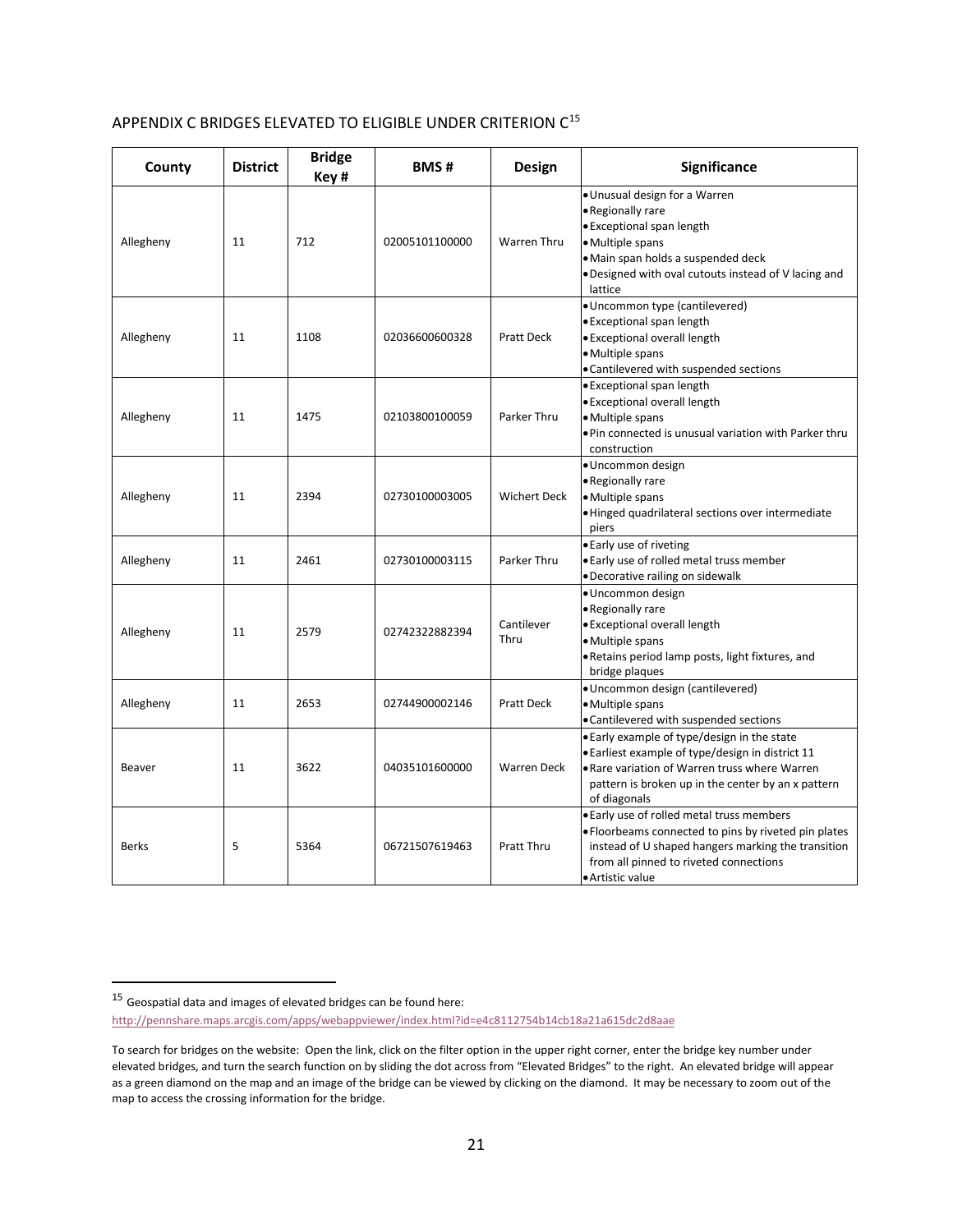## APPENDIX C BRIDGES ELEVATED TO ELIGIBLE UNDER CRITERION C[15]

| County | District | Bridge Key # | BMS # | Design | Significance |
|---|---|---|---|---|---|
| Allegheny | 11 | 712 | 02005101100000 | Warren Thru | • Unusual design for a Warren<br>• Regionally rare<br>• Exceptional span length<br>• Multiple spans<br>• Main span holds a suspended deck<br>• Designed with oval cutouts instead of V lacing and lattice |
| Allegheny | 11 | 1108 | 02036600600328 | Pratt Deck | • Uncommon type (cantilevered)<br>• Exceptional span length<br>• Exceptional overall length<br>• Multiple spans<br>• Cantilevered with suspended sections |
| Allegheny | 11 | 1475 | 02103800100059 | Parker Thru | • Exceptional span length<br>• Exceptional overall length<br>• Multiple spans<br>• Pin connected is unusual variation with Parker thru construction |
| Allegheny | 11 | 2394 | 02730100003005 | Wichert Deck | • Uncommon design<br>• Regionally rare<br>• Multiple spans<br>• Hinged quadrilateral sections over intermediate piers |
| Allegheny | 11 | 2461 | 02730100003115 | Parker Thru | • Early use of riveting<br>• Early use of rolled metal truss member<br>• Decorative railing on sidewalk |
| Allegheny | 11 | 2579 | 02742322882394 | Cantilever Thru | • Uncommon design<br>• Regionally rare<br>• Exceptional overall length<br>• Multiple spans<br>• Retains period lamp posts, light fixtures, and bridge plaques |
| Allegheny | 11 | 2653 | 02744900002146 | Pratt Deck | • Uncommon design (cantilevered)<br>• Multiple spans<br>• Cantilevered with suspended sections |
| Beaver | 11 | 3622 | 04035101600000 | Warren Deck | • Early example of type/design in the state<br>• Earliest example of type/design in district 11<br>• Rare variation of Warren truss where Warren pattern is broken up in the center by an x pattern of diagonals |
| Berks | 5 | 5364 | 06721507619463 | Pratt Thru | • Early use of rolled metal truss members<br>• Floorbeams connected to pins by riveted pin plates instead of U shaped hangers marking the transition from all pinned to riveted connections<br>• Artistic value |

[15] Geospatial data and images of elevated bridges can be found here: http://pennshare.maps.arcgis.com/apps/webappviewer/index.html?id=e4c8112754b14cb18a21a615dc2d8aae

To search for bridges on the website: Open the link, click on the filter option in the upper right corner, enter the bridge key number under elevated bridges, and turn the search function on by sliding the dot across from "Elevated Bridges" to the right. An elevated bridge will appear as a green diamond on the map and an image of the bridge can be viewed by clicking on the diamond. It may be necessary to zoom out of the map to access the crossing information for the bridge.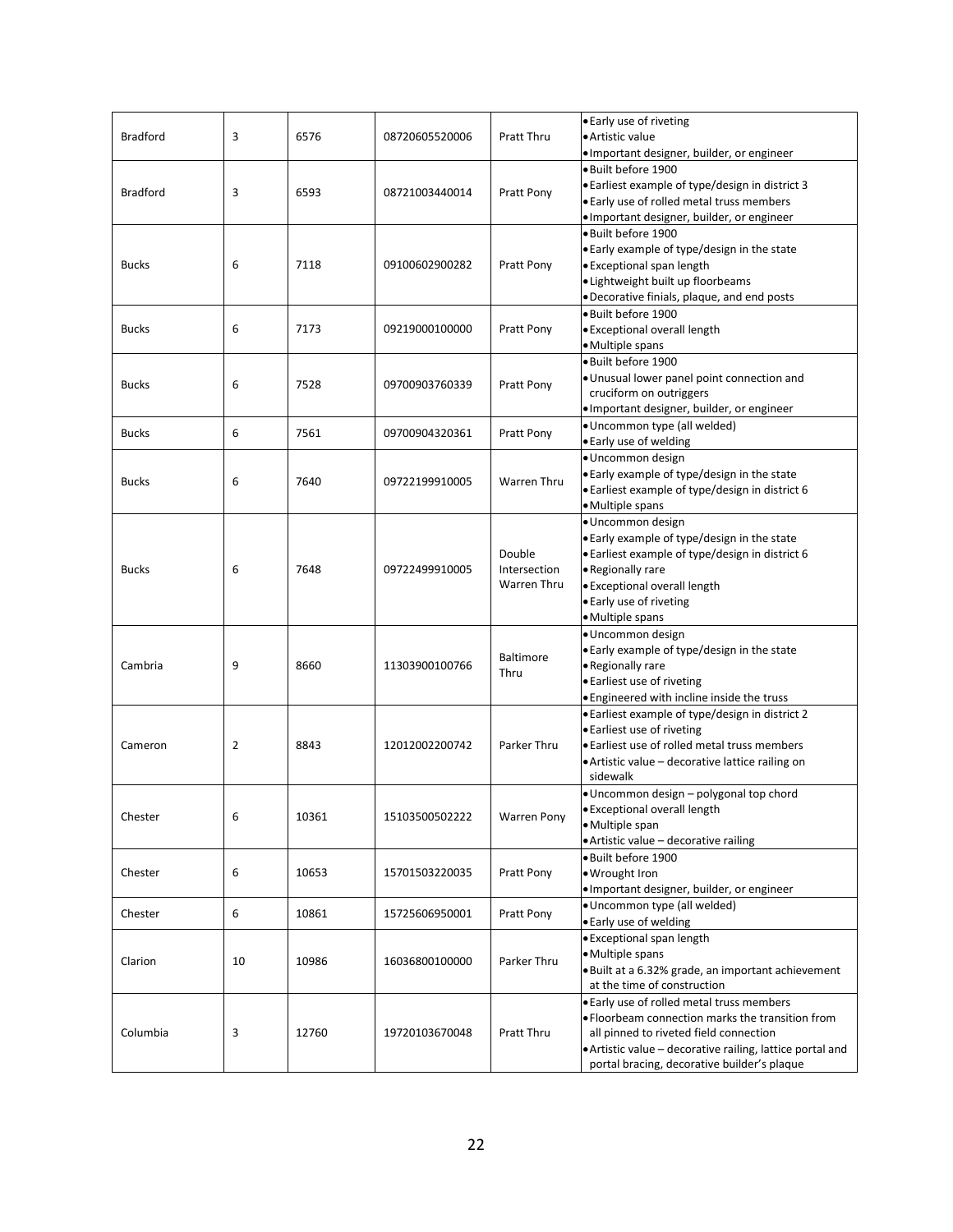| | | | | | |
|---|---|---|---|---|---|
| Bradford | 3 | 6576 | 08720605520006 | Pratt Thru | • Early use of riveting<br>• Artistic value<br>• Important designer, builder, or engineer |
| Bradford | 3 | 6593 | 08721003440014 | Pratt Pony | • Built before 1900<br>• Earliest example of type/design in district 3<br>• Early use of rolled metal truss members<br>• Important designer, builder, or engineer |
| Bucks | 6 | 7118 | 09100602900282 | Pratt Pony | • Built before 1900<br>• Early example of type/design in the state<br>• Exceptional span length<br>• Lightweight built up floorbeams<br>• Decorative finials, plaque, and end posts |
| Bucks | 6 | 7173 | 09219000100000 | Pratt Pony | • Built before 1900<br>• Exceptional overall length<br>• Multiple spans |
| Bucks | 6 | 7528 | 09700903760339 | Pratt Pony | • Built before 1900<br>• Unusual lower panel point connection and cruciform on outriggers<br>• Important designer, builder, or engineer |
| Bucks | 6 | 7561 | 09700904320361 | Pratt Pony | • Uncommon type (all welded)<br>• Early use of welding |
| Bucks | 6 | 7640 | 09722199910005 | Warren Thru | • Uncommon design<br>• Early example of type/design in the state<br>• Earliest example of type/design in district 6<br>• Multiple spans |
| Bucks | 6 | 7648 | 09722499910005 | Double Intersection Warren Thru | • Uncommon design<br>• Early example of type/design in the state<br>• Earliest example of type/design in district 6<br>• Regionally rare<br>• Exceptional overall length<br>• Early use of riveting<br>• Multiple spans |
| Cambria | 9 | 8660 | 11303900100766 | Baltimore Thru | • Uncommon design<br>• Early example of type/design in the state<br>• Regionally rare<br>• Earliest use of riveting<br>• Engineered with incline inside the truss |
| Cameron | 2 | 8843 | 12012002200742 | Parker Thru | • Earliest example of type/design in district 2<br>• Earliest use of riveting<br>• Earliest use of rolled metal truss members<br>• Artistic value – decorative lattice railing on sidewalk |
| Chester | 6 | 10361 | 15103500502222 | Warren Pony | • Uncommon design – polygonal top chord<br>• Exceptional overall length<br>• Multiple span<br>• Artistic value – decorative railing |
| Chester | 6 | 10653 | 15701503220035 | Pratt Pony | • Built before 1900<br>• Wrought Iron<br>• Important designer, builder, or engineer |
| Chester | 6 | 10861 | 15725606950001 | Pratt Pony | • Uncommon type (all welded)<br>• Early use of welding |
| Clarion | 10 | 10986 | 16036800100000 | Parker Thru | • Exceptional span length<br>• Multiple spans<br>• Built at a 6.32% grade, an important achievement at the time of construction |
| Columbia | 3 | 12760 | 19720103670048 | Pratt Thru | • Early use of rolled metal truss members<br>• Floorbeam connection marks the transition from all pinned to riveted field connection<br>• Artistic value – decorative railing, lattice portal and portal bracing, decorative builder's plaque |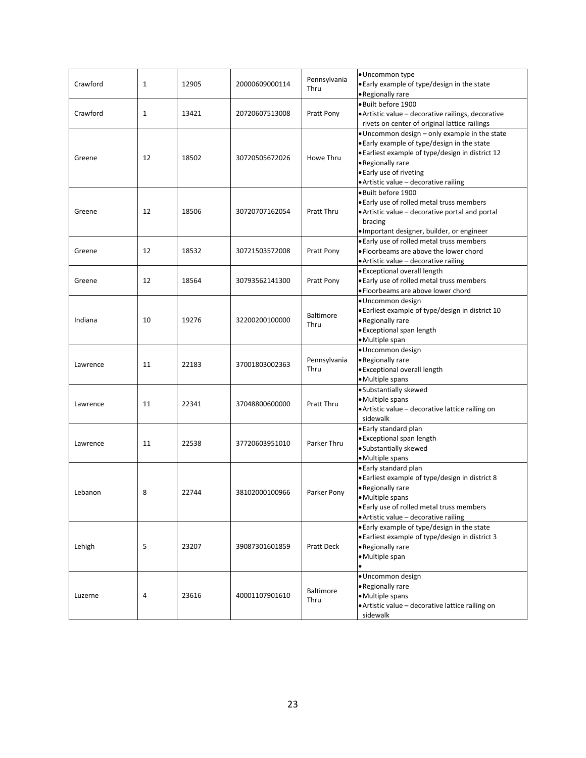| Crawford | 1 | 12905 | 20000609000114 | Pennsylvania Thru | • Uncommon type<br>• Early example of type/design in the state<br>• Regionally rare |
|---|---|---|---|---|---|
| Crawford | 1 | 13421 | 20720607513008 | Pratt Pony | • Built before 1900<br>• Artistic value – decorative railings, decorative rivets on center of original lattice railings |
| Greene | 12 | 18502 | 30720505672026 | Howe Thru | • Uncommon design – only example in the state<br>• Early example of type/design in the state<br>• Earliest example of type/design in district 12<br>• Regionally rare<br>• Early use of riveting<br>• Artistic value – decorative railing |
| Greene | 12 | 18506 | 30720707162054 | Pratt Thru | • Built before 1900<br>• Early use of rolled metal truss members<br>• Artistic value – decorative portal and portal bracing<br>• Important designer, builder, or engineer |
| Greene | 12 | 18532 | 30721503572008 | Pratt Pony | • Early use of rolled metal truss members<br>• Floorbeams are above the lower chord<br>• Artistic value – decorative railing |
| Greene | 12 | 18564 | 30793562141300 | Pratt Pony | • Exceptional overall length<br>• Early use of rolled metal truss members<br>• Floorbeams are above lower chord |
| Indiana | 10 | 19276 | 32200200100000 | Baltimore Thru | • Uncommon design<br>• Earliest example of type/design in district 10<br>• Regionally rare<br>• Exceptional span length<br>• Multiple span |
| Lawrence | 11 | 22183 | 37001803002363 | Pennsylvania Thru | • Uncommon design<br>• Regionally rare<br>• Exceptional overall length<br>• Multiple spans |
| Lawrence | 11 | 22341 | 37048800600000 | Pratt Thru | • Substantially skewed<br>• Multiple spans<br>• Artistic value – decorative lattice railing on sidewalk |
| Lawrence | 11 | 22538 | 37720603951010 | Parker Thru | • Early standard plan<br>• Exceptional span length<br>• Substantially skewed<br>• Multiple spans |
| Lebanon | 8 | 22744 | 38102000100966 | Parker Pony | • Early standard plan<br>• Earliest example of type/design in district 8<br>• Regionally rare<br>• Multiple spans<br>• Early use of rolled metal truss members<br>• Artistic value – decorative railing |
| Lehigh | 5 | 23207 | 39087301601859 | Pratt Deck | • Early example of type/design in the state<br>• Earliest example of type/design in district 3<br>• Regionally rare<br>• Multiple span<br>• |
| Luzerne | 4 | 23616 | 40001107901610 | Baltimore Thru | • Uncommon design<br>• Regionally rare<br>• Multiple spans<br>• Artistic value – decorative lattice railing on sidewalk |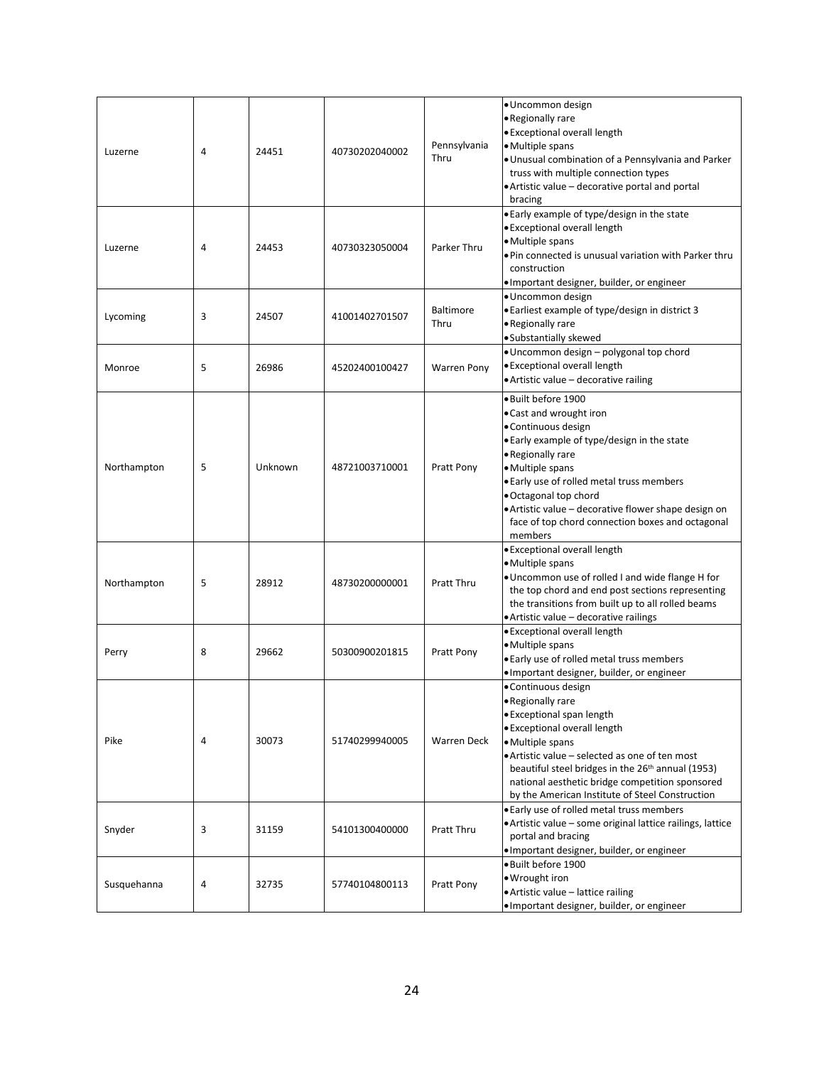| Luzerne | 4 | 24451 | 40730202040002 | Pennsylvania Thru | • Uncommon design<br>• Regionally rare<br>• Exceptional overall length<br>• Multiple spans<br>• Unusual combination of a Pennsylvania and Parker truss with multiple connection types<br>• Artistic value – decorative portal and portal bracing |
|---|---|---|---|---|---|
| Luzerne | 4 | 24453 | 40730323050004 | Parker Thru | • Early example of type/design in the state<br>• Exceptional overall length<br>• Multiple spans<br>• Pin connected is unusual variation with Parker thru construction<br>• Important designer, builder, or engineer |
| Lycoming | 3 | 24507 | 41001402701507 | Baltimore Thru | • Uncommon design<br>• Earliest example of type/design in district 3<br>• Regionally rare<br>• Substantially skewed |
| Monroe | 5 | 26986 | 45202400100427 | Warren Pony | • Uncommon design – polygonal top chord<br>• Exceptional overall length<br>• Artistic value – decorative railing |
| Northampton | 5 | Unknown | 48721003710001 | Pratt Pony | • Built before 1900<br>• Cast and wrought iron<br>• Continuous design<br>• Early example of type/design in the state<br>• Regionally rare<br>• Multiple spans<br>• Early use of rolled metal truss members<br>• Octagonal top chord<br>• Artistic value – decorative flower shape design on face of top chord connection boxes and octagonal members |
| Northampton | 5 | 28912 | 48730200000001 | Pratt Thru | • Exceptional overall length<br>• Multiple spans<br>• Uncommon use of rolled I and wide flange H for the top chord and end post sections representing the transitions from built up to all rolled beams<br>• Artistic value – decorative railings |
| Perry | 8 | 29662 | 50300900201815 | Pratt Pony | • Exceptional overall length<br>• Multiple spans<br>• Early use of rolled metal truss members<br>• Important designer, builder, or engineer |
| Pike | 4 | 30073 | 51740299940005 | Warren Deck | • Continuous design<br>• Regionally rare<br>• Exceptional span length<br>• Exceptional overall length<br>• Multiple spans<br>• Artistic value – selected as one of ten most beautiful steel bridges in the 26th annual (1953) national aesthetic bridge competition sponsored by the American Institute of Steel Construction |
| Snyder | 3 | 31159 | 54101300400000 | Pratt Thru | • Early use of rolled metal truss members<br>• Artistic value – some original lattice railings, lattice portal and bracing<br>• Important designer, builder, or engineer |
| Susquehanna | 4 | 32735 | 57740104800113 | Pratt Pony | • Built before 1900<br>• Wrought iron<br>• Artistic value – lattice railing<br>• Important designer, builder, or engineer |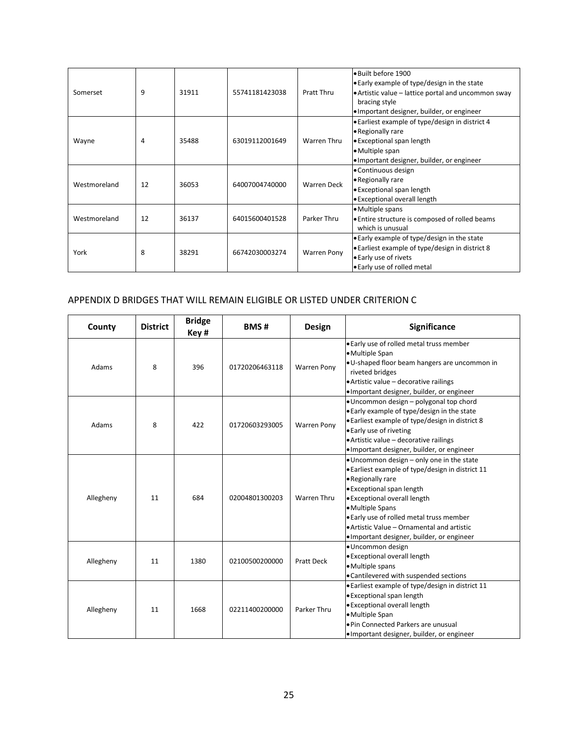| | | | | | |
|---|---|---|---|---|---|
| Somerset | 9 | 31911 | 55741181423038 | Pratt Thru | • Built before 1900<br>• Early example of type/design in the state<br>• Artistic value – lattice portal and uncommon sway bracing style<br>• Important designer, builder, or engineer |
| Wayne | 4 | 35488 | 63019112001649 | Warren Thru | • Earliest example of type/design in district 4<br>• Regionally rare<br>• Exceptional span length<br>• Multiple span<br>• Important designer, builder, or engineer |
| Westmoreland | 12 | 36053 | 64007004740000 | Warren Deck | • Continuous design<br>• Regionally rare<br>• Exceptional span length<br>• Exceptional overall length |
| Westmoreland | 12 | 36137 | 64015600401528 | Parker Thru | • Multiple spans<br>• Entire structure is composed of rolled beams which is unusual |
| York | 8 | 38291 | 66742030003274 | Warren Pony | • Early example of type/design in the state<br>• Earliest example of type/design in district 8<br>• Early use of rivets<br>• Early use of rolled metal |

## APPENDIX D BRIDGES THAT WILL REMAIN ELIGIBLE OR LISTED UNDER CRITERION C

| County | District | Bridge Key # | BMS # | Design | Significance |
|---|---|---|---|---|---|
| Adams | 8 | 396 | 01720206463118 | Warren Pony | • Early use of rolled metal truss member<br>• Multiple Span<br>• U-shaped floor beam hangers are uncommon in riveted bridges<br>• Artistic value – decorative railings<br>• Important designer, builder, or engineer |
| Adams | 8 | 422 | 01720603293005 | Warren Pony | • Uncommon design – polygonal top chord<br>• Early example of type/design in the state<br>• Earliest example of type/design in district 8<br>• Early use of riveting<br>• Artistic value – decorative railings<br>• Important designer, builder, or engineer |
| Allegheny | 11 | 684 | 02004801300203 | Warren Thru | • Uncommon design – only one in the state<br>• Earliest example of type/design in district 11<br>• Regionally rare<br>• Exceptional span length<br>• Exceptional overall length<br>• Multiple Spans<br>• Early use of rolled metal truss member<br>• Artistic Value – Ornamental and artistic<br>• Important designer, builder, or engineer |
| Allegheny | 11 | 1380 | 02100500200000 | Pratt Deck | • Uncommon design<br>• Exceptional overall length<br>• Multiple spans<br>• Cantilevered with suspended sections |
| Allegheny | 11 | 1668 | 02211400200000 | Parker Thru | • Earliest example of type/design in district 11<br>• Exceptional span length<br>• Exceptional overall length<br>• Multiple Span<br>• Pin Connected Parkers are unusual<br>• Important designer, builder, or engineer |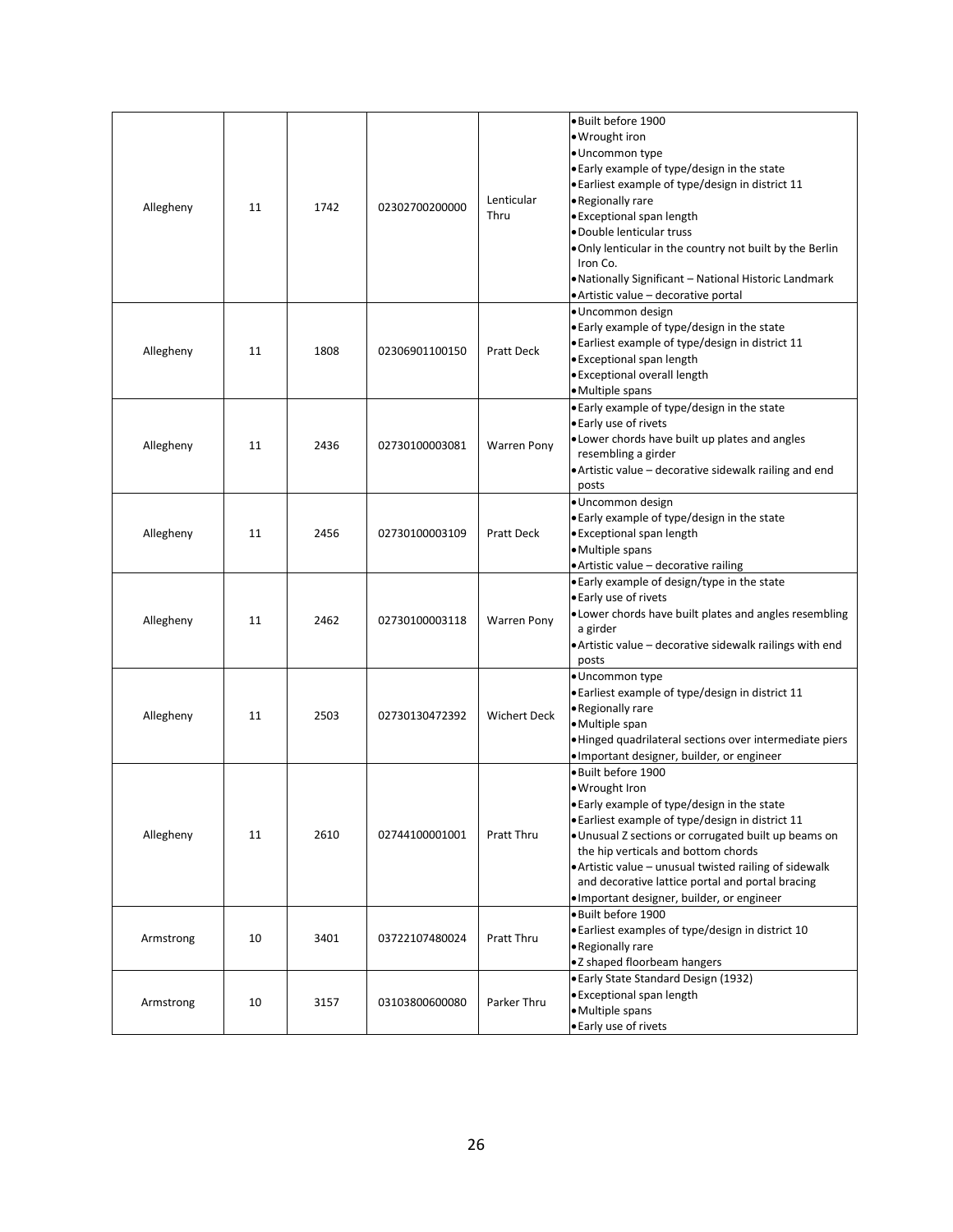| | | | | | |
|---|---|---|---|---|---|
| Allegheny | 11 | 1742 | 02302700200000 | Lenticular Thru | • Built before 1900<br>• Wrought iron<br>• Uncommon type<br>• Early example of type/design in the state<br>• Earliest example of type/design in district 11<br>• Regionally rare<br>• Exceptional span length<br>• Double lenticular truss<br>• Only lenticular in the country not built by the Berlin Iron Co.<br>• Nationally Significant – National Historic Landmark<br>• Artistic value – decorative portal |
| Allegheny | 11 | 1808 | 02306901100150 | Pratt Deck | • Uncommon design<br>• Early example of type/design in the state<br>• Earliest example of type/design in district 11<br>• Exceptional span length<br>• Exceptional overall length<br>• Multiple spans |
| Allegheny | 11 | 2436 | 02730100003081 | Warren Pony | • Early example of type/design in the state<br>• Early use of rivets<br>• Lower chords have built up plates and angles resembling a girder<br>• Artistic value – decorative sidewalk railing and end posts |
| Allegheny | 11 | 2456 | 02730100003109 | Pratt Deck | • Uncommon design<br>• Early example of type/design in the state<br>• Exceptional span length<br>• Multiple spans<br>• Artistic value – decorative railing |
| Allegheny | 11 | 2462 | 02730100003118 | Warren Pony | • Early example of design/type in the state<br>• Early use of rivets<br>• Lower chords have built plates and angles resembling a girder<br>• Artistic value – decorative sidewalk railings with end posts |
| Allegheny | 11 | 2503 | 02730130472392 | Wichert Deck | • Uncommon type<br>• Earliest example of type/design in district 11<br>• Regionally rare<br>• Multiple span<br>• Hinged quadrilateral sections over intermediate piers<br>• Important designer, builder, or engineer |
| Allegheny | 11 | 2610 | 02744100001001 | Pratt Thru | • Built before 1900<br>• Wrought Iron<br>• Early example of type/design in the state<br>• Earliest example of type/design in district 11<br>• Unusual Z sections or corrugated built up beams on the hip verticals and bottom chords<br>• Artistic value – unusual twisted railing of sidewalk and decorative lattice portal and portal bracing<br>• Important designer, builder, or engineer |
| Armstrong | 10 | 3401 | 03722107480024 | Pratt Thru | • Built before 1900<br>• Earliest examples of type/design in district 10<br>• Regionally rare<br>• Z shaped floorbeam hangers |
| Armstrong | 10 | 3157 | 03103800600080 | Parker Thru | • Early State Standard Design (1932)<br>• Exceptional span length<br>• Multiple spans<br>• Early use of rivets |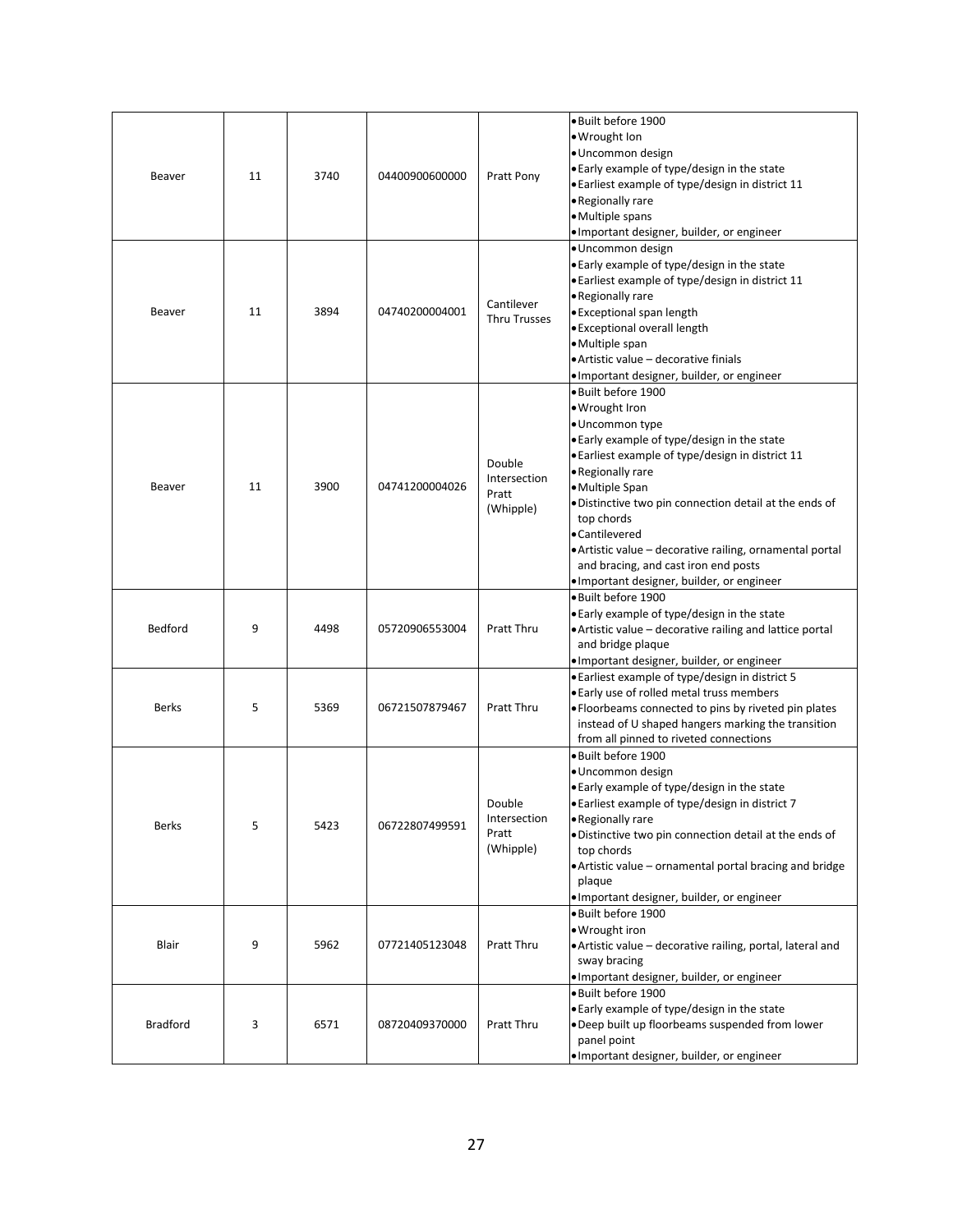| | | | | | |
|---|---|---|---|---|---|
| Beaver | 11 | 3740 | 04400900600000 | Pratt Pony | • Built before 1900<br>• Wrought Ion<br>• Uncommon design<br>• Early example of type/design in the state<br>• Earliest example of type/design in district 11<br>• Regionally rare<br>• Multiple spans<br>• Important designer, builder, or engineer |
| Beaver | 11 | 3894 | 04740200004001 | Cantilever Thru Trusses | • Uncommon design<br>• Early example of type/design in the state<br>• Earliest example of type/design in district 11<br>• Regionally rare<br>• Exceptional span length<br>• Exceptional overall length<br>• Multiple span<br>• Artistic value – decorative finials<br>• Important designer, builder, or engineer |
| Beaver | 11 | 3900 | 04741200004026 | Double Intersection Pratt (Whipple) | • Built before 1900<br>• Wrought Iron<br>• Uncommon type<br>• Early example of type/design in the state<br>• Earliest example of type/design in district 11<br>• Regionally rare<br>• Multiple Span<br>• Distinctive two pin connection detail at the ends of top chords<br>• Cantilevered<br>• Artistic value – decorative railing, ornamental portal and bracing, and cast iron end posts<br>• Important designer, builder, or engineer |
| Bedford | 9 | 4498 | 05720906553004 | Pratt Thru | • Built before 1900<br>• Early example of type/design in the state<br>• Artistic value – decorative railing and lattice portal and bridge plaque<br>• Important designer, builder, or engineer |
| Berks | 5 | 5369 | 06721507879467 | Pratt Thru | • Earliest example of type/design in district 5<br>• Early use of rolled metal truss members<br>• Floorbeams connected to pins by riveted pin plates instead of U shaped hangers marking the transition from all pinned to riveted connections |
| Berks | 5 | 5423 | 06722807499591 | Double Intersection Pratt (Whipple) | • Built before 1900<br>• Uncommon design<br>• Early example of type/design in the state<br>• Earliest example of type/design in district 7<br>• Regionally rare<br>• Distinctive two pin connection detail at the ends of top chords<br>• Artistic value – ornamental portal bracing and bridge plaque<br>• Important designer, builder, or engineer |
| Blair | 9 | 5962 | 07721405123048 | Pratt Thru | • Built before 1900<br>• Wrought iron<br>• Artistic value – decorative railing, portal, lateral and sway bracing<br>• Important designer, builder, or engineer |
| Bradford | 3 | 6571 | 08720409370000 | Pratt Thru | • Built before 1900<br>• Early example of type/design in the state<br>• Deep built up floorbeams suspended from lower panel point<br>• Important designer, builder, or engineer |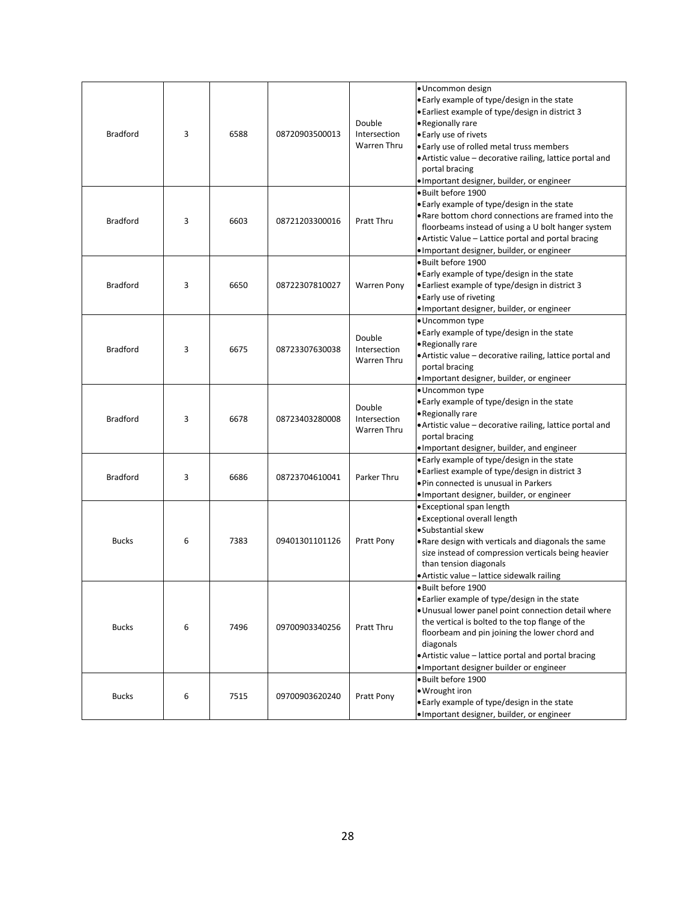| | | | | | |
|---|---|---|---|---|---|
| Bradford | 3 | 6588 | 08720903500013 | Double Intersection Warren Thru | • Uncommon design<br>• Early example of type/design in the state<br>• Earliest example of type/design in district 3<br>• Regionally rare<br>• Early use of rivets<br>• Early use of rolled metal truss members<br>• Artistic value – decorative railing, lattice portal and portal bracing<br>• Important designer, builder, or engineer |
| Bradford | 3 | 6603 | 08721203300016 | Pratt Thru | • Built before 1900<br>• Early example of type/design in the state<br>• Rare bottom chord connections are framed into the floorbeams instead of using a U bolt hanger system<br>• Artistic Value – Lattice portal and portal bracing<br>• Important designer, builder, or engineer |
| Bradford | 3 | 6650 | 08722307810027 | Warren Pony | • Built before 1900<br>• Early example of type/design in the state<br>• Earliest example of type/design in district 3<br>• Early use of riveting<br>• Important designer, builder, or engineer |
| Bradford | 3 | 6675 | 08723307630038 | Double Intersection Warren Thru | • Uncommon type<br>• Early example of type/design in the state<br>• Regionally rare<br>• Artistic value – decorative railing, lattice portal and portal bracing<br>• Important designer, builder, or engineer |
| Bradford | 3 | 6678 | 08723403280008 | Double Intersection Warren Thru | • Uncommon type<br>• Early example of type/design in the state<br>• Regionally rare<br>• Artistic value – decorative railing, lattice portal and portal bracing<br>• Important designer, builder, and engineer |
| Bradford | 3 | 6686 | 08723704610041 | Parker Thru | • Early example of type/design in the state<br>• Earliest example of type/design in district 3<br>• Pin connected is unusual in Parkers<br>• Important designer, builder, or engineer |
| Bucks | 6 | 7383 | 09401301101126 | Pratt Pony | • Exceptional span length<br>• Exceptional overall length<br>• Substantial skew<br>• Rare design with verticals and diagonals the same size instead of compression verticals being heavier than tension diagonals<br>• Artistic value – lattice sidewalk railing |
| Bucks | 6 | 7496 | 09700903340256 | Pratt Thru | • Built before 1900<br>• Earlier example of type/design in the state<br>• Unusual lower panel point connection detail where the vertical is bolted to the top flange of the floorbeam and pin joining the lower chord and diagonals<br>• Artistic value – lattice portal and portal bracing<br>• Important designer builder or engineer |
| Bucks | 6 | 7515 | 09700903620240 | Pratt Pony | • Built before 1900<br>• Wrought iron<br>• Early example of type/design in the state<br>• Important designer, builder, or engineer |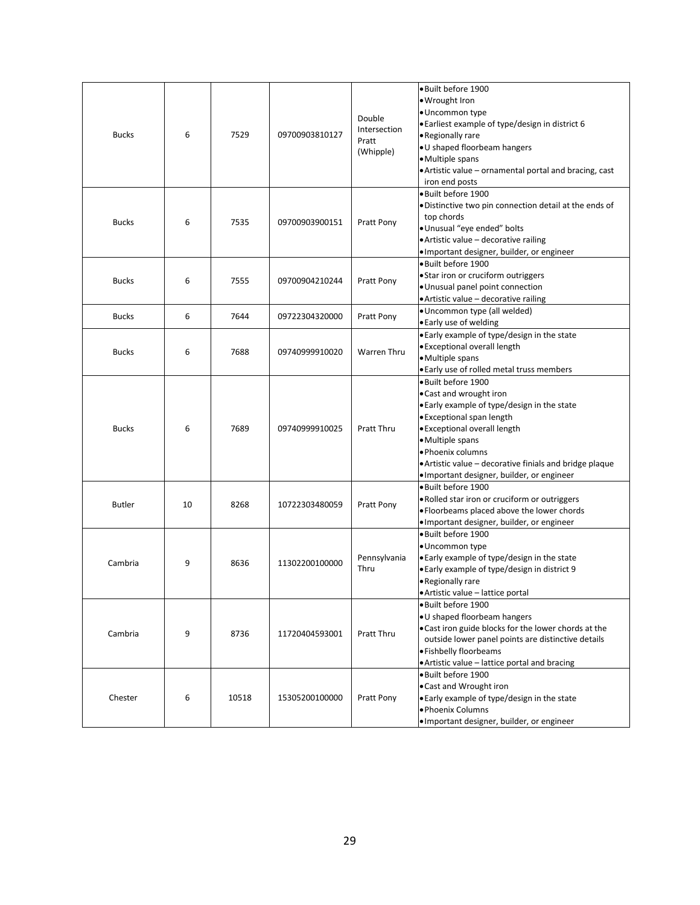| | | | | | |
|---|---|---|---|---|---|
| Bucks | 6 | 7529 | 09700903810127 | Double Intersection Pratt (Whipple) | • Built before 1900<br>• Wrought Iron<br>• Uncommon type<br>• Earliest example of type/design in district 6<br>• Regionally rare<br>• U shaped floorbeam hangers<br>• Multiple spans<br>• Artistic value – ornamental portal and bracing, cast iron end posts |
| Bucks | 6 | 7535 | 09700903900151 | Pratt Pony | • Built before 1900<br>• Distinctive two pin connection detail at the ends of top chords<br>• Unusual "eye ended" bolts<br>• Artistic value – decorative railing<br>• Important designer, builder, or engineer |
| Bucks | 6 | 7555 | 09700904210244 | Pratt Pony | • Built before 1900<br>• Star iron or cruciform outriggers<br>• Unusual panel point connection<br>• Artistic value – decorative railing |
| Bucks | 6 | 7644 | 09722304320000 | Pratt Pony | • Uncommon type (all welded)<br>• Early use of welding |
| Bucks | 6 | 7688 | 09740999910020 | Warren Thru | • Early example of type/design in the state<br>• Exceptional overall length<br>• Multiple spans<br>• Early use of rolled metal truss members |
| Bucks | 6 | 7689 | 09740999910025 | Pratt Thru | • Built before 1900<br>• Cast and wrought iron<br>• Early example of type/design in the state<br>• Exceptional span length<br>• Exceptional overall length<br>• Multiple spans<br>• Phoenix columns<br>• Artistic value – decorative finials and bridge plaque<br>• Important designer, builder, or engineer |
| Butler | 10 | 8268 | 10722303480059 | Pratt Pony | • Built before 1900<br>• Rolled star iron or cruciform or outriggers<br>• Floorbeams placed above the lower chords<br>• Important designer, builder, or engineer |
| Cambria | 9 | 8636 | 11302200100000 | Pennsylvania Thru | • Built before 1900<br>• Uncommon type<br>• Early example of type/design in the state<br>• Early example of type/design in district 9<br>• Regionally rare<br>• Artistic value – lattice portal |
| Cambria | 9 | 8736 | 11720404593001 | Pratt Thru | • Built before 1900<br>• U shaped floorbeam hangers<br>• Cast iron guide blocks for the lower chords at the outside lower panel points are distinctive details<br>• Fishbelly floorbeams<br>• Artistic value – lattice portal and bracing |
| Chester | 6 | 10518 | 15305200100000 | Pratt Pony | • Built before 1900<br>• Cast and Wrought iron<br>• Early example of type/design in the state<br>• Phoenix Columns<br>• Important designer, builder, or engineer |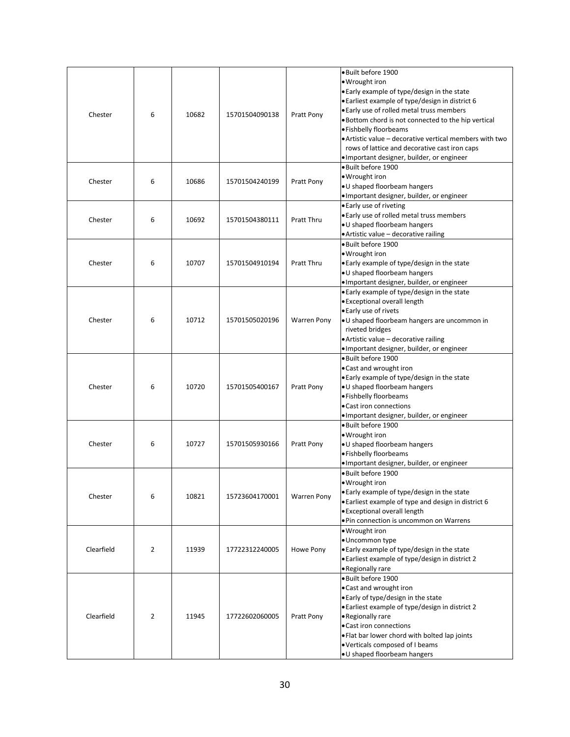| | | | | | |
|---|---|---|---|---|---|
| Chester | 6 | 10682 | 15701504090138 | Pratt Pony | • Built before 1900<br>• Wrought iron<br>• Early example of type/design in the state<br>• Earliest example of type/design in district 6<br>• Early use of rolled metal truss members<br>• Bottom chord is not connected to the hip vertical<br>• Fishbelly floorbeams<br>• Artistic value – decorative vertical members with two rows of lattice and decorative cast iron caps<br>• Important designer, builder, or engineer |
| Chester | 6 | 10686 | 15701504240199 | Pratt Pony | • Built before 1900<br>• Wrought iron<br>• U shaped floorbeam hangers<br>• Important designer, builder, or engineer |
| Chester | 6 | 10692 | 15701504380111 | Pratt Thru | • Early use of riveting<br>• Early use of rolled metal truss members<br>• U shaped floorbeam hangers<br>• Artistic value – decorative railing |
| Chester | 6 | 10707 | 15701504910194 | Pratt Thru | • Built before 1900<br>• Wrought iron<br>• Early example of type/design in the state<br>• U shaped floorbeam hangers<br>• Important designer, builder, or engineer |
| Chester | 6 | 10712 | 15701505020196 | Warren Pony | • Early example of type/design in the state<br>• Exceptional overall length<br>• Early use of rivets<br>• U shaped floorbeam hangers are uncommon in riveted bridges<br>• Artistic value – decorative railing<br>• Important designer, builder, or engineer |
| Chester | 6 | 10720 | 15701505400167 | Pratt Pony | • Built before 1900<br>• Cast and wrought iron<br>• Early example of type/design in the state<br>• U shaped floorbeam hangers<br>• Fishbelly floorbeams<br>• Cast iron connections<br>• Important designer, builder, or engineer |
| Chester | 6 | 10727 | 15701505930166 | Pratt Pony | • Built before 1900<br>• Wrought iron<br>• U shaped floorbeam hangers<br>• Fishbelly floorbeams<br>• Important designer, builder, or engineer |
| Chester | 6 | 10821 | 15723604170001 | Warren Pony | • Built before 1900<br>• Wrought iron<br>• Early example of type/design in the state<br>• Earliest example of type and design in district 6<br>• Exceptional overall length<br>• Pin connection is uncommon on Warrens |
| Clearfield | 2 | 11939 | 17722312240005 | Howe Pony | • Wrought iron<br>• Uncommon type<br>• Early example of type/design in the state<br>• Earliest example of type/design in district 2<br>• Regionally rare |
| Clearfield | 2 | 11945 | 17722602060005 | Pratt Pony | • Built before 1900<br>• Cast and wrought iron<br>• Early of type/design in the state<br>• Earliest example of type/design in district 2<br>• Regionally rare<br>• Cast iron connections<br>• Flat bar lower chord with bolted lap joints<br>• Verticals composed of I beams<br>• U shaped floorbeam hangers |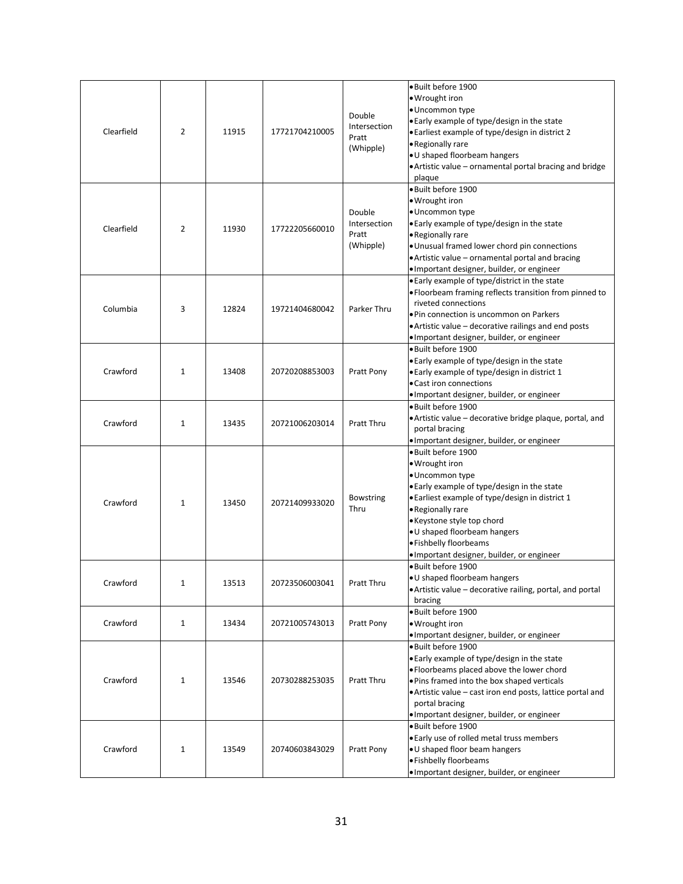| | | | | | |
|---|---|---|---|---|---|
| Clearfield | 2 | 11915 | 17721704210005 | Double Intersection Pratt (Whipple) | • Built before 1900<br>• Wrought iron<br>• Uncommon type<br>• Early example of type/design in the state<br>• Earliest example of type/design in district 2<br>• Regionally rare<br>• U shaped floorbeam hangers<br>• Artistic value – ornamental portal bracing and bridge plaque |
| Clearfield | 2 | 11930 | 17722205660010 | Double Intersection Pratt (Whipple) | • Built before 1900<br>• Wrought iron<br>• Uncommon type<br>• Early example of type/design in the state<br>• Regionally rare<br>• Unusual framed lower chord pin connections<br>• Artistic value – ornamental portal and bracing<br>• Important designer, builder, or engineer |
| Columbia | 3 | 12824 | 19721404680042 | Parker Thru | • Early example of type/district in the state<br>• Floorbeam framing reflects transition from pinned to riveted connections<br>• Pin connection is uncommon on Parkers<br>• Artistic value – decorative railings and end posts<br>• Important designer, builder, or engineer |
| Crawford | 1 | 13408 | 20720208853003 | Pratt Pony | • Built before 1900<br>• Early example of type/design in the state<br>• Early example of type/design in district 1<br>• Cast iron connections<br>• Important designer, builder, or engineer |
| Crawford | 1 | 13435 | 20721006203014 | Pratt Thru | • Built before 1900<br>• Artistic value – decorative bridge plaque, portal, and portal bracing<br>• Important designer, builder, or engineer |
| Crawford | 1 | 13450 | 20721409933020 | Bowstring Thru | • Built before 1900<br>• Wrought iron<br>• Uncommon type<br>• Early example of type/design in the state<br>• Earliest example of type/design in district 1<br>• Regionally rare<br>• Keystone style top chord<br>• U shaped floorbeam hangers<br>• Fishbelly floorbeams<br>• Important designer, builder, or engineer |
| Crawford | 1 | 13513 | 20723506003041 | Pratt Thru | • Built before 1900<br>• U shaped floorbeam hangers<br>• Artistic value – decorative railing, portal, and portal bracing |
| Crawford | 1 | 13434 | 20721005743013 | Pratt Pony | • Built before 1900<br>• Wrought iron<br>• Important designer, builder, or engineer |
| Crawford | 1 | 13546 | 20730288253035 | Pratt Thru | • Built before 1900<br>• Early example of type/design in the state<br>• Floorbeams placed above the lower chord<br>• Pins framed into the box shaped verticals<br>• Artistic value – cast iron end posts, lattice portal and portal bracing<br>• Important designer, builder, or engineer |
| Crawford | 1 | 13549 | 20740603843029 | Pratt Pony | • Built before 1900<br>• Early use of rolled metal truss members<br>• U shaped floor beam hangers<br>• Fishbelly floorbeams<br>• Important designer, builder, or engineer |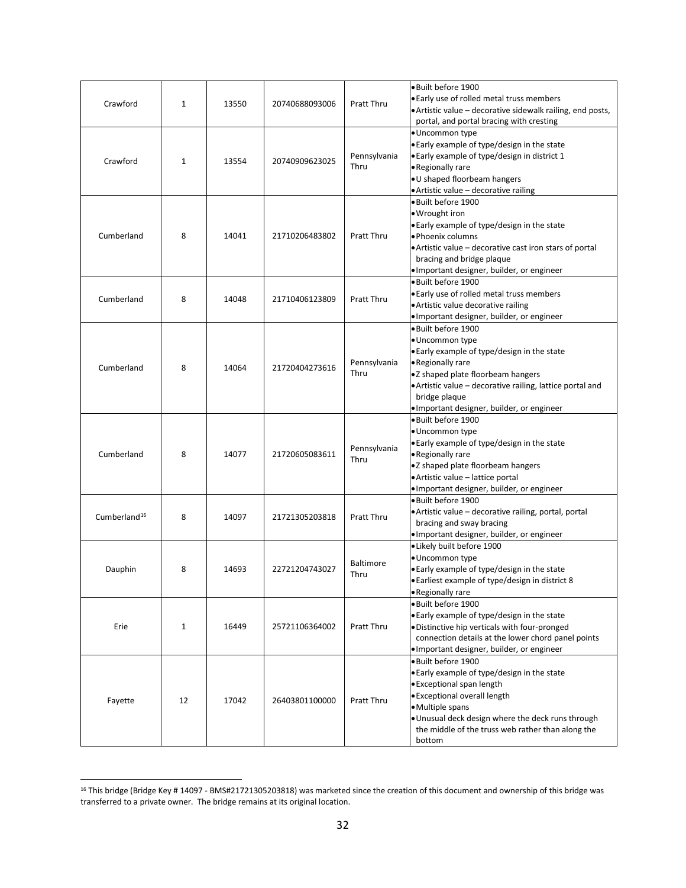| | | | | | |
|---|---|---|---|---|---|
| Crawford | 1 | 13550 | 20740688093006 | Pratt Thru | • Built before 1900<br>• Early use of rolled metal truss members<br>• Artistic value – decorative sidewalk railing, end posts, portal, and portal bracing with cresting |
| Crawford | 1 | 13554 | 20740909623025 | Pennsylvania Thru | • Uncommon type<br>• Early example of type/design in the state<br>• Early example of type/design in district 1<br>• Regionally rare<br>• U shaped floorbeam hangers<br>• Artistic value – decorative railing |
| Cumberland | 8 | 14041 | 21710206483802 | Pratt Thru | • Built before 1900<br>• Wrought iron<br>• Early example of type/design in the state<br>• Phoenix columns<br>• Artistic value – decorative cast iron stars of portal bracing and bridge plaque<br>• Important designer, builder, or engineer |
| Cumberland | 8 | 14048 | 21710406123809 | Pratt Thru | • Built before 1900<br>• Early use of rolled metal truss members<br>• Artistic value decorative railing<br>• Important designer, builder, or engineer |
| Cumberland | 8 | 14064 | 21720404273616 | Pennsylvania Thru | • Built before 1900<br>• Uncommon type<br>• Early example of type/design in the state<br>• Regionally rare<br>• Z shaped plate floorbeam hangers<br>• Artistic value – decorative railing, lattice portal and bridge plaque<br>• Important designer, builder, or engineer |
| Cumberland | 8 | 14077 | 21720605083611 | Pennsylvania Thru | • Built before 1900<br>• Uncommon type<br>• Early example of type/design in the state<br>• Regionally rare<br>• Z shaped plate floorbeam hangers<br>• Artistic value – lattice portal<br>• Important designer, builder, or engineer |
| Cumberland[16] | 8 | 14097 | 21721305203818 | Pratt Thru | • Built before 1900<br>• Artistic value – decorative railing, portal, portal bracing and sway bracing<br>• Important designer, builder, or engineer |
| Dauphin | 8 | 14693 | 22721204743027 | Baltimore Thru | • Likely built before 1900<br>• Uncommon type<br>• Early example of type/design in the state<br>• Earliest example of type/design in district 8<br>• Regionally rare |
| Erie | 1 | 16449 | 25721106364002 | Pratt Thru | • Built before 1900<br>• Early example of type/design in the state<br>• Distinctive hip verticals with four-pronged connection details at the lower chord panel points<br>• Important designer, builder, or engineer |
| Fayette | 12 | 17042 | 26403801100000 | Pratt Thru | • Built before 1900<br>• Early example of type/design in the state<br>• Exceptional span length<br>• Exceptional overall length<br>• Multiple spans<br>• Unusual deck design where the deck runs through the middle of the truss web rather than along the bottom |

[16] This bridge (Bridge Key # 14097 - BMS#21721305203818) was marketed since the creation of this document and ownership of this bridge was transferred to a private owner. The bridge remains at its original location.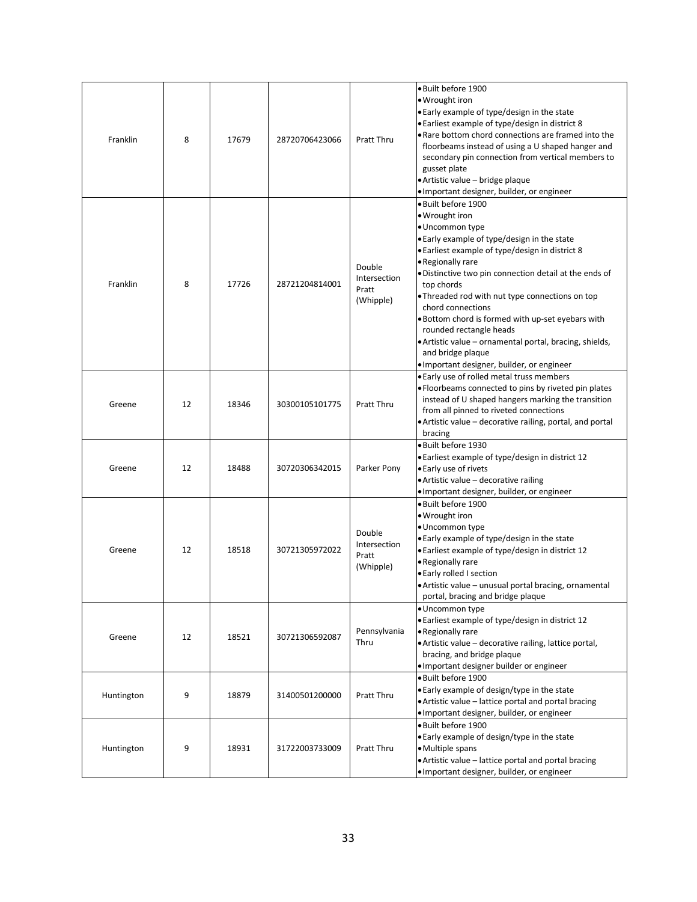| | | | | | |
|---|---|---|---|---|---|
| Franklin | 8 | 17679 | 28720706423066 | Pratt Thru | • Built before 1900<br>• Wrought iron<br>• Early example of type/design in the state<br>• Earliest example of type/design in district 8<br>• Rare bottom chord connections are framed into the floorbeams instead of using a U shaped hanger and secondary pin connection from vertical members to gusset plate<br>• Artistic value – bridge plaque<br>• Important designer, builder, or engineer |
| Franklin | 8 | 17726 | 28721204814001 | Double Intersection Pratt (Whipple) | • Built before 1900<br>• Wrought iron<br>• Uncommon type<br>• Early example of type/design in the state<br>• Earliest example of type/design in district 8<br>• Regionally rare<br>• Distinctive two pin connection detail at the ends of top chords<br>• Threaded rod with nut type connections on top chord connections<br>• Bottom chord is formed with up-set eyebars with rounded rectangle heads<br>• Artistic value – ornamental portal, bracing, shields, and bridge plaque<br>• Important designer, builder, or engineer |
| Greene | 12 | 18346 | 30300105101775 | Pratt Thru | • Early use of rolled metal truss members<br>• Floorbeams connected to pins by riveted pin plates instead of U shaped hangers marking the transition from all pinned to riveted connections<br>• Artistic value – decorative railing, portal, and portal bracing |
| Greene | 12 | 18488 | 30720306342015 | Parker Pony | • Built before 1930<br>• Earliest example of type/design in district 12<br>• Early use of rivets<br>• Artistic value – decorative railing<br>• Important designer, builder, or engineer |
| Greene | 12 | 18518 | 30721305972022 | Double Intersection Pratt (Whipple) | • Built before 1900<br>• Wrought iron<br>• Uncommon type<br>• Early example of type/design in the state<br>• Earliest example of type/design in district 12<br>• Regionally rare<br>• Early rolled I section<br>• Artistic value – unusual portal bracing, ornamental portal, bracing and bridge plaque |
| Greene | 12 | 18521 | 30721306592087 | Pennsylvania Thru | • Uncommon type<br>• Earliest example of type/design in district 12<br>• Regionally rare<br>• Artistic value – decorative railing, lattice portal, bracing, and bridge plaque<br>• Important designer builder or engineer |
| Huntington | 9 | 18879 | 31400501200000 | Pratt Thru | • Built before 1900<br>• Early example of design/type in the state<br>• Artistic value – lattice portal and portal bracing<br>• Important designer, builder, or engineer |
| Huntington | 9 | 18931 | 31722003733009 | Pratt Thru | • Built before 1900<br>• Early example of design/type in the state<br>• Multiple spans<br>• Artistic value – lattice portal and portal bracing<br>• Important designer, builder, or engineer |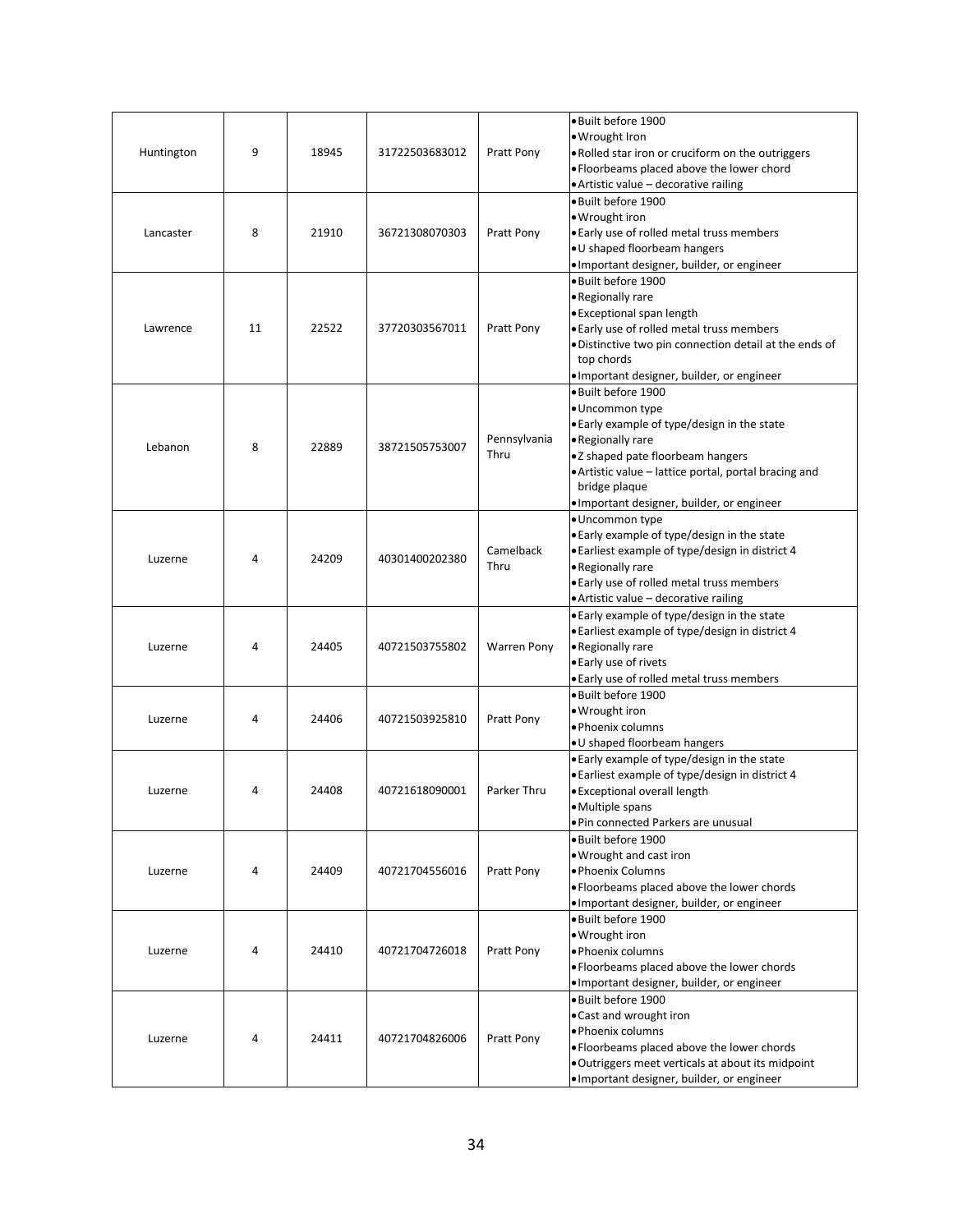| | | | | | |
|---|---|---|---|---|---|
| Huntington | 9 | 18945 | 31722503683012 | Pratt Pony | • Built before 1900<br>• Wrought Iron<br>• Rolled star iron or cruciform on the outriggers<br>• Floorbeams placed above the lower chord<br>• Artistic value – decorative railing |
| Lancaster | 8 | 21910 | 36721308070303 | Pratt Pony | • Built before 1900<br>• Wrought iron<br>• Early use of rolled metal truss members<br>• U shaped floorbeam hangers<br>• Important designer, builder, or engineer |
| Lawrence | 11 | 22522 | 37720303567011 | Pratt Pony | • Built before 1900<br>• Regionally rare<br>• Exceptional span length<br>• Early use of rolled metal truss members<br>• Distinctive two pin connection detail at the ends of top chords<br>• Important designer, builder, or engineer |
| Lebanon | 8 | 22889 | 38721505753007 | Pennsylvania Thru | • Built before 1900<br>• Uncommon type<br>• Early example of type/design in the state<br>• Regionally rare<br>• Z shaped pate floorbeam hangers<br>• Artistic value – lattice portal, portal bracing and bridge plaque<br>• Important designer, builder, or engineer |
| Luzerne | 4 | 24209 | 40301400202380 | Camelback Thru | • Uncommon type<br>• Early example of type/design in the state<br>• Earliest example of type/design in district 4<br>• Regionally rare<br>• Early use of rolled metal truss members<br>• Artistic value – decorative railing |
| Luzerne | 4 | 24405 | 40721503755802 | Warren Pony | • Early example of type/design in the state<br>• Earliest example of type/design in district 4<br>• Regionally rare<br>• Early use of rivets<br>• Early use of rolled metal truss members |
| Luzerne | 4 | 24406 | 40721503925810 | Pratt Pony | • Built before 1900<br>• Wrought iron<br>• Phoenix columns<br>• U shaped floorbeam hangers |
| Luzerne | 4 | 24408 | 40721618090001 | Parker Thru | • Early example of type/design in the state<br>• Earliest example of type/design in district 4<br>• Exceptional overall length<br>• Multiple spans<br>• Pin connected Parkers are unusual |
| Luzerne | 4 | 24409 | 40721704556016 | Pratt Pony | • Built before 1900<br>• Wrought and cast iron<br>• Phoenix Columns<br>• Floorbeams placed above the lower chords<br>• Important designer, builder, or engineer |
| Luzerne | 4 | 24410 | 40721704726018 | Pratt Pony | • Built before 1900<br>• Wrought iron<br>• Phoenix columns<br>• Floorbeams placed above the lower chords<br>• Important designer, builder, or engineer |
| Luzerne | 4 | 24411 | 40721704826006 | Pratt Pony | • Built before 1900<br>• Cast and wrought iron<br>• Phoenix columns<br>• Floorbeams placed above the lower chords<br>• Outriggers meet verticals at about its midpoint<br>• Important designer, builder, or engineer |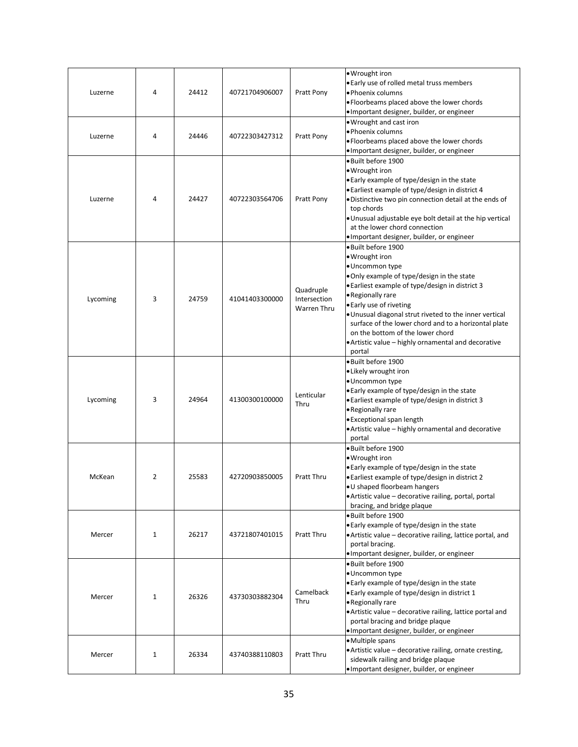| | | | | | |
|---|---|---|---|---|---|
| Luzerne | 4 | 24412 | 40721704906007 | Pratt Pony | • Wrought iron<br>• Early use of rolled metal truss members<br>• Phoenix columns<br>• Floorbeams placed above the lower chords<br>• Important designer, builder, or engineer |
| Luzerne | 4 | 24446 | 40722303427312 | Pratt Pony | • Wrought and cast iron<br>• Phoenix columns<br>• Floorbeams placed above the lower chords<br>• Important designer, builder, or engineer |
| Luzerne | 4 | 24427 | 40722303564706 | Pratt Pony | • Built before 1900<br>• Wrought iron<br>• Early example of type/design in the state<br>• Earliest example of type/design in district 4<br>• Distinctive two pin connection detail at the ends of top chords<br>• Unusual adjustable eye bolt detail at the hip vertical at the lower chord connection<br>• Important designer, builder, or engineer |
| Lycoming | 3 | 24759 | 41041403300000 | Quadruple Intersection Warren Thru | • Built before 1900<br>• Wrought iron<br>• Uncommon type<br>• Only example of type/design in the state<br>• Earliest example of type/design in district 3<br>• Regionally rare<br>• Early use of riveting<br>• Unusual diagonal strut riveted to the inner vertical surface of the lower chord and to a horizontal plate on the bottom of the lower chord<br>• Artistic value – highly ornamental and decorative portal |
| Lycoming | 3 | 24964 | 41300300100000 | Lenticular Thru | • Built before 1900<br>• Likely wrought iron<br>• Uncommon type<br>• Early example of type/design in the state<br>• Earliest example of type/design in district 3<br>• Regionally rare<br>• Exceptional span length<br>• Artistic value – highly ornamental and decorative portal |
| McKean | 2 | 25583 | 42720903850005 | Pratt Thru | • Built before 1900<br>• Wrought iron<br>• Early example of type/design in the state<br>• Earliest example of type/design in district 2<br>• U shaped floorbeam hangers<br>• Artistic value – decorative railing, portal, portal bracing, and bridge plaque |
| Mercer | 1 | 26217 | 43721807401015 | Pratt Thru | • Built before 1900<br>• Early example of type/design in the state<br>• Artistic value – decorative railing, lattice portal, and portal bracing.<br>• Important designer, builder, or engineer |
| Mercer | 1 | 26326 | 43730303882304 | Camelback Thru | • Built before 1900<br>• Uncommon type<br>• Early example of type/design in the state<br>• Early example of type/design in district 1<br>• Regionally rare<br>• Artistic value – decorative railing, lattice portal and portal bracing and bridge plaque<br>• Important designer, builder, or engineer |
| Mercer | 1 | 26334 | 43740388110803 | Pratt Thru | • Multiple spans<br>• Artistic value – decorative railing, ornate cresting, sidewalk railing and bridge plaque<br>• Important designer, builder, or engineer |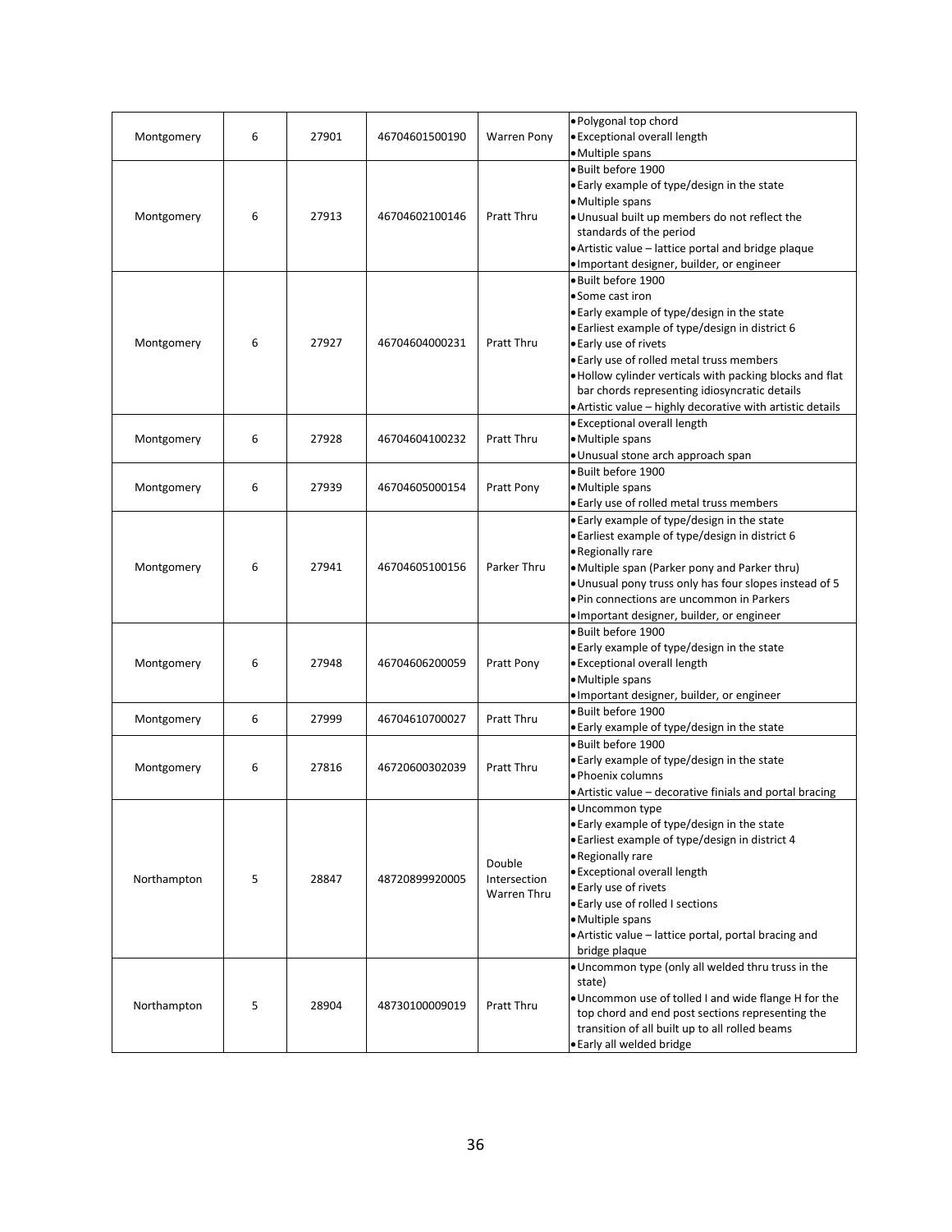| | | | | | |
|---|---|---|---|---|---|
| Montgomery | 6 | 27901 | 46704601500190 | Warren Pony | • Polygonal top chord<br>• Exceptional overall length<br>• Multiple spans |
| Montgomery | 6 | 27913 | 46704602100146 | Pratt Thru | • Built before 1900<br>• Early example of type/design in the state<br>• Multiple spans<br>• Unusual built up members do not reflect the standards of the period<br>• Artistic value – lattice portal and bridge plaque<br>• Important designer, builder, or engineer |
| Montgomery | 6 | 27927 | 46704604000231 | Pratt Thru | • Built before 1900<br>• Some cast iron<br>• Early example of type/design in the state<br>• Earliest example of type/design in district 6<br>• Early use of rivets<br>• Early use of rolled metal truss members<br>• Hollow cylinder verticals with packing blocks and flat bar chords representing idiosyncratic details<br>• Artistic value – highly decorative with artistic details |
| Montgomery | 6 | 27928 | 46704604100232 | Pratt Thru | • Exceptional overall length<br>• Multiple spans<br>• Unusual stone arch approach span |
| Montgomery | 6 | 27939 | 46704605000154 | Pratt Pony | • Built before 1900<br>• Multiple spans<br>• Early use of rolled metal truss members |
| Montgomery | 6 | 27941 | 46704605100156 | Parker Thru | • Early example of type/design in the state<br>• Earliest example of type/design in district 6<br>• Regionally rare<br>• Multiple span (Parker pony and Parker thru)<br>• Unusual pony truss only has four slopes instead of 5<br>• Pin connections are uncommon in Parkers<br>• Important designer, builder, or engineer |
| Montgomery | 6 | 27948 | 46704606200059 | Pratt Pony | • Built before 1900<br>• Early example of type/design in the state<br>• Exceptional overall length<br>• Multiple spans<br>• Important designer, builder, or engineer |
| Montgomery | 6 | 27999 | 46704610700027 | Pratt Thru | • Built before 1900<br>• Early example of type/design in the state |
| Montgomery | 6 | 27816 | 46720600302039 | Pratt Thru | • Built before 1900<br>• Early example of type/design in the state<br>• Phoenix columns<br>• Artistic value – decorative finials and portal bracing |
| Northampton | 5 | 28847 | 48720899920005 | Double Intersection Warren Thru | • Uncommon type<br>• Early example of type/design in the state<br>• Earliest example of type/design in district 4<br>• Regionally rare<br>• Exceptional overall length<br>• Early use of rivets<br>• Early use of rolled I sections<br>• Multiple spans<br>• Artistic value – lattice portal, portal bracing and bridge plaque |
| Northampton | 5 | 28904 | 48730100009019 | Pratt Thru | • Uncommon type (only all welded thru truss in the state)<br>• Uncommon use of tolled I and wide flange H for the top chord and end post sections representing the transition of all built up to all rolled beams<br>• Early all welded bridge |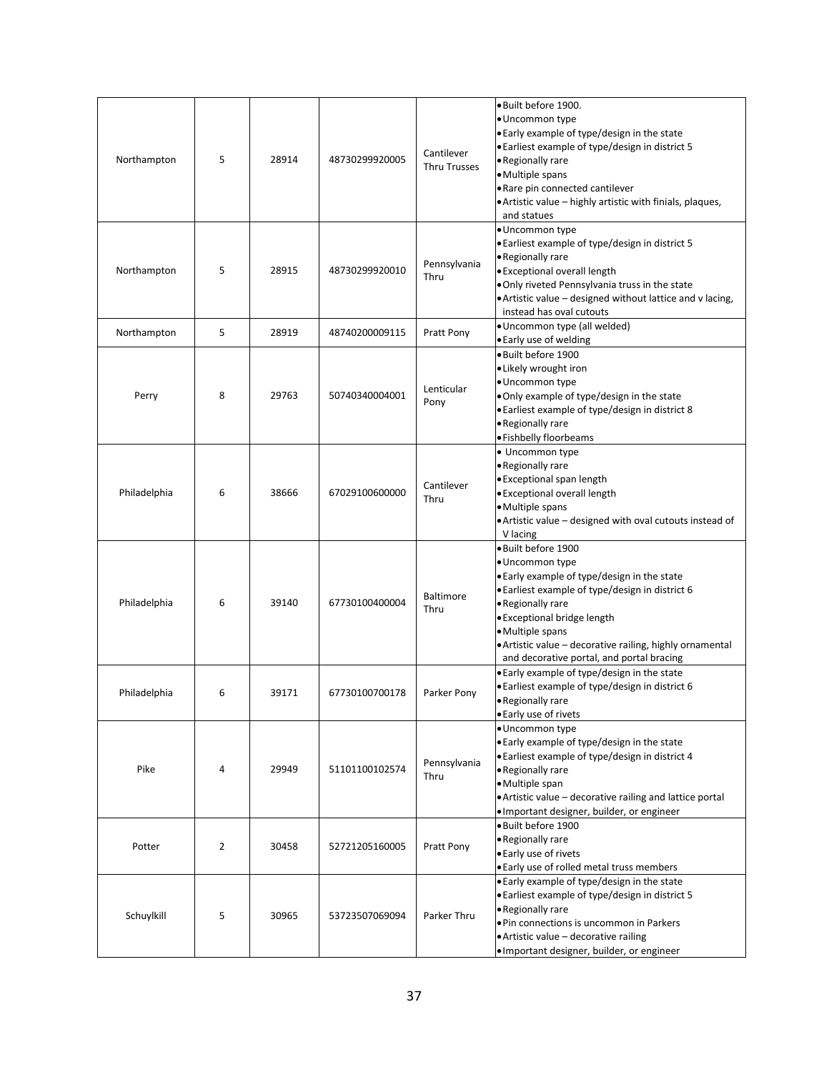| | | | | | |
|---|---|---|---|---|---|
| Northampton | 5 | 28914 | 48730299920005 | Cantilever Thru Trusses | • Built before 1900.<br>• Uncommon type<br>• Early example of type/design in the state<br>• Earliest example of type/design in district 5<br>• Regionally rare<br>• Multiple spans<br>• Rare pin connected cantilever<br>• Artistic value – highly artistic with finials, plaques, and statues |
| Northampton | 5 | 28915 | 48730299920010 | Pennsylvania Thru | • Uncommon type<br>• Earliest example of type/design in district 5<br>• Regionally rare<br>• Exceptional overall length<br>• Only riveted Pennsylvania truss in the state<br>• Artistic value – designed without lattice and v lacing, instead has oval cutouts |
| Northampton | 5 | 28919 | 48740200009115 | Pratt Pony | • Uncommon type (all welded)<br>• Early use of welding |
| Perry | 8 | 29763 | 50740340004001 | Lenticular Pony | • Built before 1900<br>• Likely wrought iron<br>• Uncommon type<br>• Only example of type/design in the state<br>• Earliest example of type/design in district 8<br>• Regionally rare<br>• Fishbelly floorbeams |
| Philadelphia | 6 | 38666 | 67029100600000 | Cantilever Thru | • Uncommon type<br>• Regionally rare<br>• Exceptional span length<br>• Exceptional overall length<br>• Multiple spans<br>• Artistic value – designed with oval cutouts instead of V lacing |
| Philadelphia | 6 | 39140 | 67730100400004 | Baltimore Thru | • Built before 1900<br>• Uncommon type<br>• Early example of type/design in the state<br>• Earliest example of type/design in district 6<br>• Regionally rare<br>• Exceptional bridge length<br>• Multiple spans<br>• Artistic value – decorative railing, highly ornamental and decorative portal, and portal bracing |
| Philadelphia | 6 | 39171 | 67730100700178 | Parker Pony | • Early example of type/design in the state<br>• Earliest example of type/design in district 6<br>• Regionally rare<br>• Early use of rivets |
| Pike | 4 | 29949 | 51101100102574 | Pennsylvania Thru | • Uncommon type<br>• Early example of type/design in the state<br>• Earliest example of type/design in district 4<br>• Regionally rare<br>• Multiple span<br>• Artistic value – decorative railing and lattice portal<br>• Important designer, builder, or engineer |
| Potter | 2 | 30458 | 52721205160005 | Pratt Pony | • Built before 1900<br>• Regionally rare<br>• Early use of rivets<br>• Early use of rolled metal truss members |
| Schuylkill | 5 | 30965 | 53723507069094 | Parker Thru | • Early example of type/design in the state<br>• Earliest example of type/design in district 5<br>• Regionally rare<br>• Pin connections is uncommon in Parkers<br>• Artistic value – decorative railing<br>• Important designer, builder, or engineer |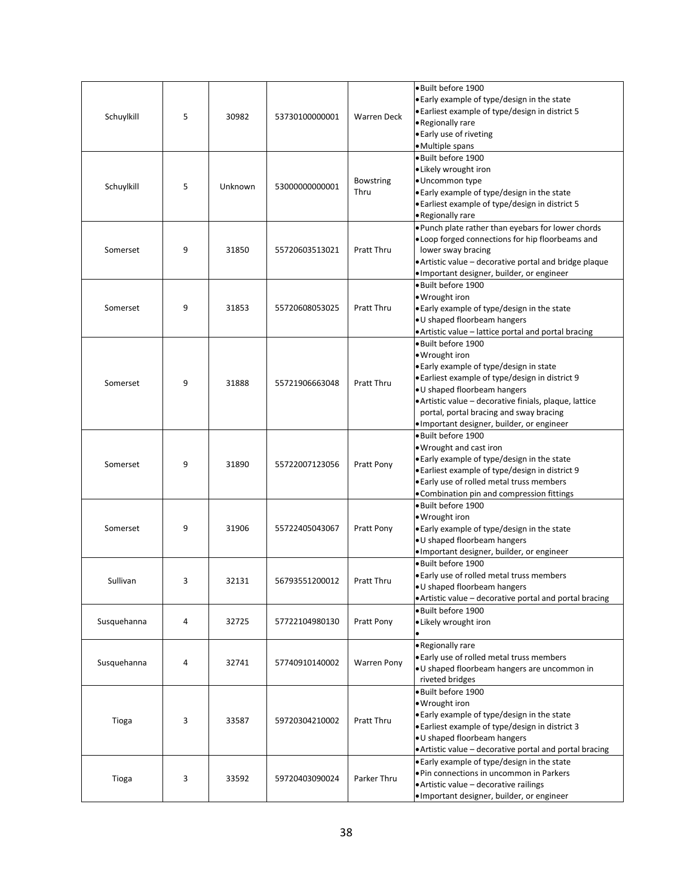| | | | | | |
|---|---|---|---|---|---|
| Schuylkill | 5 | 30982 | 53730100000001 | Warren Deck | • Built before 1900<br>• Early example of type/design in the state<br>• Earliest example of type/design in district 5<br>• Regionally rare<br>• Early use of riveting<br>• Multiple spans |
| Schuylkill | 5 | Unknown | 53000000000001 | Bowstring Thru | • Built before 1900<br>• Likely wrought iron<br>• Uncommon type<br>• Early example of type/design in the state<br>• Earliest example of type/design in district 5<br>• Regionally rare |
| Somerset | 9 | 31850 | 55720603513021 | Pratt Thru | • Punch plate rather than eyebars for lower chords<br>• Loop forged connections for hip floorbeams and lower sway bracing<br>• Artistic value – decorative portal and bridge plaque<br>• Important designer, builder, or engineer |
| Somerset | 9 | 31853 | 55720608053025 | Pratt Thru | • Built before 1900<br>• Wrought iron<br>• Early example of type/design in the state<br>• U shaped floorbeam hangers<br>• Artistic value – lattice portal and portal bracing |
| Somerset | 9 | 31888 | 55721906663048 | Pratt Thru | • Built before 1900<br>• Wrought iron<br>• Early example of type/design in state<br>• Earliest example of type/design in district 9<br>• U shaped floorbeam hangers<br>• Artistic value – decorative finials, plaque, lattice portal, portal bracing and sway bracing<br>• Important designer, builder, or engineer |
| Somerset | 9 | 31890 | 55722007123056 | Pratt Pony | • Built before 1900<br>• Wrought and cast iron<br>• Early example of type/design in the state<br>• Earliest example of type/design in district 9<br>• Early use of rolled metal truss members<br>• Combination pin and compression fittings |
| Somerset | 9 | 31906 | 55722405043067 | Pratt Pony | • Built before 1900<br>• Wrought iron<br>• Early example of type/design in the state<br>• U shaped floorbeam hangers<br>• Important designer, builder, or engineer |
| Sullivan | 3 | 32131 | 56793551200012 | Pratt Thru | • Built before 1900<br>• Early use of rolled metal truss members<br>• U shaped floorbeam hangers<br>• Artistic value – decorative portal and portal bracing |
| Susquehanna | 4 | 32725 | 57722104980130 | Pratt Pony | • Built before 1900<br>• Likely wrought iron<br>• |
| Susquehanna | 4 | 32741 | 57740910140002 | Warren Pony | • Regionally rare<br>• Early use of rolled metal truss members<br>• U shaped floorbeam hangers are uncommon in riveted bridges |
| Tioga | 3 | 33587 | 59720304210002 | Pratt Thru | • Built before 1900<br>• Wrought iron<br>• Early example of type/design in the state<br>• Earliest example of type/design in district 3<br>• U shaped floorbeam hangers<br>• Artistic value – decorative portal and portal bracing |
| Tioga | 3 | 33592 | 59720403090024 | Parker Thru | • Early example of type/design in the state<br>• Pin connections in uncommon in Parkers<br>• Artistic value – decorative railings<br>• Important designer, builder, or engineer |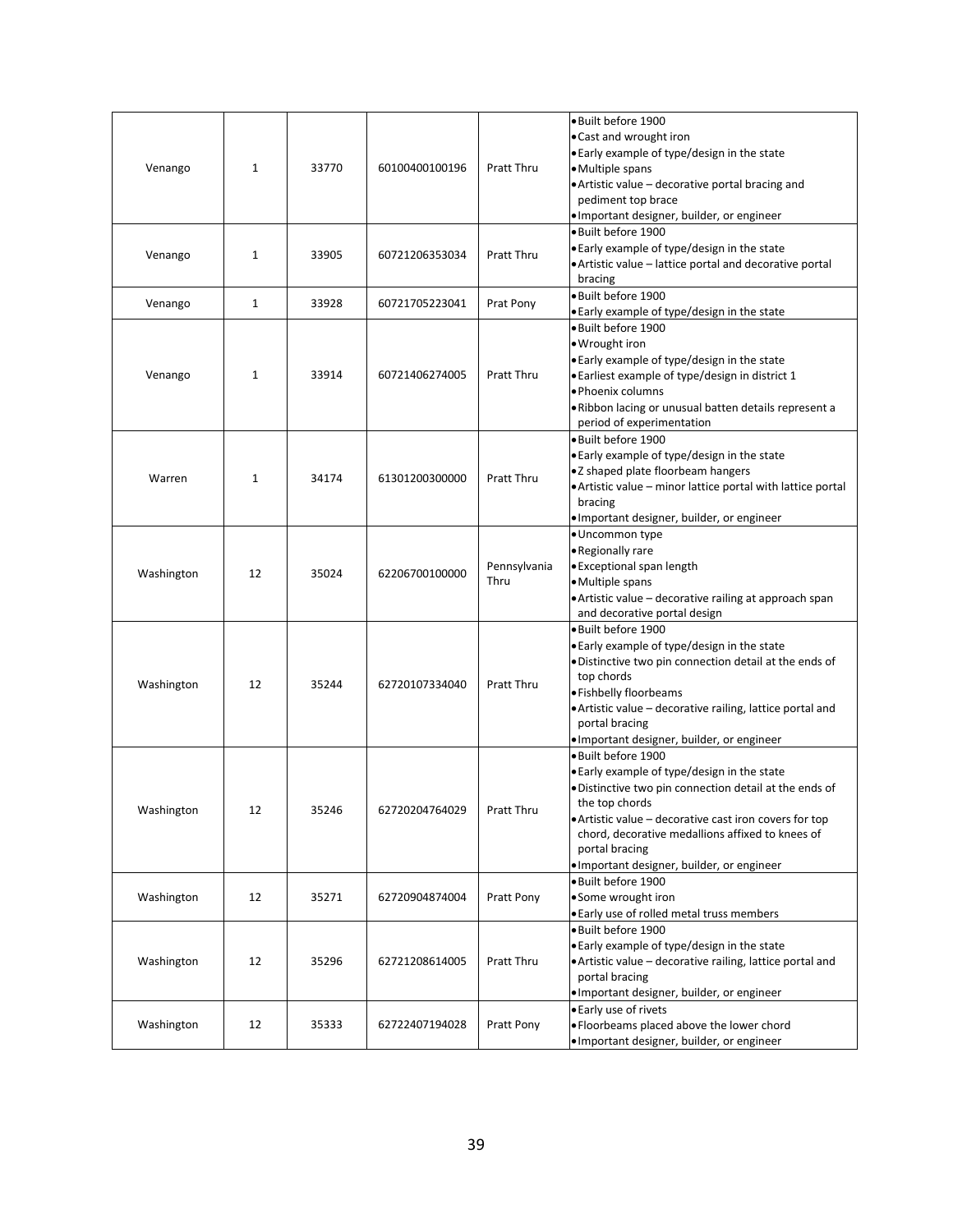| | | | | | |
|---|---|---|---|---|---|
| Venango | 1 | 33770 | 60100400100196 | Pratt Thru | • Built before 1900<br>• Cast and wrought iron<br>• Early example of type/design in the state<br>• Multiple spans<br>• Artistic value – decorative portal bracing and pediment top brace<br>• Important designer, builder, or engineer |
| Venango | 1 | 33905 | 60721206353034 | Pratt Thru | • Built before 1900<br>• Early example of type/design in the state<br>• Artistic value – lattice portal and decorative portal bracing |
| Venango | 1 | 33928 | 60721705223041 | Prat Pony | • Built before 1900<br>• Early example of type/design in the state |
| Venango | 1 | 33914 | 60721406274005 | Pratt Thru | • Built before 1900<br>• Wrought iron<br>• Early example of type/design in the state<br>• Earliest example of type/design in district 1<br>• Phoenix columns<br>• Ribbon lacing or unusual batten details represent a period of experimentation |
| Warren | 1 | 34174 | 61301200300000 | Pratt Thru | • Built before 1900<br>• Early example of type/design in the state<br>• Z shaped plate floorbeam hangers<br>• Artistic value – minor lattice portal with lattice portal bracing<br>• Important designer, builder, or engineer |
| Washington | 12 | 35024 | 62206700100000 | Pennsylvania Thru | • Uncommon type<br>• Regionally rare<br>• Exceptional span length<br>• Multiple spans<br>• Artistic value – decorative railing at approach span and decorative portal design |
| Washington | 12 | 35244 | 62720107334040 | Pratt Thru | • Built before 1900<br>• Early example of type/design in the state<br>• Distinctive two pin connection detail at the ends of top chords<br>• Fishbelly floorbeams<br>• Artistic value – decorative railing, lattice portal and portal bracing<br>• Important designer, builder, or engineer |
| Washington | 12 | 35246 | 62720204764029 | Pratt Thru | • Built before 1900<br>• Early example of type/design in the state<br>• Distinctive two pin connection detail at the ends of the top chords<br>• Artistic value – decorative cast iron covers for top chord, decorative medallions affixed to knees of portal bracing<br>• Important designer, builder, or engineer |
| Washington | 12 | 35271 | 62720904874004 | Pratt Pony | • Built before 1900<br>• Some wrought iron<br>• Early use of rolled metal truss members |
| Washington | 12 | 35296 | 62721208614005 | Pratt Thru | • Built before 1900<br>• Early example of type/design in the state<br>• Artistic value – decorative railing, lattice portal and portal bracing<br>• Important designer, builder, or engineer |
| Washington | 12 | 35333 | 62722407194028 | Pratt Pony | • Early use of rivets<br>• Floorbeams placed above the lower chord<br>• Important designer, builder, or engineer |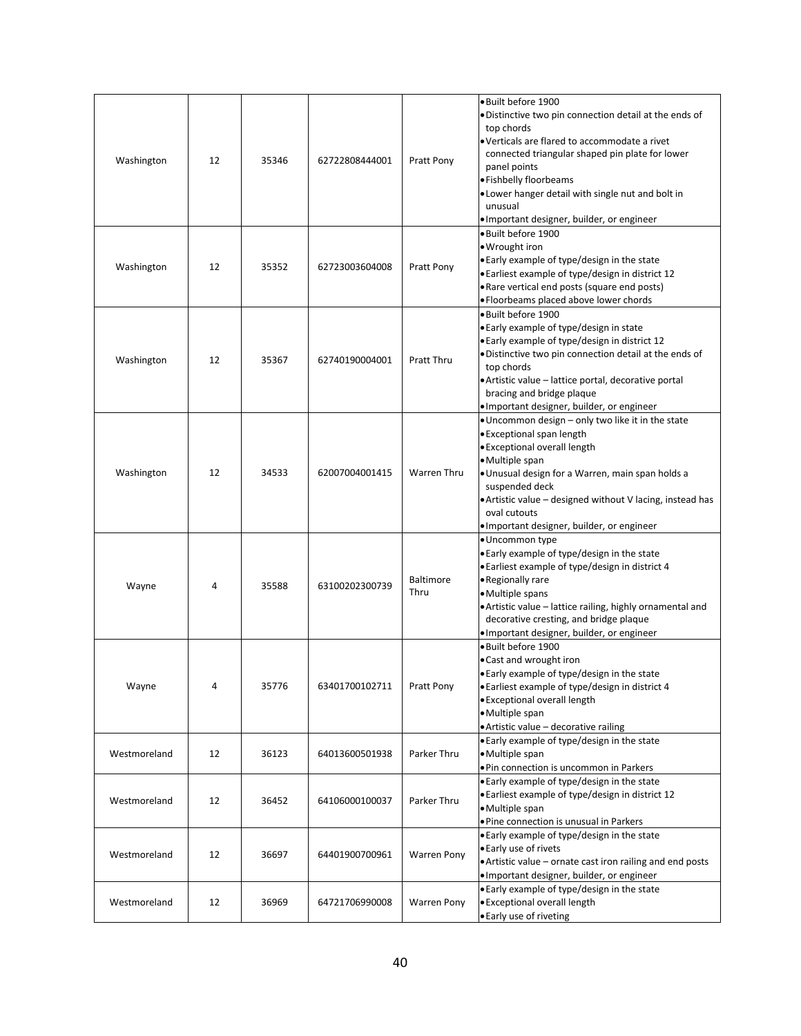| | | | | | |
|---|---|---|---|---|---|
| Washington | 12 | 35346 | 62722808444001 | Pratt Pony | • Built before 1900<br>• Distinctive two pin connection detail at the ends of top chords<br>• Verticals are flared to accommodate a rivet connected triangular shaped pin plate for lower panel points<br>• Fishbelly floorbeams<br>• Lower hanger detail with single nut and bolt in unusual<br>• Important designer, builder, or engineer |
| Washington | 12 | 35352 | 62723003604008 | Pratt Pony | • Built before 1900<br>• Wrought iron<br>• Early example of type/design in the state<br>• Earliest example of type/design in district 12<br>• Rare vertical end posts (square end posts)<br>• Floorbeams placed above lower chords |
| Washington | 12 | 35367 | 62740190004001 | Pratt Thru | • Built before 1900<br>• Early example of type/design in state<br>• Early example of type/design in district 12<br>• Distinctive two pin connection detail at the ends of top chords<br>• Artistic value – lattice portal, decorative portal bracing and bridge plaque<br>• Important designer, builder, or engineer |
| Washington | 12 | 34533 | 62007004001415 | Warren Thru | • Uncommon design – only two like it in the state<br>• Exceptional span length<br>• Exceptional overall length<br>• Multiple span<br>• Unusual design for a Warren, main span holds a suspended deck<br>• Artistic value – designed without V lacing, instead has oval cutouts<br>• Important designer, builder, or engineer |
| Wayne | 4 | 35588 | 63100202300739 | Baltimore Thru | • Uncommon type<br>• Early example of type/design in the state<br>• Earliest example of type/design in district 4<br>• Regionally rare<br>• Multiple spans<br>• Artistic value – lattice railing, highly ornamental and decorative cresting, and bridge plaque<br>• Important designer, builder, or engineer |
| Wayne | 4 | 35776 | 63401700102711 | Pratt Pony | • Built before 1900<br>• Cast and wrought iron<br>• Early example of type/design in the state<br>• Earliest example of type/design in district 4<br>• Exceptional overall length<br>• Multiple span<br>• Artistic value – decorative railing |
| Westmoreland | 12 | 36123 | 64013600501938 | Parker Thru | • Early example of type/design in the state<br>• Multiple span<br>• Pin connection is uncommon in Parkers |
| Westmoreland | 12 | 36452 | 64106000100037 | Parker Thru | • Early example of type/design in the state<br>• Earliest example of type/design in district 12<br>• Multiple span<br>• Pine connection is unusual in Parkers |
| Westmoreland | 12 | 36697 | 64401900700961 | Warren Pony | • Early example of type/design in the state<br>• Early use of rivets<br>• Artistic value – ornate cast iron railing and end posts<br>• Important designer, builder, or engineer |
| Westmoreland | 12 | 36969 | 64721706990008 | Warren Pony | • Early example of type/design in the state<br>• Exceptional overall length<br>• Early use of riveting |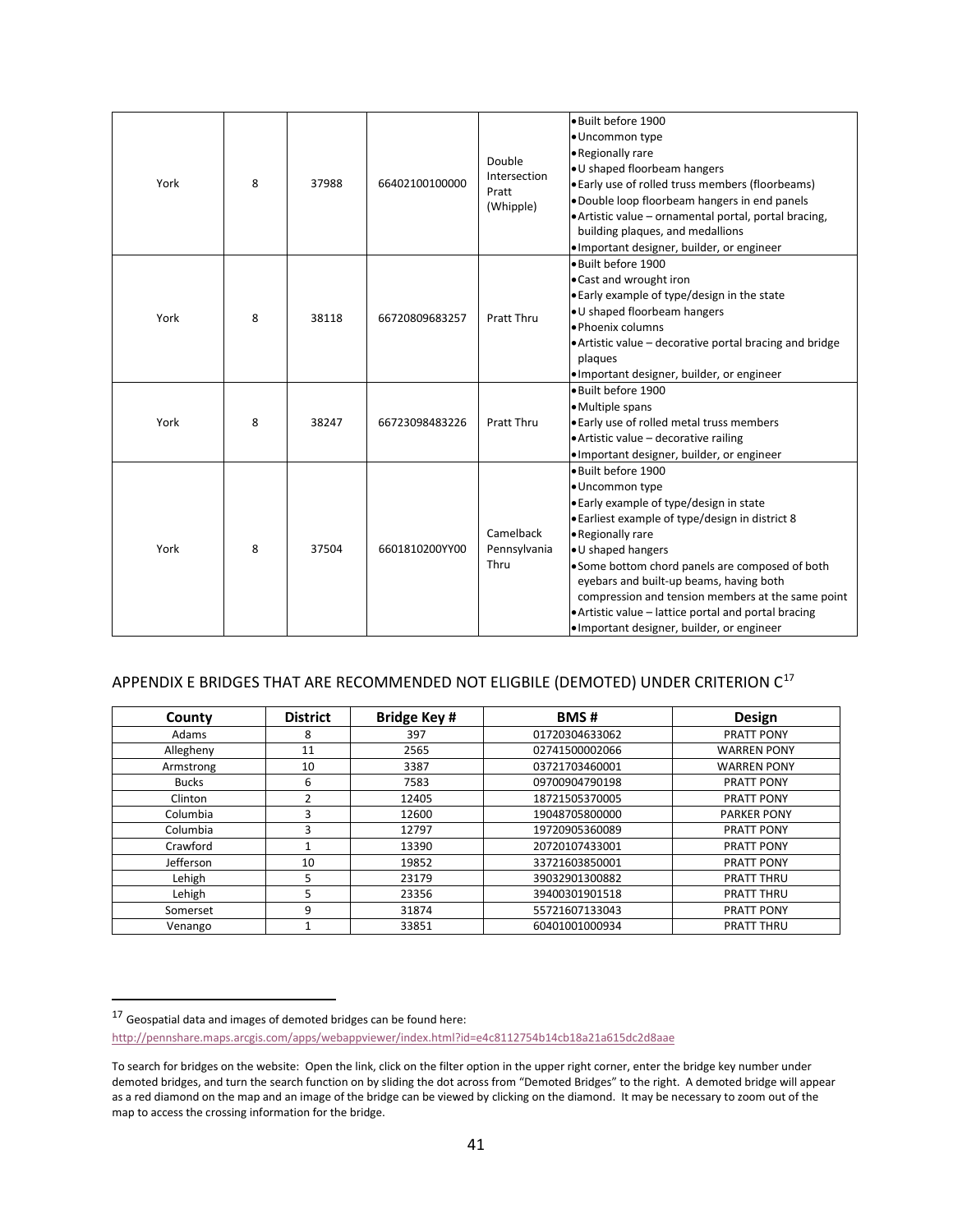| | | | | | |
|---|---|---|---|---|---|
| York | 8 | 37988 | 66402100100000 | Double Intersection Pratt (Whipple) | • Built before 1900<br>• Uncommon type<br>• Regionally rare<br>• U shaped floorbeam hangers<br>• Early use of rolled truss members (floorbeams)<br>• Double loop floorbeam hangers in end panels<br>• Artistic value – ornamental portal, portal bracing, building plaques, and medallions<br>• Important designer, builder, or engineer |
| York | 8 | 38118 | 66720809683257 | Pratt Thru | • Built before 1900<br>• Cast and wrought iron<br>• Early example of type/design in the state<br>• U shaped floorbeam hangers<br>• Phoenix columns<br>• Artistic value – decorative portal bracing and bridge plaques<br>• Important designer, builder, or engineer |
| York | 8 | 38247 | 66723098483226 | Pratt Thru | • Built before 1900<br>• Multiple spans<br>• Early use of rolled metal truss members<br>• Artistic value – decorative railing<br>• Important designer, builder, or engineer |
| York | 8 | 37504 | 6601810200YY00 | Camelback Pennsylvania Thru | • Built before 1900<br>• Uncommon type<br>• Early example of type/design in state<br>• Earliest example of type/design in district 8<br>• Regionally rare<br>• U shaped hangers<br>• Some bottom chord panels are composed of both eyebars and built-up beams, having both compression and tension members at the same point<br>• Artistic value – lattice portal and portal bracing<br>• Important designer, builder, or engineer |

## APPENDIX E BRIDGES THAT ARE RECOMMENDED NOT ELIGBILE (DEMOTED) UNDER CRITERION C[17]

| County | District | Bridge Key # | BMS # | Design |
|---|---|---|---|---|
| Adams | 8 | 397 | 01720304633062 | PRATT PONY |
| Allegheny | 11 | 2565 | 02741500002066 | WARREN PONY |
| Armstrong | 10 | 3387 | 03721703460001 | WARREN PONY |
| Bucks | 6 | 7583 | 09700904790198 | PRATT PONY |
| Clinton | 2 | 12405 | 18721505370005 | PRATT PONY |
| Columbia | 3 | 12600 | 19048705800000 | PARKER PONY |
| Columbia | 3 | 12797 | 19720905360089 | PRATT PONY |
| Crawford | 1 | 13390 | 20720107433001 | PRATT PONY |
| Jefferson | 10 | 19852 | 33721603850001 | PRATT PONY |
| Lehigh | 5 | 23179 | 39032901300882 | PRATT THRU |
| Lehigh | 5 | 23356 | 39400301901518 | PRATT THRU |
| Somerset | 9 | 31874 | 55721607133043 | PRATT PONY |
| Venango | 1 | 33851 | 60401001000934 | PRATT THRU |

[17] Geospatial data and images of demoted bridges can be found here:
http://pennshare.maps.arcgis.com/apps/webappviewer/index.html?id=e4c8112754b14cb18a21a615dc2d8aae

To search for bridges on the website: Open the link, click on the filter option in the upper right corner, enter the bridge key number under demoted bridges, and turn the search function on by sliding the dot across from "Demoted Bridges" to the right. A demoted bridge will appear as a red diamond on the map and an image of the bridge can be viewed by clicking on the diamond. It may be necessary to zoom out of the map to access the crossing information for the bridge.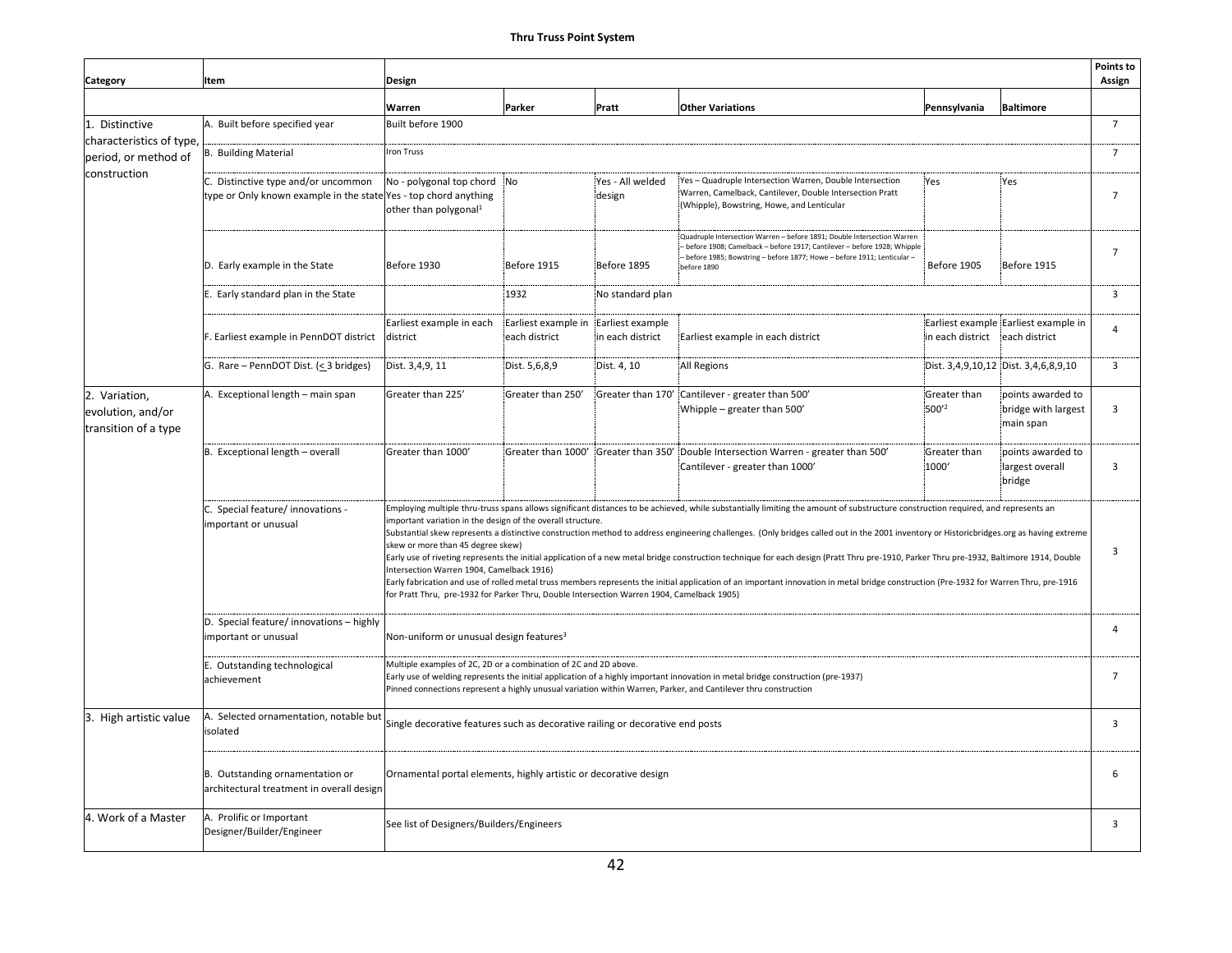# Thru Truss Point System

| Category | Item | Design | | | | | | Points to Assign |
|---|---|---|---|---|---|---|---|---|
| | | Warren | Parker | Pratt | Other Variations | Pennsylvania | Baltimore | |
| 1. Distinctive characteristics of type, period, or method of construction | A. Built before specified year | Built before 1900 | | | | | | 7 |
| | B. Building Material | Iron Truss | | | | | | 7 |
| | C. Distinctive type and/or uncommon type or Only known example in the state | No - polygonal top chord Yes - top chord anything other than polygonal[1] | No | Yes - All welded design | Yes – Quadruple Intersection Warren, Double Intersection Warren, Camelback, Cantilever, Double Intersection Pratt (Whipple), Bowstring, Howe, and Lenticular | Yes | Yes | 7 |
| | D. Early example in the State | Before 1930 | Before 1915 | Before 1895 | Quadruple Intersection Warren – before 1891; Double Intersection Warren – before 1908; Camelback – before 1917; Cantilever – before 1928; Whipple – before 1985; Bowstring – before 1877; Howe – before 1911; Lenticular – before 1890 | Before 1905 | Before 1915 | 7 |
| | E. Early standard plan in the State | | 1932 | No standard plan | | | | 3 |
| | F. Earliest example in PennDOT district | Earliest example in each district | Earliest example in each district | Earliest example in each district | Earliest example in each district | Earliest example in each district | Earliest example in each district | 4 |
| | G. Rare – PennDOT Dist. (≤ 3 bridges) | Dist. 3,4,9, 11 | Dist. 5,6,8,9 | Dist. 4, 10 | All Regions | Dist. 3,4,9,10,12 | Dist. 3,4,6,8,9,10 | 3 |
| 2. Variation, evolution, and/or transition of a type | A. Exceptional length – main span | Greater than 225' | Greater than 250' | Greater than 170' | Cantilever - greater than 500' Whipple – greater than 500' | Greater than 500'[2] | points awarded to bridge with largest main span | 3 |
| | B. Exceptional length – overall | Greater than 1000' | Greater than 1000' | Greater than 350' | Double Intersection Warren - greater than 500' Cantilever - greater than 1000' | Greater than 1000' | points awarded to largest overall bridge | 3 |
| | C. Special feature/ innovations - important or unusual | Employing multiple thru-truss spans allows significant distances to be achieved, while substantially limiting the amount of substructure construction required, and represents an important variation in the design of the overall structure.<br>Substantial skew represents a distinctive construction method to address engineering challenges. (Only bridges called out in the 2001 inventory or Historicbridges.org as having extreme skew or more than 45 degree skew)<br>Early use of riveting represents the initial application of a new metal bridge construction technique for each design (Pratt Thru pre-1910, Parker Thru pre-1932, Baltimore 1914, Double Intersection Warren 1904, Camelback 1916)<br>Early fabrication and use of rolled metal truss members represents the initial application of an important innovation in metal bridge construction (Pre-1932 for Warren Thru, pre-1916 for Pratt Thru, pre-1932 for Parker Thru, Double Intersection Warren 1904, Camelback 1905) | | | | | | 3 |
| | D. Special feature/ innovations – highly important or unusual | Non-uniform or unusual design features[3] | | | | | | 4 |
| | E. Outstanding technological achievement | Multiple examples of 2C, 2D or a combination of 2C and 2D above.<br>Early use of welding represents the initial application of a highly important innovation in metal bridge construction (pre-1937)<br>Pinned connections represent a highly unusual variation within Warren, Parker, and Cantilever thru construction | | | | | | 7 |
| 3. High artistic value | A. Selected ornamentation, notable but isolated | Single decorative features such as decorative railing or decorative end posts | | | | | | 3 |
| | B. Outstanding ornamentation or architectural treatment in overall design | Ornamental portal elements, highly artistic or decorative design | | | | | | 6 |
| 4. Work of a Master | A. Prolific or Important Designer/Builder/Engineer | See list of Designers/Builders/Engineers | | | | | | 3 |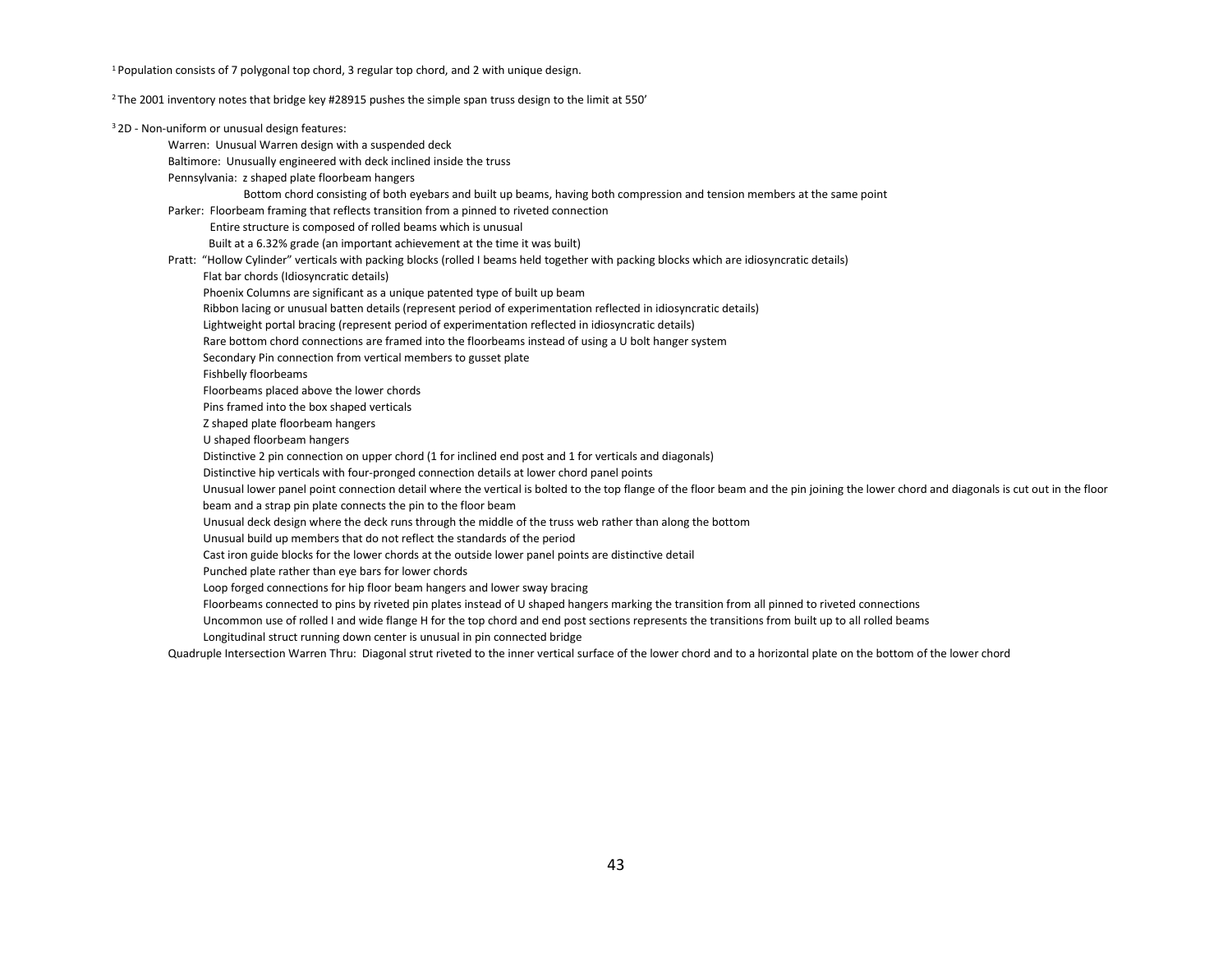[1] Population consists of 7 polygonal top chord, 3 regular top chord, and 2 with unique design.

[2] The 2001 inventory notes that bridge key #28915 pushes the simple span truss design to the limit at 550'

[3] 2D - Non-uniform or unusual design features:

- Warren: Unusual Warren design with a suspended deck
- Baltimore: Unusually engineered with deck inclined inside the truss
- Pennsylvania: z shaped plate floorbeam hangers
  - Bottom chord consisting of both eyebars and built up beams, having both compression and tension members at the same point
- Parker: Floorbeam framing that reflects transition from a pinned to riveted connection
  - Entire structure is composed of rolled beams which is unusual
  - Built at a 6.32% grade (an important achievement at the time it was built)
- Pratt: "Hollow Cylinder" verticals with packing blocks (rolled I beams held together with packing blocks which are idiosyncratic details)
  - Flat bar chords (Idiosyncratic details)
  - Phoenix Columns are significant as a unique patented type of built up beam
  - Ribbon lacing or unusual batten details (represent period of experimentation reflected in idiosyncratic details)
  - Lightweight portal bracing (represent period of experimentation reflected in idiosyncratic details)
  - Rare bottom chord connections are framed into the floorbeams instead of using a U bolt hanger system
  - Secondary Pin connection from vertical members to gusset plate
  - Fishbelly floorbeams
  - Floorbeams placed above the lower chords
  - Pins framed into the box shaped verticals
  - Z shaped plate floorbeam hangers
  - U shaped floorbeam hangers
  - Distinctive 2 pin connection on upper chord (1 for inclined end post and 1 for verticals and diagonals)
  - Distinctive hip verticals with four-pronged connection details at lower chord panel points
  - Unusual lower panel point connection detail where the vertical is bolted to the top flange of the floor beam and the pin joining the lower chord and diagonals is cut out in the floor beam and a strap pin plate connects the pin to the floor beam
  - Unusual deck design where the deck runs through the middle of the truss web rather than along the bottom
  - Unusual build up members that do not reflect the standards of the period
  - Cast iron guide blocks for the lower chords at the outside lower panel points are distinctive detail
  - Punched plate rather than eye bars for lower chords
  - Loop forged connections for hip floor beam hangers and lower sway bracing
  - Floorbeams connected to pins by riveted pin plates instead of U shaped hangers marking the transition from all pinned to riveted connections
  - Uncommon use of rolled I and wide flange H for the top chord and end post sections represents the transitions from built up to all rolled beams
  - Longitudinal struct running down center is unusual in pin connected bridge
- Quadruple Intersection Warren Thru: Diagonal strut riveted to the inner vertical surface of the lower chord and to a horizontal plate on the bottom of the lower chord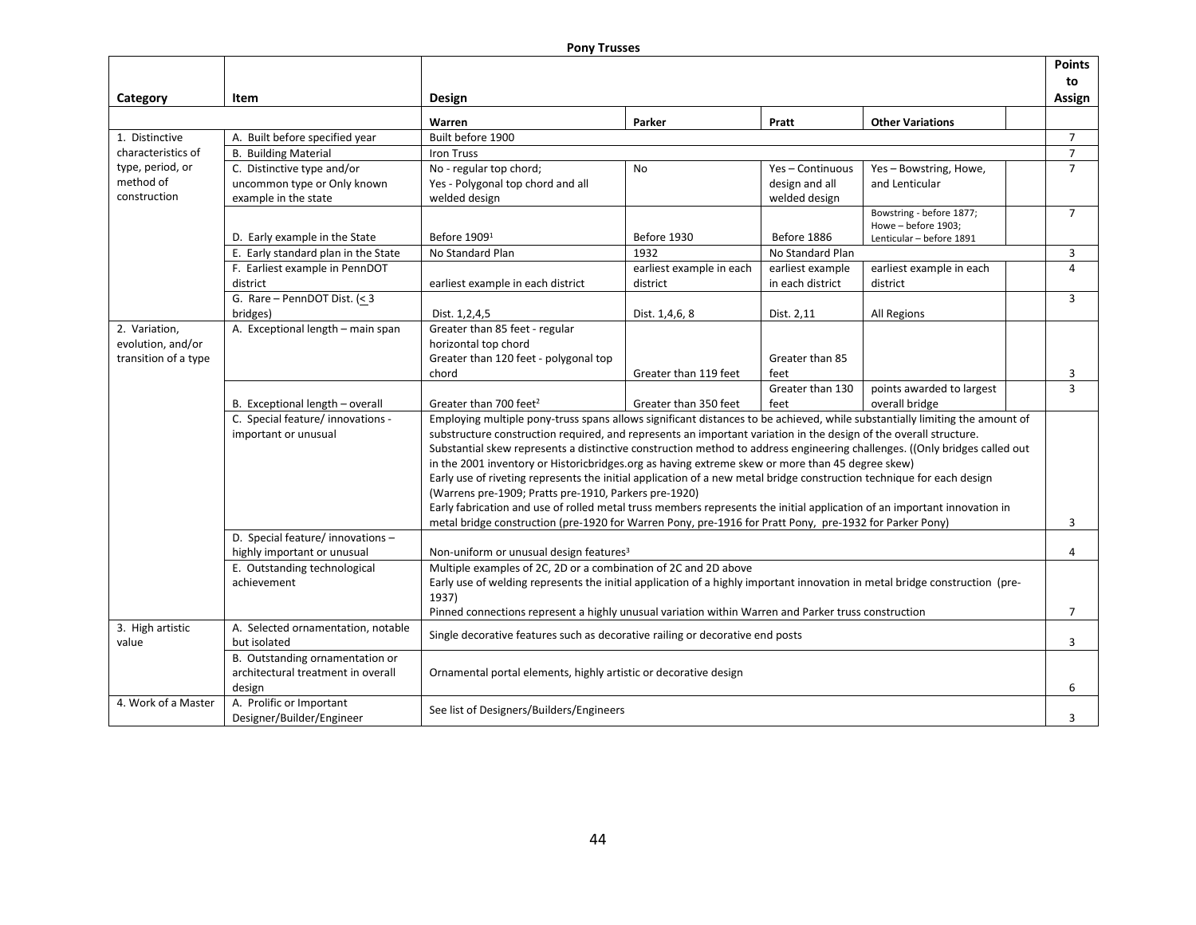**Pony Trusses**

| Category | Item | Design | | | | | Points to Assign |
|---|---|---|---|---|---|---|---|
| | | Warren | Parker | Pratt | Other Variations | | |
| 1. Distinctive characteristics of type, period, or method of construction | A. Built before specified year | Built before 1900 | | | | | 7 |
| | B. Building Material | Iron Truss | | | | | 7 |
| | C. Distinctive type and/or uncommon type or Only known example in the state | No - regular top chord; Yes - Polygonal top chord and all welded design | No | Yes – Continuous design and all welded design | Yes – Bowstring, Howe, and Lenticular | | 7 |
| | D. Early example in the State | Before 1909[1] | Before 1930 | Before 1886 | Bowstring - before 1877; Howe – before 1903; Lenticular – before 1891 | | 7 |
| | E. Early standard plan in the State | No Standard Plan | 1932 | No Standard Plan | | | 3 |
| | F. Earliest example in PennDOT district | earliest example in each district | earliest example in each district | earliest example in each district | earliest example in each district | | 4 |
| | G. Rare – PennDOT Dist. (≤ 3 bridges) | Dist. 1,2,4,5 | Dist. 1,4,6, 8 | Dist. 2,11 | All Regions | | 3 |
| 2. Variation, evolution, and/or transition of a type | A. Exceptional length – main span | Greater than 85 feet - regular horizontal top chord<br>Greater than 120 feet - polygonal top chord | Greater than 119 feet | Greater than 85 feet | | | 3 |
| | B. Exceptional length – overall | Greater than 700 feet[2] | Greater than 350 feet | Greater than 130 feet | points awarded to largest overall bridge | | 3 |
| | C. Special feature/ innovations - important or unusual | Employing multiple pony-truss spans allows significant distances to be achieved, while substantially limiting the amount of substructure construction required, and represents an important variation in the design of the overall structure.<br>Substantial skew represents a distinctive construction method to address engineering challenges. ((Only bridges called out in the 2001 inventory or Historicbridges.org as having extreme skew or more than 45 degree skew)<br>Early use of riveting represents the initial application of a new metal bridge construction technique for each design (Warrens pre-1909; Pratts pre-1910, Parkers pre-1920)<br>Early fabrication and use of rolled metal truss members represents the initial application of an important innovation in metal bridge construction (pre-1920 for Warren Pony, pre-1916 for Pratt Pony, pre-1932 for Parker Pony) | | | | | 3 |
| | D. Special feature/ innovations – highly important or unusual | Non-uniform or unusual design features[3] | | | | | 4 |
| | E. Outstanding technological achievement | Multiple examples of 2C, 2D or a combination of 2C and 2D above<br>Early use of welding represents the initial application of a highly important innovation in metal bridge construction (pre-1937)<br>Pinned connections represent a highly unusual variation within Warren and Parker truss construction | | | | | 7 |
| 3. High artistic value | A. Selected ornamentation, notable but isolated | Single decorative features such as decorative railing or decorative end posts | | | | | 3 |
| | B. Outstanding ornamentation or architectural treatment in overall design | Ornamental portal elements, highly artistic or decorative design | | | | | 6 |
| 4. Work of a Master | A. Prolific or Important Designer/Builder/Engineer | See list of Designers/Builders/Engineers | | | | | 3 |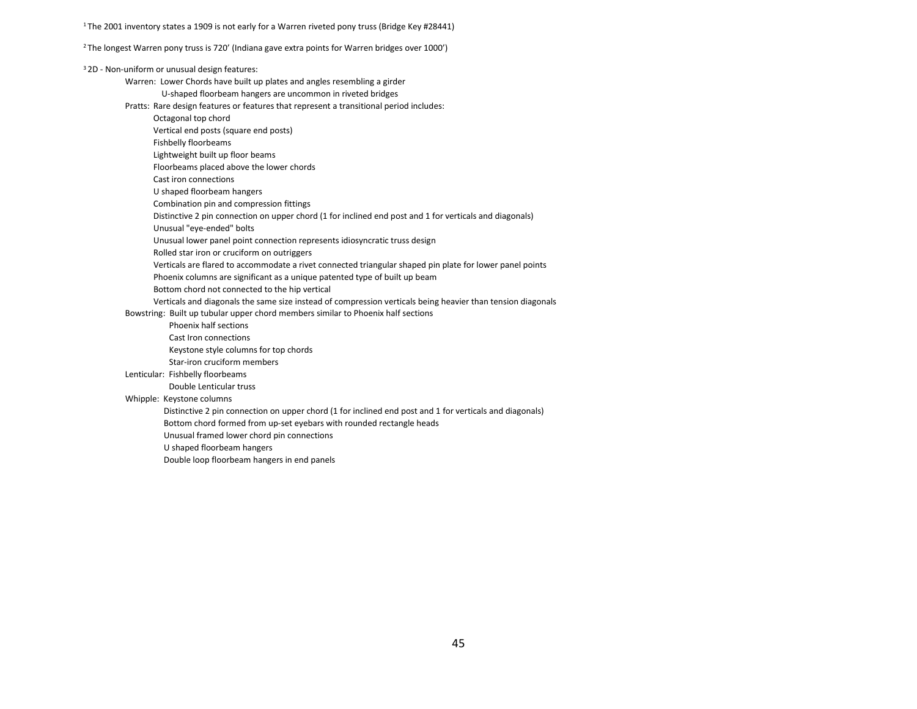[1] The 2001 inventory states a 1909 is not early for a Warren riveted pony truss (Bridge Key #28441)

[2] The longest Warren pony truss is 720' (Indiana gave extra points for Warren bridges over 1000')

[3] 2D - Non-uniform or unusual design features:

- Warren: Lower Chords have built up plates and angles resembling a girder
  - U-shaped floorbeam hangers are uncommon in riveted bridges
- Pratts: Rare design features or features that represent a transitional period includes:
  - Octagonal top chord
  - Vertical end posts (square end posts)
  - Fishbelly floorbeams
  - Lightweight built up floor beams
  - Floorbeams placed above the lower chords
  - Cast iron connections
  - U shaped floorbeam hangers
  - Combination pin and compression fittings
  - Distinctive 2 pin connection on upper chord (1 for inclined end post and 1 for verticals and diagonals)
  - Unusual "eye-ended" bolts
  - Unusual lower panel point connection represents idiosyncratic truss design
  - Rolled star iron or cruciform on outriggers
  - Verticals are flared to accommodate a rivet connected triangular shaped pin plate for lower panel points
  - Phoenix columns are significant as a unique patented type of built up beam
  - Bottom chord not connected to the hip vertical
  - Verticals and diagonals the same size instead of compression verticals being heavier than tension diagonals
- Bowstring: Built up tubular upper chord members similar to Phoenix half sections
  - Phoenix half sections
  - Cast Iron connections
  - Keystone style columns for top chords
  - Star-iron cruciform members
- Lenticular: Fishbelly floorbeams
  - Double Lenticular truss
- Whipple: Keystone columns
  - Distinctive 2 pin connection on upper chord (1 for inclined end post and 1 for verticals and diagonals)
  - Bottom chord formed from up-set eyebars with rounded rectangle heads
  - Unusual framed lower chord pin connections
  - U shaped floorbeam hangers
  - Double loop floorbeam hangers in end panels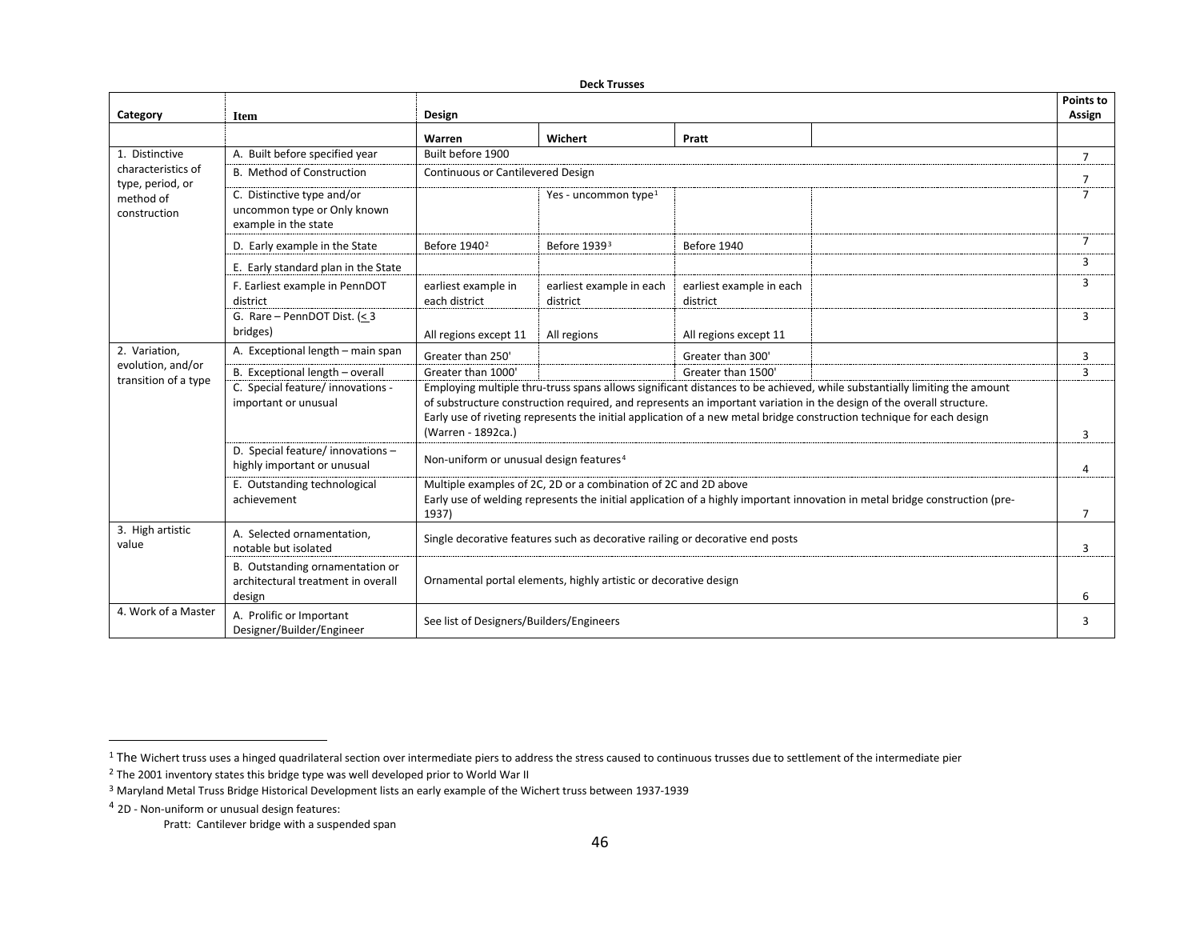**Deck Trusses**

| Category | Item | Design | | | | Points to Assign |
|---|---|---|---|---|---|---|
| | | Warren | Wichert | Pratt | | |
| 1. Distinctive characteristics of type, period, or method of construction | A. Built before specified year | Built before 1900 | | | | 7 |
| | B. Method of Construction | Continuous or Cantilevered Design | | | | 7 |
| | C. Distinctive type and/or uncommon type or Only known example in the state | | Yes - uncommon type[1] | | | 7 |
| | D. Early example in the State | Before 1940[2] | Before 1939[3] | Before 1940 | | 7 |
| | E. Early standard plan in the State | | | | | 3 |
| | F. Earliest example in PennDOT district | earliest example in each district | earliest example in each district | earliest example in each district | | 3 |
| | G. Rare – PennDOT Dist. ($\leq$ 3 bridges) | All regions except 11 | All regions | All regions except 11 | | 3 |
| 2. Variation, evolution, and/or transition of a type | A. Exceptional length – main span | Greater than 250' | | Greater than 300' | | 3 |
| | B. Exceptional length – overall | Greater than 1000' | | Greater than 1500' | | 3 |
| | C. Special feature/ innovations - important or unusual | Employing multiple thru-truss spans allows significant distances to be achieved, while substantially limiting the amount of substructure construction required, and represents an important variation in the design of the overall structure. Early use of riveting represents the initial application of a new metal bridge construction technique for each design (Warren - 1892ca.) | | | | 3 |
| | D. Special feature/ innovations – highly important or unusual | Non-uniform or unusual design features[4] | | | | 4 |
| | E. Outstanding technological achievement | Multiple examples of 2C, 2D or a combination of 2C and 2D above Early use of welding represents the initial application of a highly important innovation in metal bridge construction (pre-1937) | | | | 7 |
| 3. High artistic value | A. Selected ornamentation, notable but isolated | Single decorative features such as decorative railing or decorative end posts | | | | 3 |
| | B. Outstanding ornamentation or architectural treatment in overall design | Ornamental portal elements, highly artistic or decorative design | | | | 6 |
| 4. Work of a Master | A. Prolific or Important Designer/Builder/Engineer | See list of Designers/Builders/Engineers | | | | 3 |

[1] The Wichert truss uses a hinged quadrilateral section over intermediate piers to address the stress caused to continuous trusses due to settlement of the intermediate pier

[2] The 2001 inventory states this bridge type was well developed prior to World War II

[3] Maryland Metal Truss Bridge Historical Development lists an early example of the Wichert truss between 1937-1939

[4] 2D - Non-uniform or unusual design features:

Pratt: Cantilever bridge with a suspended span